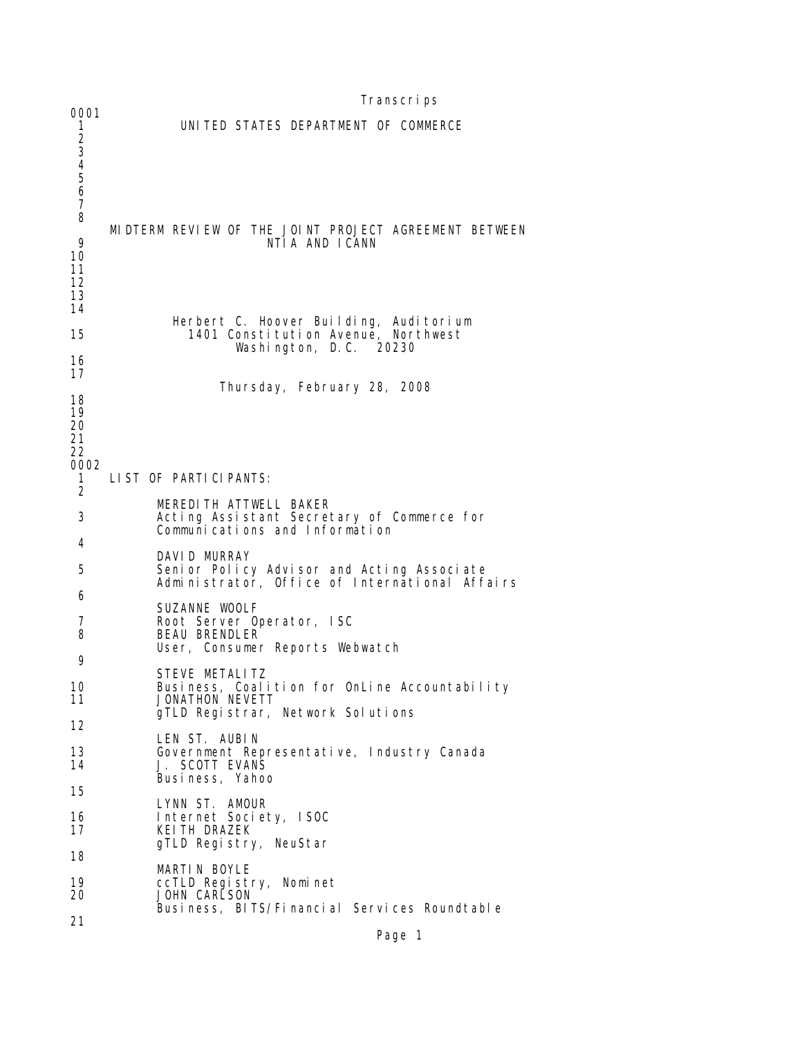0001

1 UNITED STATES DEPARTMENT OF COMMERCE

2
3
4
5
6
7
8

MIDTERM REVIEW OF THE JOINT PROJECT AGREEMENT BETWEEN

9 NTIA AND ICANN

10
11
12
13
14

Herbert C. Hoover Building, Auditorium

15 1401 Constitution Avenue, Northwest

Washington, D.C. 20230

16
17

Thursday, February 28, 2008

18
19
20
21
22

0002

1 LIST OF PARTICIPANTS:

2

MEREDITH ATTWELL BAKER

3 Acting Assistant Secretary of Commerce for Communications and Information

4

DAVID MURRAY

5 Senior Policy Advisor and Acting Associate Administrator, Office of International Affairs

6

SUZANNE WOOLF

7 Root Server Operator, ISC

8 BEAU BRENDLER

User, Consumer Reports Webwatch

9

STEVE METALITZ

10 Business, Coalition for OnLine Accountability

11 JONATHON NEVETT

gTLD Registrar, Network Solutions

12

LEN ST. AUBIN

13 Government Representative, Industry Canada

14 J. SCOTT EVANS

Business, Yahoo

15

LYNN ST. AMOUR

16 Internet Society, ISOC

17 KEITH DRAZEK

gTLD Registry, NeuStar

18

MARTIN BOYLE

19 ccTLD Registry, Nominet

20 JOHN CARLSON

Business, BITS/Financial Services Roundtable

21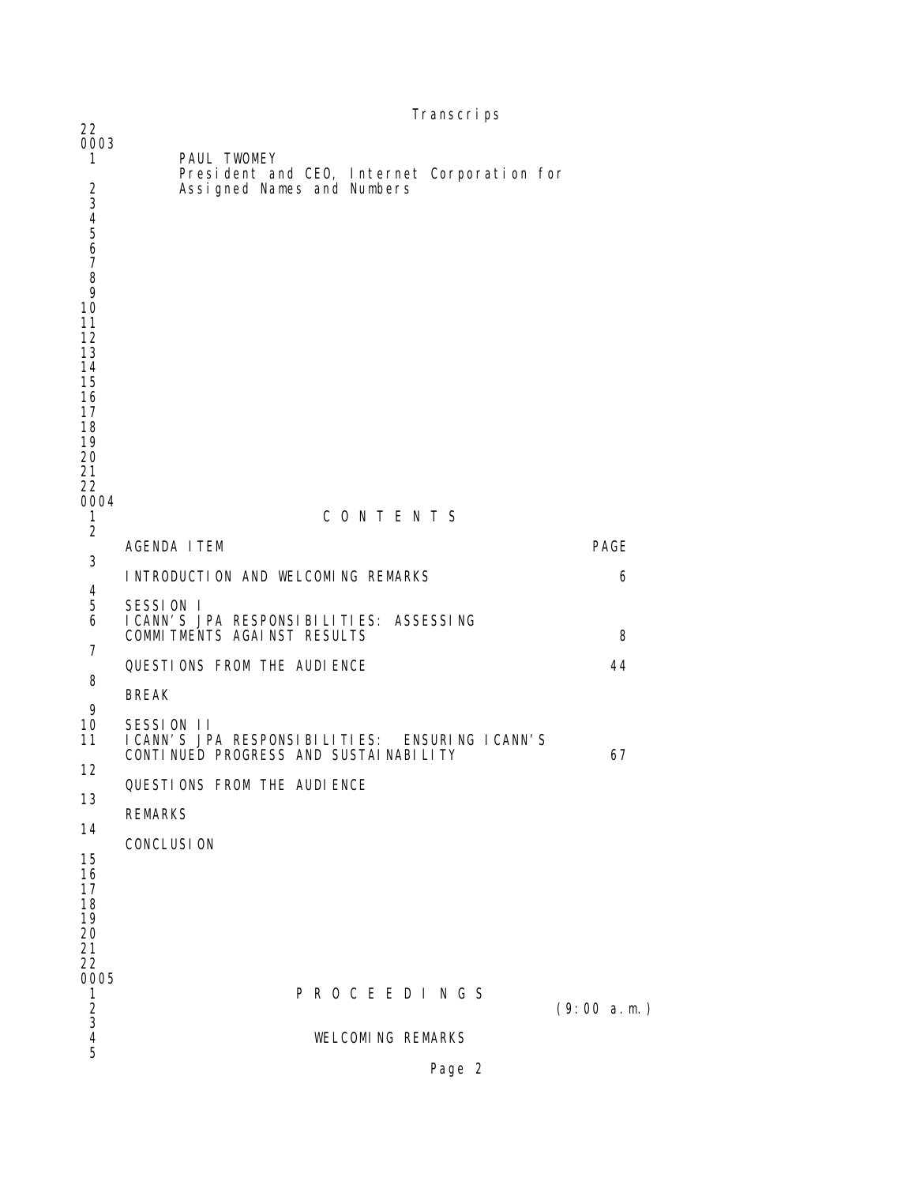PAUL TWOMEY
President and CEO, Internet Corporation for Assigned Names and Numbers

C O N T E N T S

| AGENDA ITEM | PAGE |
|---|---|
| INTRODUCTION AND WELCOMING REMARKS | 6 |
| SESSION I<br>ICANN'S JPA RESPONSIBILITIES: ASSESSING COMMITMENTS AGAINST RESULTS | 8 |
| QUESTIONS FROM THE AUDIENCE | 44 |
| BREAK | |
| SESSION II<br>ICANN'S JPA RESPONSIBILITIES: ENSURING ICANN'S CONTINUED PROGRESS AND SUSTAINABILITY | 67 |
| QUESTIONS FROM THE AUDIENCE | |
| REMARKS | |
| CONCLUSION | |

P R O C E E D I N G S

(9:00 a.m.)

WELCOMING REMARKS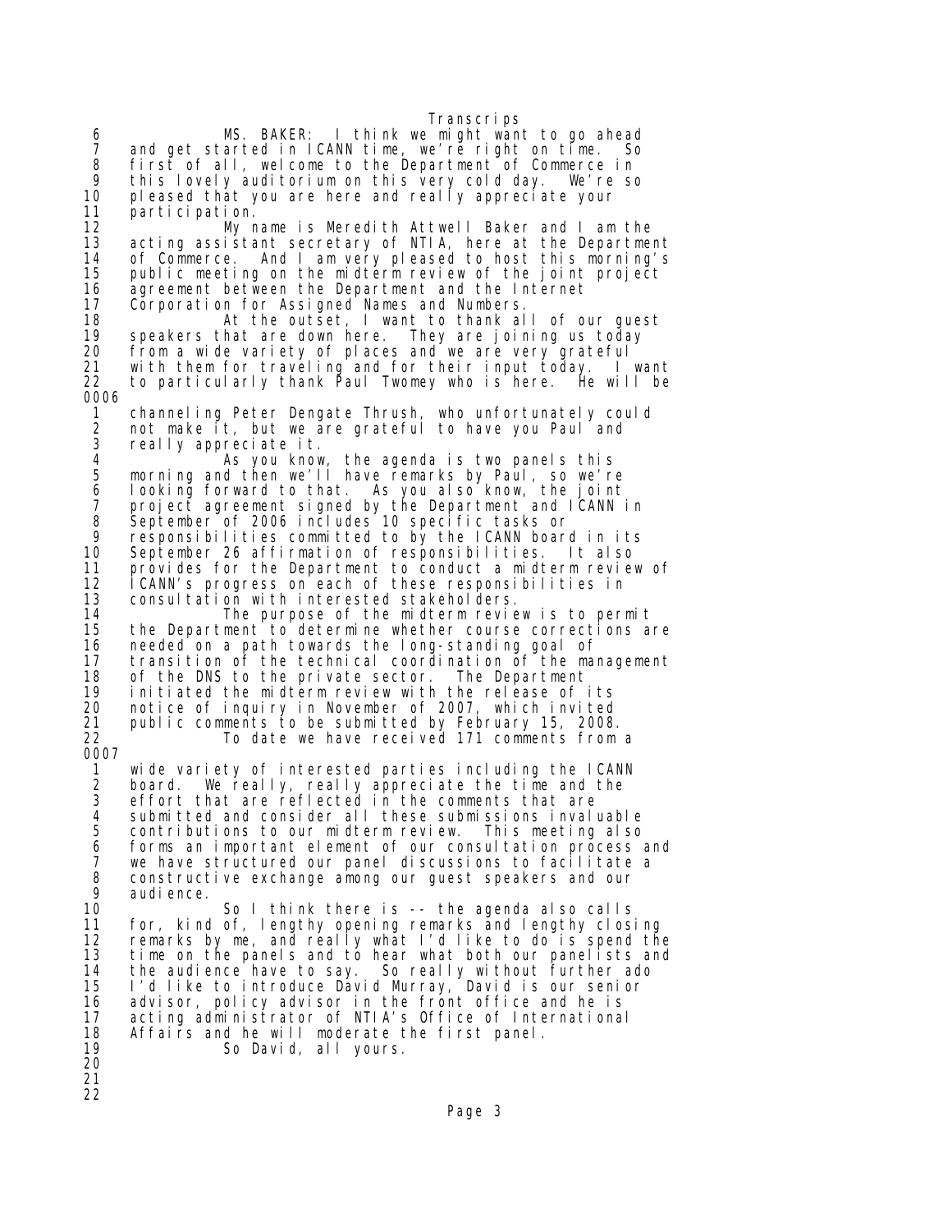6 MS. BAKER: I think we might want to go ahead
7 and get started in ICANN time, we're right on time. So
8 first of all, welcome to the Department of Commerce in
9 this lovely auditorium on this very cold day. We're so
10 pleased that you are here and really appreciate your
11 participation.
12 My name is Meredith Attwell Baker and I am the
13 acting assistant secretary of NTIA, here at the Department
14 of Commerce. And I am very pleased to host this morning's
15 public meeting on the midterm review of the joint project
16 agreement between the Department and the Internet
17 Corporation for Assigned Names and Numbers.
18 At the outset, I want to thank all of our guest
19 speakers that are down here. They are joining us today
20 from a wide variety of places and we are very grateful
21 with them for traveling and for their input today. I want
22 to particularly thank Paul Twomey who is here. He will be
0006
1 channeling Peter Dengate Thrush, who unfortunately could
2 not make it, but we are grateful to have you Paul and
3 really appreciate it.
4 As you know, the agenda is two panels this
5 morning and then we'll have remarks by Paul, so we're
6 looking forward to that. As you also know, the joint
7 project agreement signed by the Department and ICANN in
8 September of 2006 includes 10 specific tasks or
9 responsibilities committed to by the ICANN board in its
10 September 26 affirmation of responsibilities. It also
11 provides for the Department to conduct a midterm review of
12 ICANN's progress on each of these responsibilities in
13 consultation with interested stakeholders.
14 The purpose of the midterm review is to permit
15 the Department to determine whether course corrections are
16 needed on a path towards the long-standing goal of
17 transition of the technical coordination of the management
18 of the DNS to the private sector. The Department
19 initiated the midterm review with the release of its
20 notice of inquiry in November of 2007, which invited
21 public comments to be submitted by February 15, 2008.
22 To date we have received 171 comments from a
0007
1 wide variety of interested parties including the ICANN
2 board. We really, really appreciate the time and the
3 effort that are reflected in the comments that are
4 submitted and consider all these submissions invaluable
5 contributions to our midterm review. This meeting also
6 forms an important element of our consultation process and
7 we have structured our panel discussions to facilitate a
8 constructive exchange among our guest speakers and our
9 audience.
10 So I think there is -- the agenda also calls
11 for, kind of, lengthy opening remarks and lengthy closing
12 remarks by me, and really what I'd like to do is spend the
13 time on the panels and to hear what both our panelists and
14 the audience have to say. So really without further ado
15 I'd like to introduce David Murray, David is our senior
16 advisor, policy advisor in the front office and he is
17 acting administrator of NTIA's Office of International
18 Affairs and he will moderate the first panel.
19 So David, all yours.
20
21
22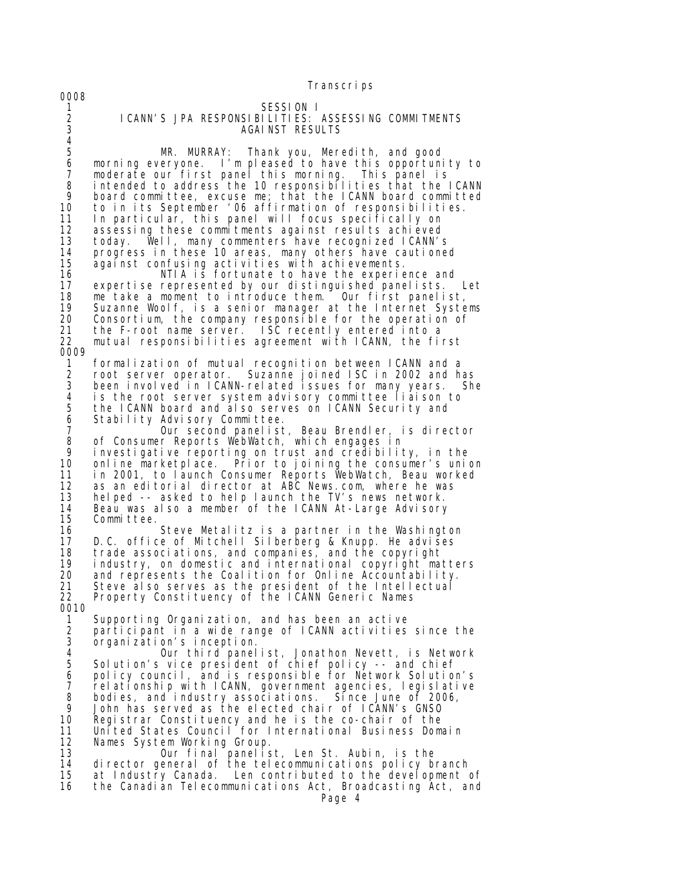0008

1 SESSION I
2 ICANN'S JPA RESPONSIBILITIES: ASSESSING COMMITMENTS
3 AGAINST RESULTS
4
5 MR. MURRAY: Thank you, Meredith, and good
6 morning everyone. I'm pleased to have this opportunity to
7 moderate our first panel this morning. This panel is
8 intended to address the 10 responsibilities that the ICANN
9 board committee, excuse me; that the ICANN board committed
10 to in its September '06 affirmation of responsibilities.
11 In particular, this panel will focus specifically on
12 assessing these commitments against results achieved
13 today. Well, many commenters have recognized ICANN's
14 progress in these 10 areas, many others have cautioned
15 against confusing activities with achievements.
16 NTIA is fortunate to have the experience and
17 expertise represented by our distinguished panelists. Let
18 me take a moment to introduce them. Our first panelist,
19 Suzanne Woolf, is a senior manager at the Internet Systems
20 Consortium, the company responsible for the operation of
21 the F-root name server. ISC recently entered into a
22 mutual responsibilities agreement with ICANN, the first

0009

1 formalization of mutual recognition between ICANN and a
2 root server operator. Suzanne joined ISC in 2002 and has
3 been involved in ICANN-related issues for many years. She
4 is the root server system advisory committee liaison to
5 the ICANN board and also serves on ICANN Security and
6 Stability Advisory Committee.
7 Our second panelist, Beau Brendler, is director
8 of Consumer Reports WebWatch, which engages in
9 investigative reporting on trust and credibility, in the
10 online marketplace. Prior to joining the consumer's union
11 in 2001, to launch Consumer Reports WebWatch, Beau worked
12 as an editorial director at ABC News.com, where he was
13 helped -- asked to help launch the TV's news network.
14 Beau was also a member of the ICANN At-Large Advisory
15 Committee.
16 Steve Metalitz is a partner in the Washington
17 D.C. office of Mitchell Silberberg & Knupp. He advises
18 trade associations, and companies, and the copyright
19 industry, on domestic and international copyright matters
20 and represents the Coalition for Online Accountability.
21 Steve also serves as the president of the Intellectual
22 Property Constituency of the ICANN Generic Names

0010

1 Supporting Organization, and has been an active
2 participant in a wide range of ICANN activities since the
3 organization's inception.
4 Our third panelist, Jonathon Nevett, is Network
5 Solution's vice president of chief policy -- and chief
6 policy council, and is responsible for Network Solution's
7 relationship with ICANN, government agencies, legislative
8 bodies, and industry associations. Since June of 2006,
9 John has served as the elected chair of ICANN's GNSO
10 Registrar Constituency and he is the co-chair of the
11 United States Council for International Business Domain
12 Names System Working Group.
13 Our final panelist, Len St. Aubin, is the
14 director general of the telecommunications policy branch
15 at Industry Canada. Len contributed to the development of
16 the Canadian Telecommunications Act, Broadcasting Act, and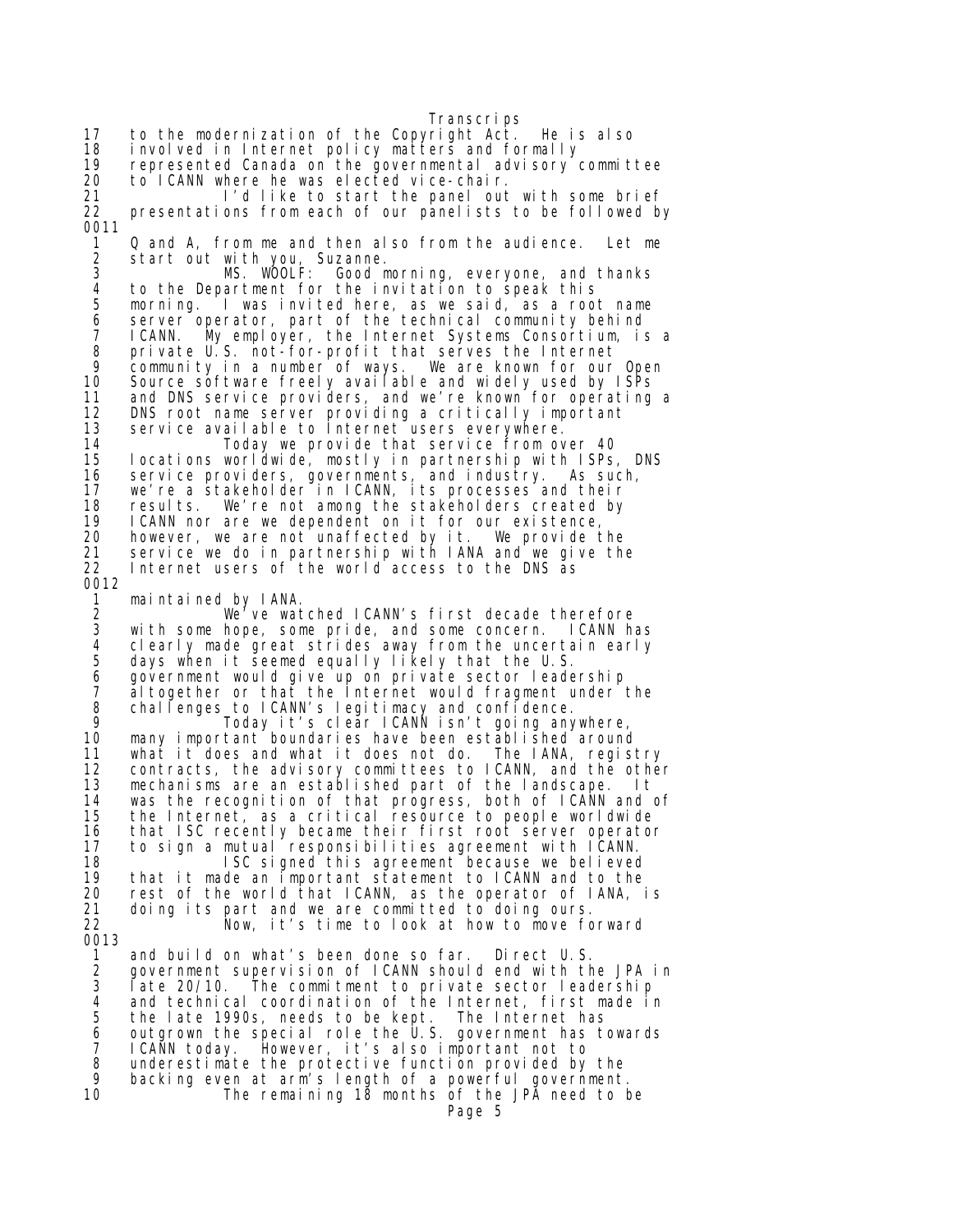17 to the modernization of the Copyright Act. He is also
18 involved in Internet policy matters and formally
19 represented Canada on the governmental advisory committee
20 to ICANN where he was elected vice-chair.
21 I'd like to start the panel out with some brief
22 presentations from each of our panelists to be followed by
0011
1 Q and A, from me and then also from the audience. Let me
2 start out with you, Suzanne.
3 MS. WOOLF: Good morning, everyone, and thanks
4 to the Department for the invitation to speak this
5 morning. I was invited here, as we said, as a root name
6 server operator, part of the technical community behind
7 ICANN. My employer, the Internet Systems Consortium, is a
8 private U.S. not-for-profit that serves the Internet
9 community in a number of ways. We are known for our Open
10 Source software freely available and widely used by ISPs
11 and DNS service providers, and we're known for operating a
12 DNS root name server providing a critically important
13 service available to Internet users everywhere.
14 Today we provide that service from over 40
15 locations worldwide, mostly in partnership with ISPs, DNS
16 service providers, governments, and industry. As such,
17 we're a stakeholder in ICANN, its processes and their
18 results. We're not among the stakeholders created by
19 ICANN nor are we dependent on it for our existence,
20 however, we are not unaffected by it. We provide the
21 service we do in partnership with IANA and we give the
22 Internet users of the world access to the DNS as
0012
1 maintained by IANA.
2 We've watched ICANN's first decade therefore
3 with some hope, some pride, and some concern. ICANN has
4 clearly made great strides away from the uncertain early
5 days when it seemed equally likely that the U.S.
6 government would give up on private sector leadership
7 altogether or that the Internet would fragment under the
8 challenges to ICANN's legitimacy and confidence.
9 Today it's clear ICANN isn't going anywhere,
10 many important boundaries have been established around
11 what it does and what it does not do. The IANA, registry
12 contracts, the advisory committees to ICANN, and the other
13 mechanisms are an established part of the landscape. It
14 was the recognition of that progress, both of ICANN and of
15 the Internet, as a critical resource to people worldwide
16 that ISC recently became their first root server operator
17 to sign a mutual responsibilities agreement with ICANN.
18 ISC signed this agreement because we believed
19 that it made an important statement to ICANN and to the
20 rest of the world that ICANN, as the operator of IANA, is
21 doing its part and we are committed to doing ours.
22 Now, it's time to look at how to move forward
0013
1 and build on what's been done so far. Direct U.S.
2 government supervision of ICANN should end with the JPA in
3 late 20/10. The commitment to private sector leadership
4 and technical coordination of the Internet, first made in
5 the late 1990s, needs to be kept. The Internet has
6 outgrown the special role the U.S. government has towards
7 ICANN today. However, it's also important not to
8 underestimate the protective function provided by the
9 backing even at arm's length of a powerful government.
10 The remaining 18 months of the JPA need to be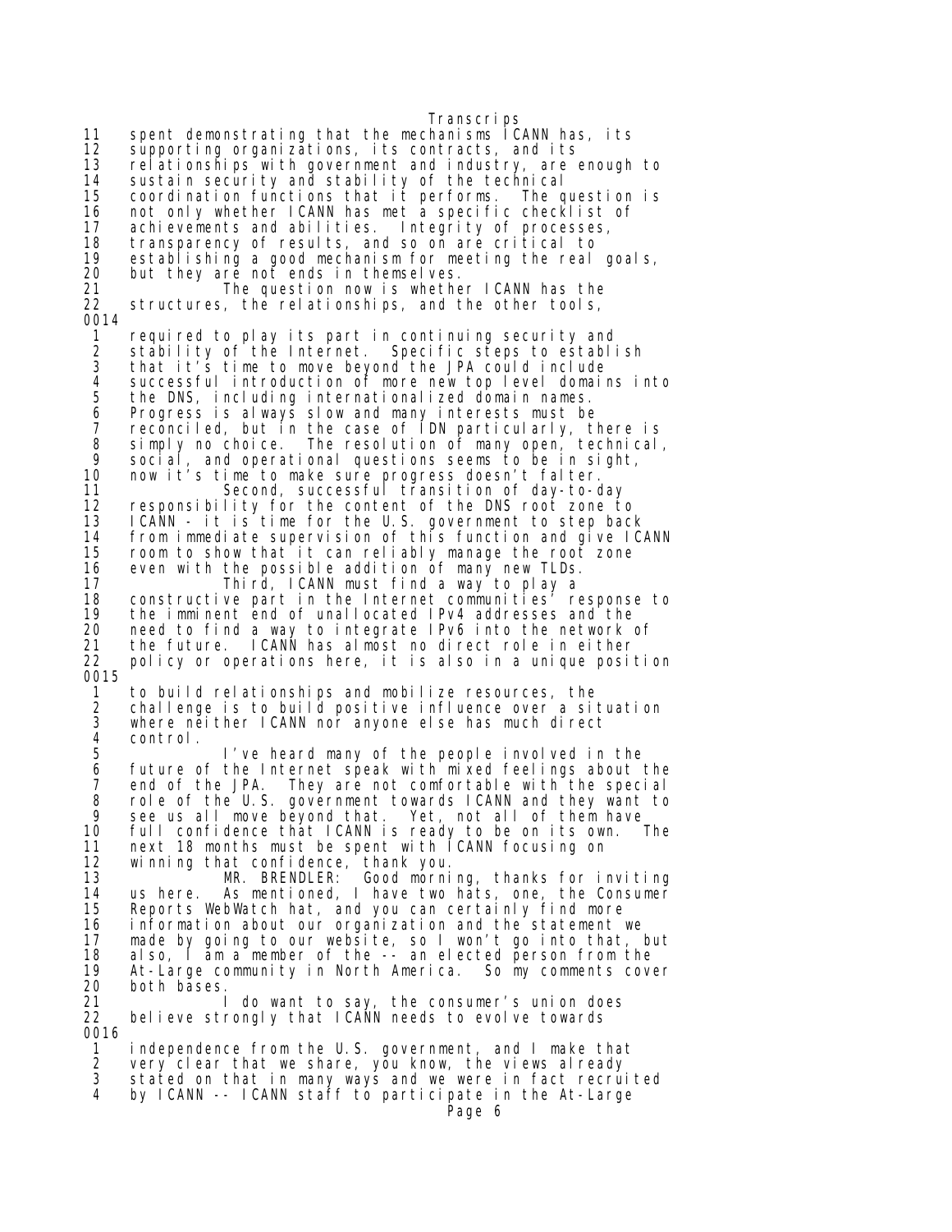11   spent demonstrating that the mechanisms ICANN has, its
12   supporting organizations, its contracts, and its
13   relationships with government and industry, are enough to
14   sustain security and stability of the technical
15   coordination functions that it performs.  The question is
16   not only whether ICANN has met a specific checklist of
17   achievements and abilities.  Integrity of processes,
18   transparency of results, and so on are critical to
19   establishing a good mechanism for meeting the real goals,
20   but they are not ends in themselves.
21             The question now is whether ICANN has the
22   structures, the relationships, and the other tools,
0014
 1   required to play its part in continuing security and
 2   stability of the Internet.  Specific steps to establish
 3   that it's time to move beyond the JPA could include
 4   successful introduction of more new top level domains into
 5   the DNS, including internationalized domain names.
 6   Progress is always slow and many interests must be
 7   reconciled, but in the case of IDN particularly, there is
 8   simply no choice.  The resolution of many open, technical,
 9   social, and operational questions seems to be in sight,
10   now it's time to make sure progress doesn't falter.
11             Second, successful transition of day-to-day
12   responsibility for the content of the DNS root zone to
13   ICANN - it is time for the U.S. government to step back
14   from immediate supervision of this function and give ICANN
15   room to show that it can reliably manage the root zone
16   even with the possible addition of many new TLDs.
17             Third, ICANN must find a way to play a
18   constructive part in the Internet communities' response to
19   the imminent end of unallocated IPv4 addresses and the
20   need to find a way to integrate IPv6 into the network of
21   the future.  ICANN has almost no direct role in either
22   policy or operations here, it is also in a unique position
0015
 1   to build relationships and mobilize resources, the
 2   challenge is to build positive influence over a situation
 3   where neither ICANN nor anyone else has much direct
 4   control.
 5             I've heard many of the people involved in the
 6   future of the Internet speak with mixed feelings about the
 7   end of the JPA.  They are not comfortable with the special
 8   role of the U.S. government towards ICANN and they want to
 9   see us all move beyond that.  Yet, not all of them have
10   full confidence that ICANN is ready to be on its own.  The
11   next 18 months must be spent with ICANN focusing on
12   winning that confidence, thank you.
13             MR. BRENDLER:  Good morning, thanks for inviting
14   us here.  As mentioned, I have two hats, one, the Consumer
15   Reports WebWatch hat, and you can certainly find more
16   information about our organization and the statement we
17   made by going to our website, so I won't go into that, but
18   also, I am a member of the -- an elected person from the
19   At-Large community in North America.  So my comments cover
20   both bases.
21             I do want to say, the consumer's union does
22   believe strongly that ICANN needs to evolve towards
0016
 1   independence from the U.S. government, and I make that
 2   very clear that we share, you know, the views already
 3   stated on that in many ways and we were in fact recruited
 4   by ICANN -- ICANN staff to participate in the At-Large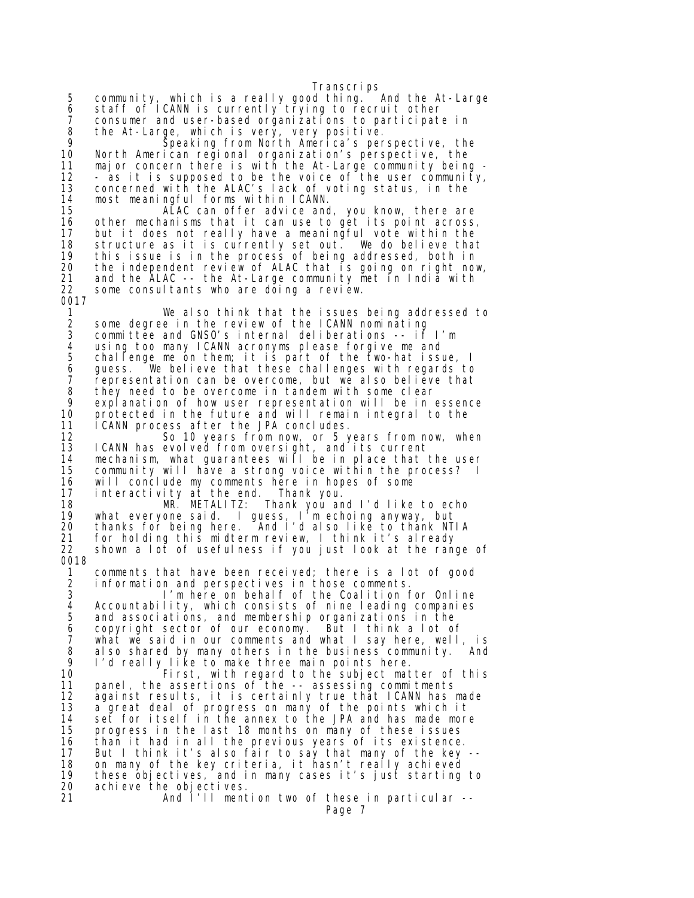5 community, which is a really good thing. And the At-Large
6 staff of ICANN is currently trying to recruit other
7 consumer and user-based organizations to participate in
8 the At-Large, which is very, very positive.
9 Speaking from North America's perspective, the
10 North American regional organization's perspective, the
11 major concern there is with the At-Large community being -
12 - as it is supposed to be the voice of the user community,
13 concerned with the ALAC's lack of voting status, in the
14 most meaningful forms within ICANN.
15 ALAC can offer advice and, you know, there are
16 other mechanisms that it can use to get its point across,
17 but it does not really have a meaningful vote within the
18 structure as it is currently set out. We do believe that
19 this issue is in the process of being addressed, both in
20 the independent review of ALAC that is going on right now,
21 and the ALAC -- the At-Large community met in India with
22 some consultants who are doing a review.

0017

1 We also think that the issues being addressed to
2 some degree in the review of the ICANN nominating
3 committee and GNSO's internal deliberations -- if I'm
4 using too many ICANN acronyms please forgive me and
5 challenge me on them; it is part of the two-hat issue, I
6 guess. We believe that these challenges with regards to
7 representation can be overcome, but we also believe that
8 they need to be overcome in tandem with some clear
9 explanation of how user representation will be in essence
10 protected in the future and will remain integral to the
11 ICANN process after the JPA concludes.
12 So 10 years from now, or 5 years from now, when
13 ICANN has evolved from oversight, and its current
14 mechanism, what guarantees will be in place that the user
15 community will have a strong voice within the process? I
16 will conclude my comments here in hopes of some
17 interactivity at the end. Thank you.
18 MR. METALITZ: Thank you and I'd like to echo
19 what everyone said. I guess, I'm echoing anyway, but
20 thanks for being here. And I'd also like to thank NTIA
21 for holding this midterm review, I think it's already
22 shown a lot of usefulness if you just look at the range of

0018

1 comments that have been received; there is a lot of good
2 information and perspectives in those comments.
3 I'm here on behalf of the Coalition for Online
4 Accountability, which consists of nine leading companies
5 and associations, and membership organizations in the
6 copyright sector of our economy. But I think a lot of
7 what we said in our comments and what I say here, well, is
8 also shared by many others in the business community. And
9 I'd really like to make three main points here.
10 First, with regard to the subject matter of this
11 panel, the assertions of the -- assessing commitments
12 against results, it is certainly true that ICANN has made
13 a great deal of progress on many of the points which it
14 set for itself in the annex to the JPA and has made more
15 progress in the last 18 months on many of these issues
16 than it had in all the previous years of its existence.
17 But I think it's also fair to say that many of the key --
18 on many of the key criteria, it hasn't really achieved
19 these objectives, and in many cases it's just starting to
20 achieve the objectives.
21 And I'll mention two of these in particular --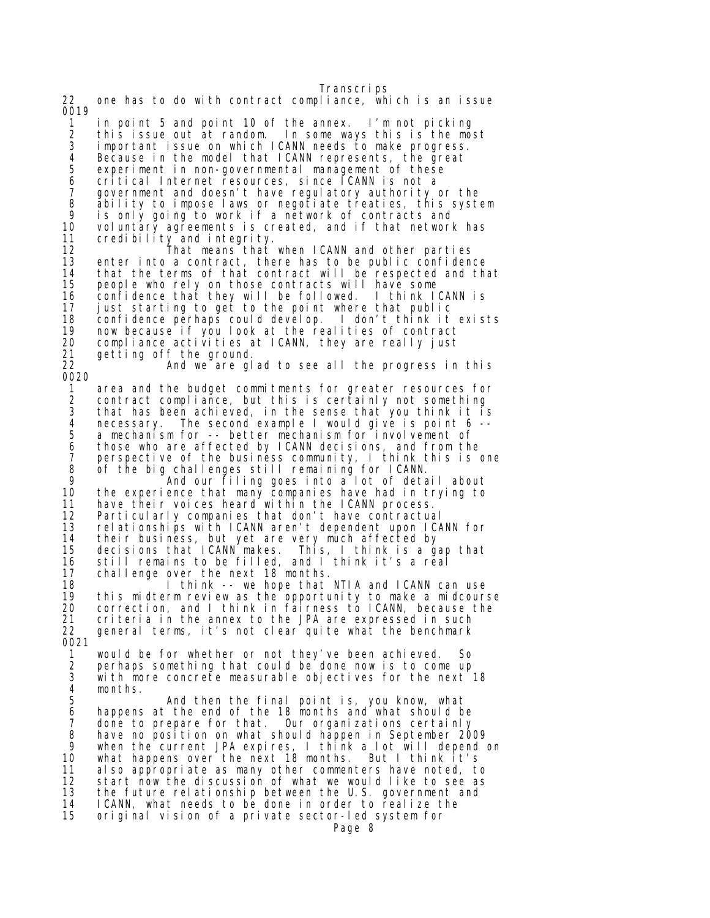22 one has to do with contract compliance, which is an issue
0019
1 in point 5 and point 10 of the annex. I'm not picking
2 this issue out at random. In some ways this is the most
3 important issue on which ICANN needs to make progress.
4 Because in the model that ICANN represents, the great
5 experiment in non-governmental management of these
6 critical Internet resources, since ICANN is not a
7 government and doesn't have regulatory authority or the
8 ability to impose laws or negotiate treaties, this system
9 is only going to work if a network of contracts and
10 voluntary agreements is created, and if that network has
11 credibility and integrity.
12 That means that when ICANN and other parties
13 enter into a contract, there has to be public confidence
14 that the terms of that contract will be respected and that
15 people who rely on those contracts will have some
16 confidence that they will be followed. I think ICANN is
17 just starting to get to the point where that public
18 confidence perhaps could develop. I don't think it exists
19 now because if you look at the realities of contract
20 compliance activities at ICANN, they are really just
21 getting off the ground.
22 And we are glad to see all the progress in this
0020
1 area and the budget commitments for greater resources for
2 contract compliance, but this is certainly not something
3 that has been achieved, in the sense that you think it is
4 necessary. The second example I would give is point 6 --
5 a mechanism for -- better mechanism for involvement of
6 those who are affected by ICANN decisions, and from the
7 perspective of the business community, I think this is one
8 of the big challenges still remaining for ICANN.
9 And our filing goes into a lot of detail about
10 the experience that many companies have had in trying to
11 have their voices heard within the ICANN process.
12 Particularly companies that don't have contractual
13 relationships with ICANN aren't dependent upon ICANN for
14 their business, but yet are very much affected by
15 decisions that ICANN makes. This, I think is a gap that
16 still remains to be filled, and I think it's a real
17 challenge over the next 18 months.
18 I think -- we hope that NTIA and ICANN can use
19 this midterm review as the opportunity to make a midcourse
20 correction, and I think in fairness to ICANN, because the
21 criteria in the annex to the JPA are expressed in such
22 general terms, it's not clear quite what the benchmark
0021
1 would be for whether or not they've been achieved. So
2 perhaps something that could be done now is to come up
3 with more concrete measurable objectives for the next 18
4 months.
5 And then the final point is, you know, what
6 happens at the end of the 18 months and what should be
7 done to prepare for that. Our organizations certainly
8 have no position on what should happen in September 2009
9 when the current JPA expires, I think a lot will depend on
10 what happens over the next 18 months. But I think it's
11 also appropriate as many other commenters have noted, to
12 start now the discussion of what we would like to see as
13 the future relationship between the U.S. government and
14 ICANN, what needs to be done in order to realize the
15 original vision of a private sector-led system for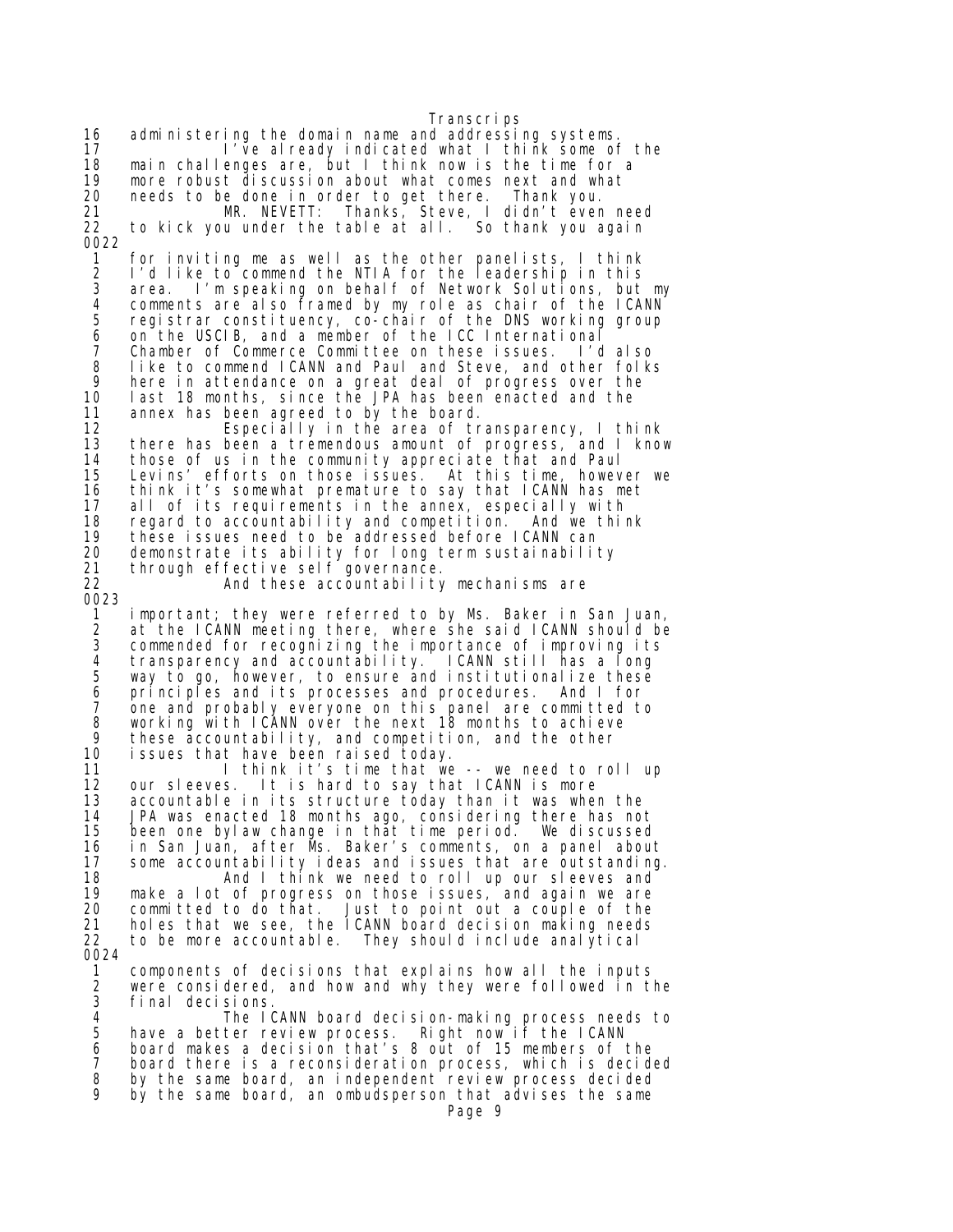16 administering the domain name and addressing systems.
17 I've already indicated what I think some of the
18 main challenges are, but I think now is the time for a
19 more robust discussion about what comes next and what
20 needs to be done in order to get there. Thank you.
21 MR. NEVETT: Thanks, Steve, I didn't even need
22 to kick you under the table at all. So thank you again
0022
1 for inviting me as well as the other panelists, I think
2 I'd like to commend the NTIA for the leadership in this
3 area. I'm speaking on behalf of Network Solutions, but my
4 comments are also framed by my role as chair of the ICANN
5 registrar constituency, co-chair of the DNS working group
6 on the USCIB, and a member of the ICC International
7 Chamber of Commerce Committee on these issues. I'd also
8 like to commend ICANN and Paul and Steve, and other folks
9 here in attendance on a great deal of progress over the
10 last 18 months, since the JPA has been enacted and the
11 annex has been agreed to by the board.
12 Especially in the area of transparency, I think
13 there has been a tremendous amount of progress, and I know
14 those of us in the community appreciate that and Paul
15 Levins' efforts on those issues. At this time, however we
16 think it's somewhat premature to say that ICANN has met
17 all of its requirements in the annex, especially with
18 regard to accountability and competition. And we think
19 these issues need to be addressed before ICANN can
20 demonstrate its ability for long term sustainability
21 through effective self governance.
22 And these accountability mechanisms are
0023
1 important; they were referred to by Ms. Baker in San Juan,
2 at the ICANN meeting there, where she said ICANN should be
3 commended for recognizing the importance of improving its
4 transparency and accountability. ICANN still has a long
5 way to go, however, to ensure and institutionalize these
6 principles and its processes and procedures. And I for
7 one and probably everyone on this panel are committed to
8 working with ICANN over the next 18 months to achieve
9 these accountability, and competition, and the other
10 issues that have been raised today.
11 I think it's time that we -- we need to roll up
12 our sleeves. It is hard to say that ICANN is more
13 accountable in its structure today than it was when the
14 JPA was enacted 18 months ago, considering there has not
15 been one bylaw change in that time period. We discussed
16 in San Juan, after Ms. Baker's comments, on a panel about
17 some accountability ideas and issues that are outstanding.
18 And I think we need to roll up our sleeves and
19 make a lot of progress on those issues, and again we are
20 committed to do that. Just to point out a couple of the
21 holes that we see, the ICANN board decision making needs
22 to be more accountable. They should include analytical
0024
1 components of decisions that explains how all the inputs
2 were considered, and how and why they were followed in the
3 final decisions.
4 The ICANN board decision-making process needs to
5 have a better review process. Right now if the ICANN
6 board makes a decision that's 8 out of 15 members of the
7 board there is a reconsideration process, which is decided
8 by the same board, an independent review process decided
9 by the same board, an ombudsperson that advises the same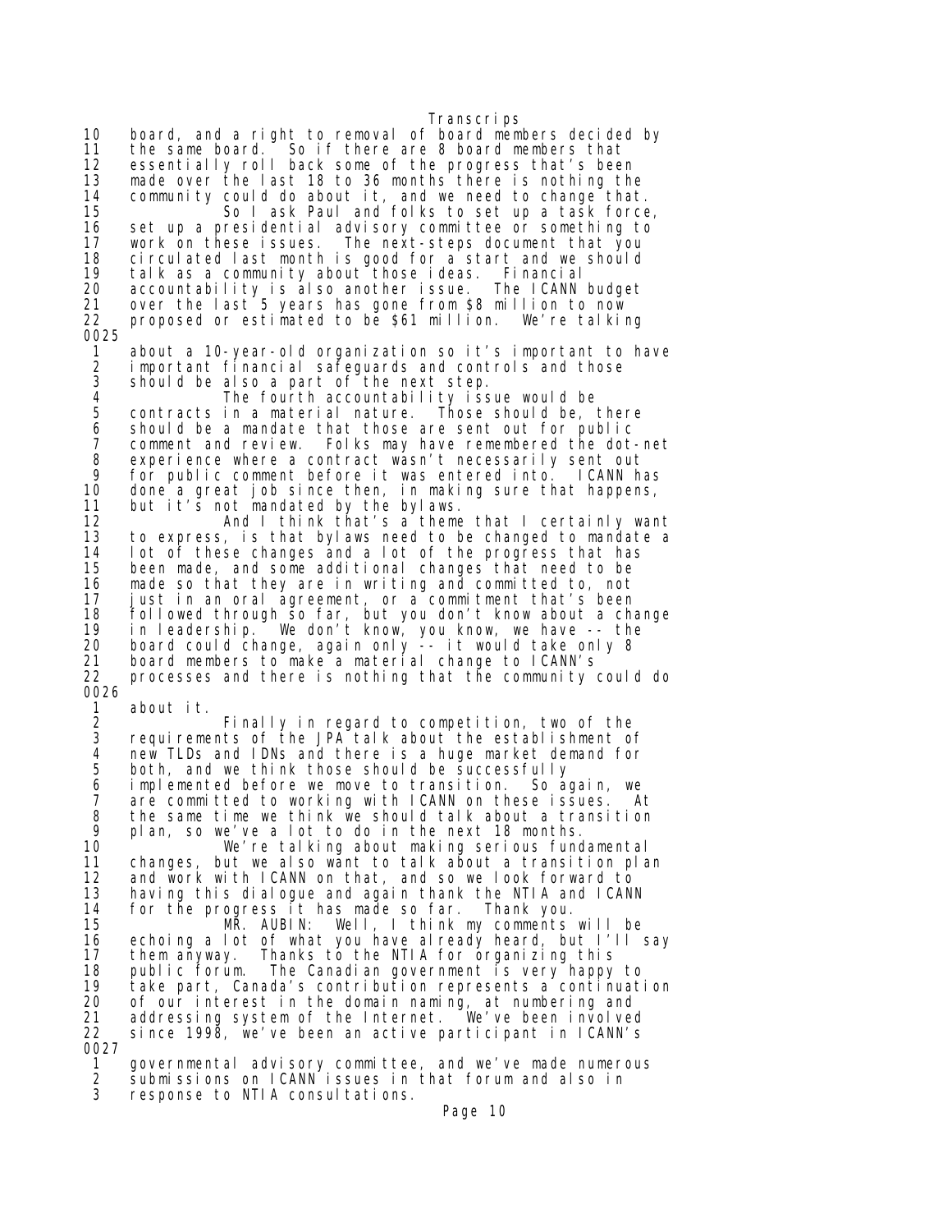10 board, and a right to removal of board members decided by
11 the same board. So if there are 8 board members that
12 essentially roll back some of the progress that's been
13 made over the last 18 to 36 months there is nothing the
14 community could do about it, and we need to change that.
15 So I ask Paul and folks to set up a task force,
16 set up a presidential advisory committee or something to
17 work on these issues. The next-steps document that you
18 circulated last month is good for a start and we should
19 talk as a community about those ideas. Financial
20 accountability is also another issue. The ICANN budget
21 over the last 5 years has gone from $8 million to now
22 proposed or estimated to be $61 million. We're talking
0025
1 about a 10-year-old organization so it's important to have
2 important financial safeguards and controls and those
3 should be also a part of the next step.
4 The fourth accountability issue would be
5 contracts in a material nature. Those should be, there
6 should be a mandate that those are sent out for public
7 comment and review. Folks may have remembered the dot-net
8 experience where a contract wasn't necessarily sent out
9 for public comment before it was entered into. ICANN has
10 done a great job since then, in making sure that happens,
11 but it's not mandated by the bylaws.
12 And I think that's a theme that I certainly want
13 to express, is that bylaws need to be changed to mandate a
14 lot of these changes and a lot of the progress that has
15 been made, and some additional changes that need to be
16 made so that they are in writing and committed to, not
17 just in an oral agreement, or a commitment that's been
18 followed through so far, but you don't know about a change
19 in leadership. We don't know, you know, we have -- the
20 board could change, again only -- it would take only 8
21 board members to make a material change to ICANN's
22 processes and there is nothing that the community could do
0026
1 about it.
2 Finally in regard to competition, two of the
3 requirements of the JPA talk about the establishment of
4 new TLDs and IDNs and there is a huge market demand for
5 both, and we think those should be successfully
6 implemented before we move to transition. So again, we
7 are committed to working with ICANN on these issues. At
8 the same time we think we should talk about a transition
9 plan, so we've a lot to do in the next 18 months.
10 We're talking about making serious fundamental
11 changes, but we also want to talk about a transition plan
12 and work with ICANN on that, and so we look forward to
13 having this dialogue and again thank the NTIA and ICANN
14 for the progress it has made so far. Thank you.
15 MR. AUBIN: Well, I think my comments will be
16 echoing a lot of what you have already heard, but I'll say
17 them anyway. Thanks to the NTIA for organizing this
18 public forum. The Canadian government is very happy to
19 take part, Canada's contribution represents a continuation
20 of our interest in the domain naming, at numbering and
21 addressing system of the Internet. We've been involved
22 since 1998, we've been an active participant in ICANN's
0027
1 governmental advisory committee, and we've made numerous
2 submissions on ICANN issues in that forum and also in
3 response to NTIA consultations.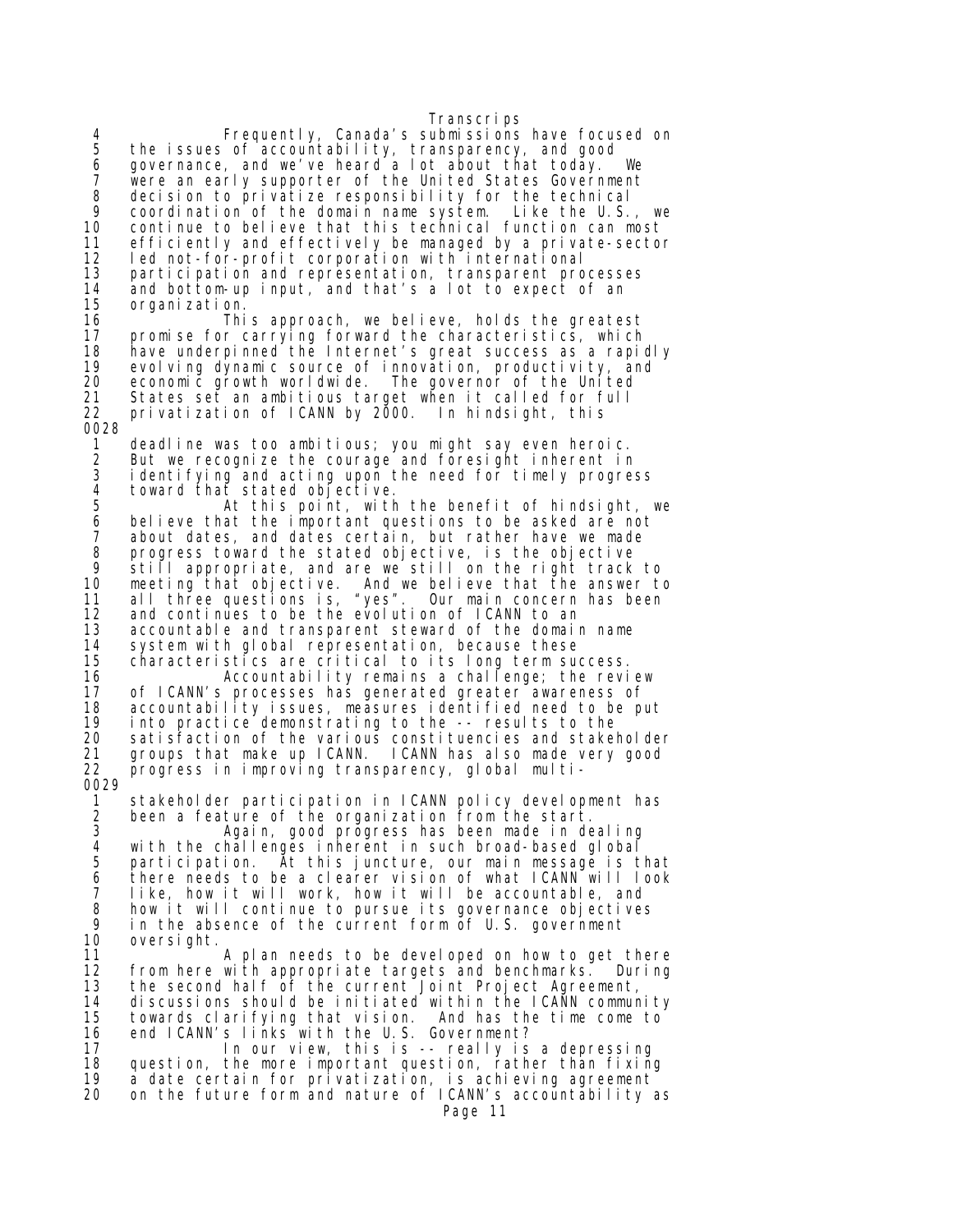4 Frequently, Canada's submissions have focused on
5 the issues of accountability, transparency, and good
6 governance, and we've heard a lot about that today. We
7 were an early supporter of the United States Government
8 decision to privatize responsibility for the technical
9 coordination of the domain name system. Like the U.S., we
10 continue to believe that this technical function can most
11 efficiently and effectively be managed by a private-sector
12 led not-for-profit corporation with international
13 participation and representation, transparent processes
14 and bottom-up input, and that's a lot to expect of an
15 organization.
16 This approach, we believe, holds the greatest
17 promise for carrying forward the characteristics, which
18 have underpinned the Internet's great success as a rapidly
19 evolving dynamic source of innovation, productivity, and
20 economic growth worldwide. The governor of the United
21 States set an ambitious target when it called for full
22 privatization of ICANN by 2000. In hindsight, this
0028
1 deadline was too ambitious; you might say even heroic.
2 But we recognize the courage and foresight inherent in
3 identifying and acting upon the need for timely progress
4 toward that stated objective.
5 At this point, with the benefit of hindsight, we
6 believe that the important questions to be asked are not
7 about dates, and dates certain, but rather have we made
8 progress toward the stated objective, is the objective
9 still appropriate, and are we still on the right track to
10 meeting that objective. And we believe that the answer to
11 all three questions is, "yes". Our main concern has been
12 and continues to be the evolution of ICANN to an
13 accountable and transparent steward of the domain name
14 system with global representation, because these
15 characteristics are critical to its long term success.
16 Accountability remains a challenge; the review
17 of ICANN's processes has generated greater awareness of
18 accountability issues, measures identified need to be put
19 into practice demonstrating to the -- results to the
20 satisfaction of the various constituencies and stakeholder
21 groups that make up ICANN. ICANN has also made very good
22 progress in improving transparency, global multi-
0029
1 stakeholder participation in ICANN policy development has
2 been a feature of the organization from the start.
3 Again, good progress has been made in dealing
4 with the challenges inherent in such broad-based global
5 participation. At this juncture, our main message is that
6 there needs to be a clearer vision of what ICANN will look
7 like, how it will work, how it will be accountable, and
8 how it will continue to pursue its governance objectives
9 in the absence of the current form of U.S. government
10 oversight.
11 A plan needs to be developed on how to get there
12 from here with appropriate targets and benchmarks. During
13 the second half of the current Joint Project Agreement,
14 discussions should be initiated within the ICANN community
15 towards clarifying that vision. And has the time come to
16 end ICANN's links with the U.S. Government?
17 In our view, this is -- really is a depressing
18 question, the more important question, rather than fixing
19 a date certain for privatization, is achieving agreement
20 on the future form and nature of ICANN's accountability as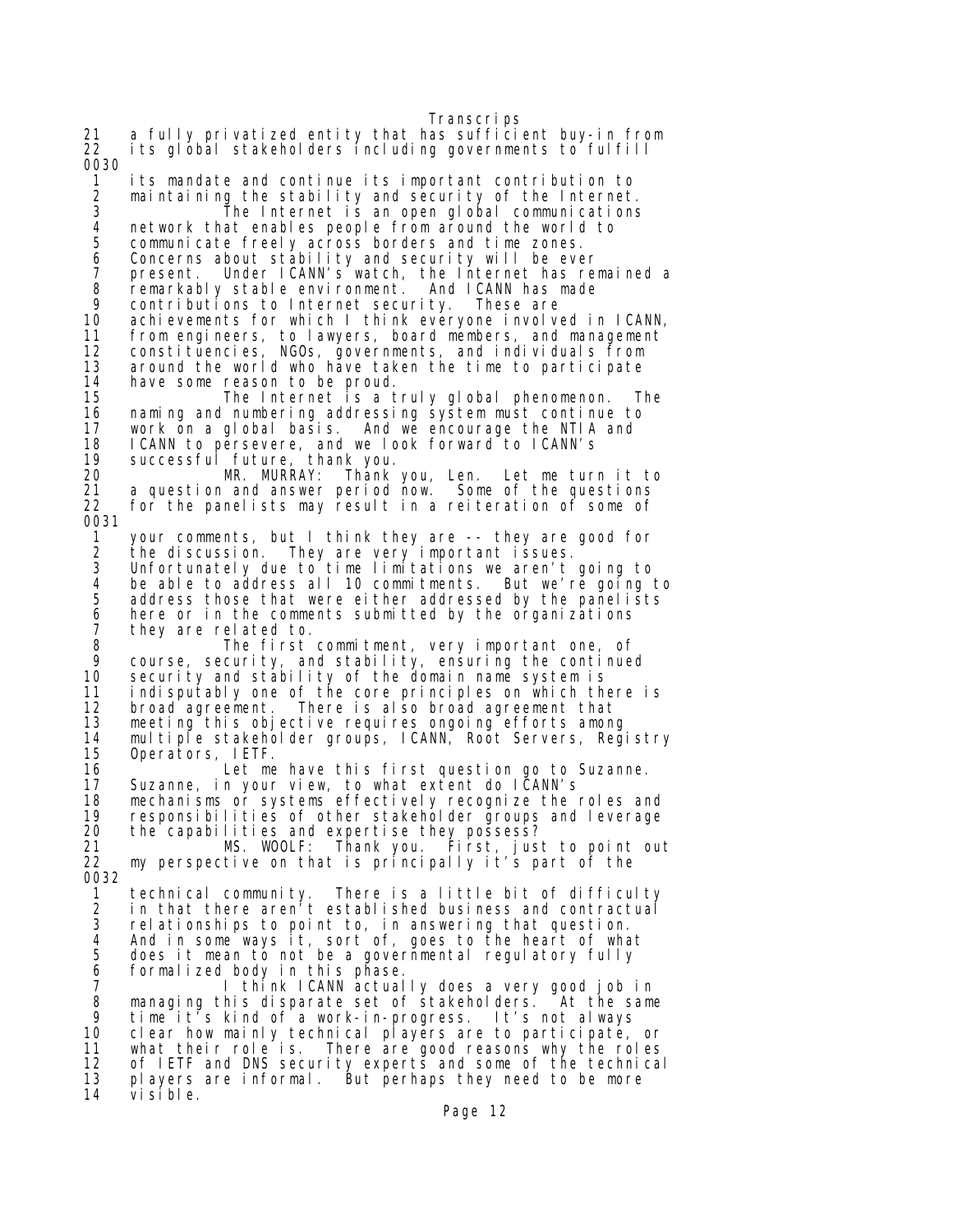21 a fully privatized entity that has sufficient buy-in from
22 its global stakeholders including governments to fulfill
0030
1 its mandate and continue its important contribution to
2 maintaining the stability and security of the Internet.
3 The Internet is an open global communications
4 network that enables people from around the world to
5 communicate freely across borders and time zones.
6 Concerns about stability and security will be ever
7 present. Under ICANN's watch, the Internet has remained a
8 remarkably stable environment. And ICANN has made
9 contributions to Internet security. These are
10 achievements for which I think everyone involved in ICANN,
11 from engineers, to lawyers, board members, and management
12 constituencies, NGOs, governments, and individuals from
13 around the world who have taken the time to participate
14 have some reason to be proud.
15 The Internet is a truly global phenomenon. The
16 naming and numbering addressing system must continue to
17 work on a global basis. And we encourage the NTIA and
18 ICANN to persevere, and we look forward to ICANN's
19 successful future, thank you.
20 MR. MURRAY: Thank you, Len. Let me turn it to
21 a question and answer period now. Some of the questions
22 for the panelists may result in a reiteration of some of
0031
1 your comments, but I think they are -- they are good for
2 the discussion. They are very important issues.
3 Unfortunately due to time limitations we aren't going to
4 be able to address all 10 commitments. But we're going to
5 address those that were either addressed by the panelists
6 here or in the comments submitted by the organizations
7 they are related to.
8 The first commitment, very important one, of
9 course, security, and stability, ensuring the continued
10 security and stability of the domain name system is
11 indisputably one of the core principles on which there is
12 broad agreement. There is also broad agreement that
13 meeting this objective requires ongoing efforts among
14 multiple stakeholder groups, ICANN, Root Servers, Registry
15 Operators, IETF.
16 Let me have this first question go to Suzanne.
17 Suzanne, in your view, to what extent do ICANN's
18 mechanisms or systems effectively recognize the roles and
19 responsibilities of other stakeholder groups and leverage
20 the capabilities and expertise they possess?
21 MS. WOOLF: Thank you. First, just to point out
22 my perspective on that is principally it's part of the
0032
1 technical community. There is a little bit of difficulty
2 in that there aren't established business and contractual
3 relationships to point to, in answering that question.
4 And in some ways it, sort of, goes to the heart of what
5 does it mean to not be a governmental regulatory fully
6 formalized body in this phase.
7 I think ICANN actually does a very good job in
8 managing this disparate set of stakeholders. At the same
9 time it's kind of a work-in-progress. It's not always
10 clear how mainly technical players are to participate, or
11 what their role is. There are good reasons why the roles
12 of IETF and DNS security experts and some of the technical
13 players are informal. But perhaps they need to be more
14 visible.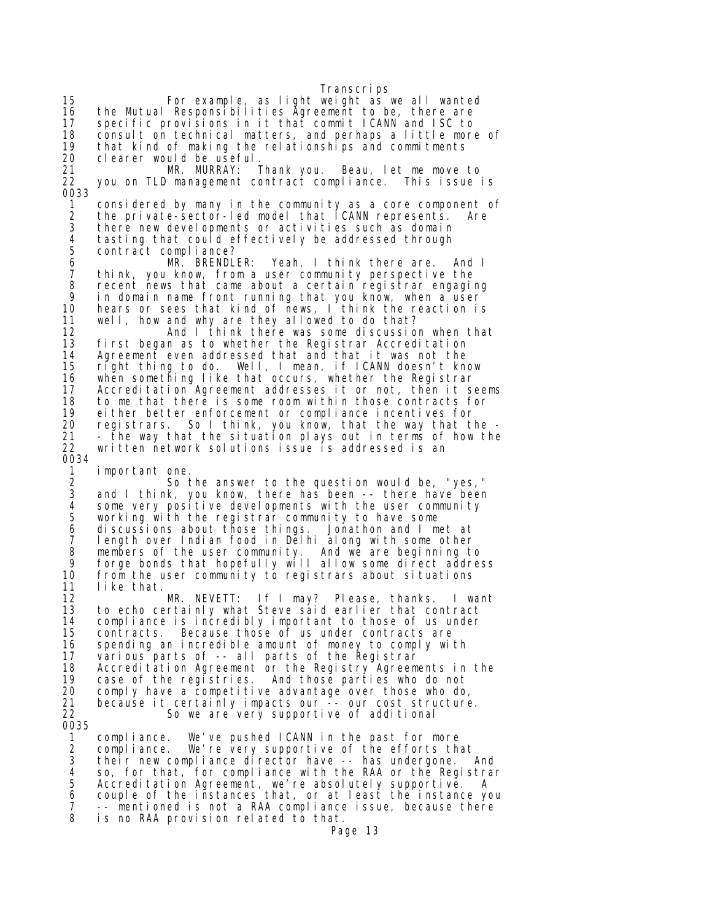15 For example, as light weight as we all wanted
16 the Mutual Responsibilities Agreement to be, there are
17 specific provisions in it that commit ICANN and ISC to
18 consult on technical matters, and perhaps a little more of
19 that kind of making the relationships and commitments
20 clearer would be useful.
21 MR. MURRAY: Thank you. Beau, let me move to
22 you on TLD management contract compliance. This issue is
0033
1 considered by many in the community as a core component of
2 the private-sector-led model that ICANN represents. Are
3 there new developments or activities such as domain
4 tasting that could effectively be addressed through
5 contract compliance?
6 MR. BRENDLER: Yeah, I think there are. And I
7 think, you know, from a user community perspective the
8 recent news that came about a certain registrar engaging
9 in domain name front running that you know, when a user
10 hears or sees that kind of news, I think the reaction is
11 well, how and why are they allowed to do that?
12 And I think there was some discussion when that
13 first began as to whether the Registrar Accreditation
14 Agreement even addressed that and that it was not the
15 right thing to do. Well, I mean, if ICANN doesn't know
16 when something like that occurs, whether the Registrar
17 Accreditation Agreement addresses it or not, then it seems
18 to me that there is some room within those contracts for
19 either better enforcement or compliance incentives for
20 registrars. So I think, you know, that the way that the -
21 - the way that the situation plays out in terms of how the
22 written network solutions issue is addressed is an
0034
1 important one.
2 So the answer to the question would be, "yes,"
3 and I think, you know, there has been -- there have been
4 some very positive developments with the user community
5 working with the registrar community to have some
6 discussions about those things. Jonathon and I met at
7 length over Indian food in Delhi along with some other
8 members of the user community. And we are beginning to
9 forge bonds that hopefully will allow some direct address
10 from the user community to registrars about situations
11 like that.
12 MR. NEVETT: If I may? Please, thanks. I want
13 to echo certainly what Steve said earlier that contract
14 compliance is incredibly important to those of us under
15 contracts. Because those of us under contracts are
16 spending an incredible amount of money to comply with
17 various parts of -- all parts of the Registrar
18 Accreditation Agreement or the Registry Agreements in the
19 case of the registries. And those parties who do not
20 comply have a competitive advantage over those who do,
21 because it certainly impacts our -- our cost structure.
22 So we are very supportive of additional
0035
1 compliance. We've pushed ICANN in the past for more
2 compliance. We're very supportive of the efforts that
3 their new compliance director have -- has undergone. And
4 so, for that, for compliance with the RAA or the Registrar
5 Accreditation Agreement, we're absolutely supportive. A
6 couple of the instances that, or at least the instance you
7 -- mentioned is not a RAA compliance issue, because there
8 is no RAA provision related to that.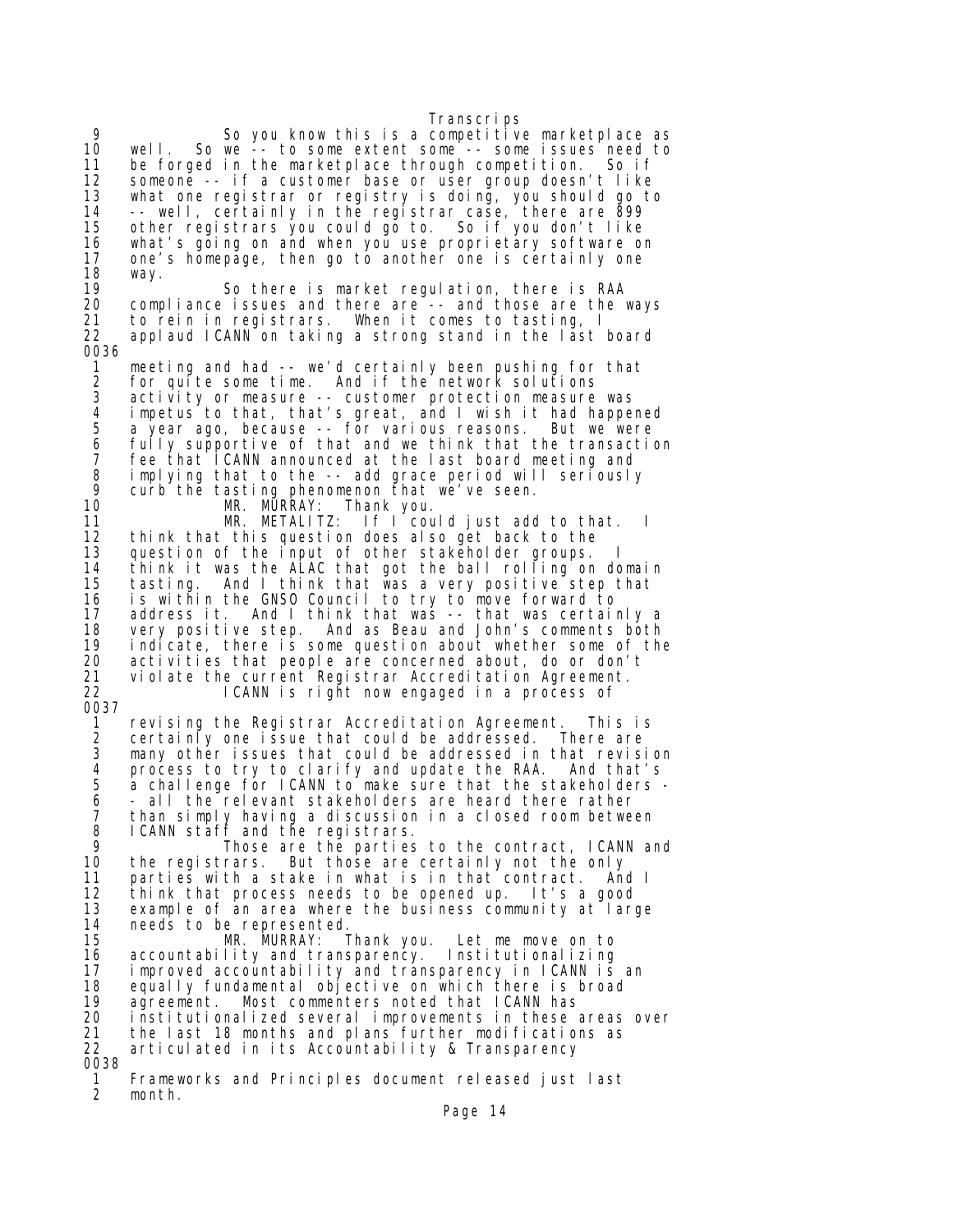9 So you know this is a competitive marketplace as
10 well. So we -- to some extent some -- some issues need to
11 be forged in the marketplace through competition. So if
12 someone -- if a customer base or user group doesn't like
13 what one registrar or registry is doing, you should go to
14 -- well, certainly in the registrar case, there are 899
15 other registrars you could go to. So if you don't like
16 what's going on and when you use proprietary software on
17 one's homepage, then go to another one is certainly one
18 way.
19 So there is market regulation, there is RAA
20 compliance issues and there are -- and those are the ways
21 to rein in registrars. When it comes to tasting, I
22 applaud ICANN on taking a strong stand in the last board
0036
1 meeting and had -- we'd certainly been pushing for that
2 for quite some time. And if the network solutions
3 activity or measure -- customer protection measure was
4 impetus to that, that's great, and I wish it had happened
5 a year ago, because -- for various reasons. But we were
6 fully supportive of that and we think that the transaction
7 fee that ICANN announced at the last board meeting and
8 implying that to the -- add grace period will seriously
9 curb the tasting phenomenon that we've seen.
10 MR. MURRAY: Thank you.
11 MR. METALITZ: If I could just add to that. I
12 think that this question does also get back to the
13 question of the input of other stakeholder groups. I
14 think it was the ALAC that got the ball rolling on domain
15 tasting. And I think that was a very positive step that
16 is within the GNSO Council to try to move forward to
17 address it. And I think that was -- that was certainly a
18 very positive step. And as Beau and John's comments both
19 indicate, there is some question about whether some of the
20 activities that people are concerned about, do or don't
21 violate the current Registrar Accreditation Agreement.
22 ICANN is right now engaged in a process of
0037
1 revising the Registrar Accreditation Agreement. This is
2 certainly one issue that could be addressed. There are
3 many other issues that could be addressed in that revision
4 process to try to clarify and update the RAA. And that's
5 a challenge for ICANN to make sure that the stakeholders -
6 - all the relevant stakeholders are heard there rather
7 than simply having a discussion in a closed room between
8 ICANN staff and the registrars.
9 Those are the parties to the contract, ICANN and
10 the registrars. But those are certainly not the only
11 parties with a stake in what is in that contract. And I
12 think that process needs to be opened up. It's a good
13 example of an area where the business community at large
14 needs to be represented.
15 MR. MURRAY: Thank you. Let me move on to
16 accountability and transparency. Institutionalizing
17 improved accountability and transparency in ICANN is an
18 equally fundamental objective on which there is broad
19 agreement. Most commenters noted that ICANN has
20 institutionalized several improvements in these areas over
21 the last 18 months and plans further modifications as
22 articulated in its Accountability & Transparency
0038
1 Frameworks and Principles document released just last
2 month.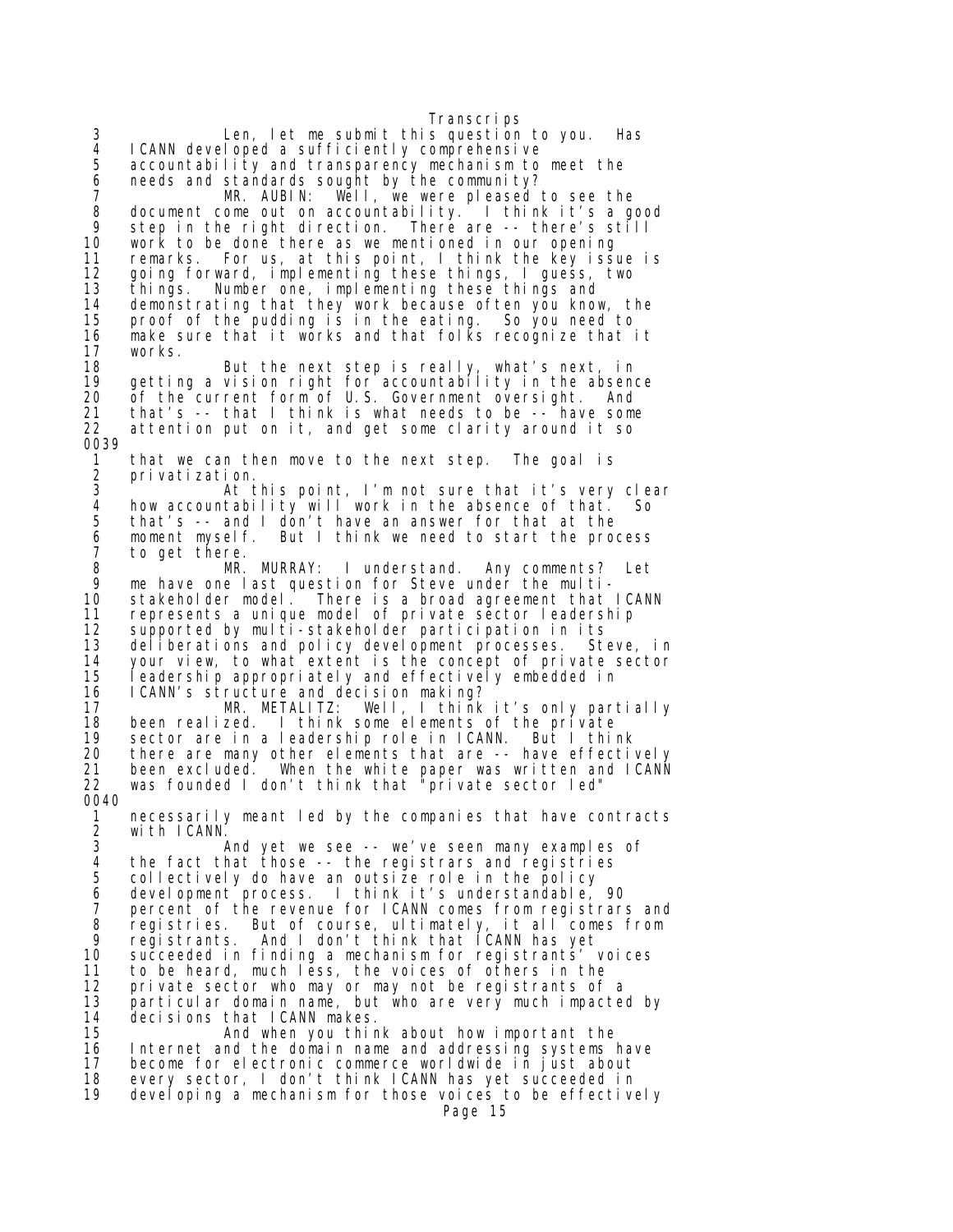Len, let me submit this question to you. Has ICANN developed a sufficiently comprehensive accountability and transparency mechanism to meet the needs and standards sought by the community?

MR. AUBIN: Well, we were pleased to see the document come out on accountability. I think it's a good step in the right direction. There are -- there's still work to be done there as we mentioned in our opening remarks. For us, at this point, I think the key issue is going forward, implementing these things, I guess, two things. Number one, implementing these things and demonstrating that they work because often you know, the proof of the pudding is in the eating. So you need to make sure that it works and that folks recognize that it works.

But the next step is really, what's next, in getting a vision right for accountability in the absence of the current form of U.S. Government oversight. And that's -- that I think is what needs to be -- have some attention put on it, and get some clarity around it so that we can then move to the next step. The goal is privatization.

At this point, I'm not sure that it's very clear how accountability will work in the absence of that. So that's -- and I don't have an answer for that at the moment myself. But I think we need to start the process to get there.

MR. MURRAY: I understand. Any comments? Let me have one last question for Steve under the multi-stakeholder model. There is a broad agreement that ICANN represents a unique model of private sector leadership supported by multi-stakeholder participation in its deliberations and policy development processes. Steve, in your view, to what extent is the concept of private sector leadership appropriately and effectively embedded in ICANN's structure and decision making?

MR. METALITZ: Well, I think it's only partially been realized. I think some elements of the private sector are in a leadership role in ICANN. But I think there are many other elements that are -- have effectively been excluded. When the white paper was written and ICANN was founded I don't think that "private sector led" necessarily meant led by the companies that have contracts with ICANN.

And yet we see -- we've seen many examples of the fact that those -- the registrars and registries collectively do have an outsize role in the policy development process. I think it's understandable, 90 percent of the revenue for ICANN comes from registrars and registries. But of course, ultimately, it all comes from registrants. And I don't think that ICANN has yet succeeded in finding a mechanism for registrants' voices to be heard, much less, the voices of others in the private sector who may or may not be registrants of a particular domain name, but who are very much impacted by decisions that ICANN makes.

And when you think about how important the Internet and the domain name and addressing systems have become for electronic commerce worldwide in just about every sector, I don't think ICANN has yet succeeded in developing a mechanism for those voices to be effectively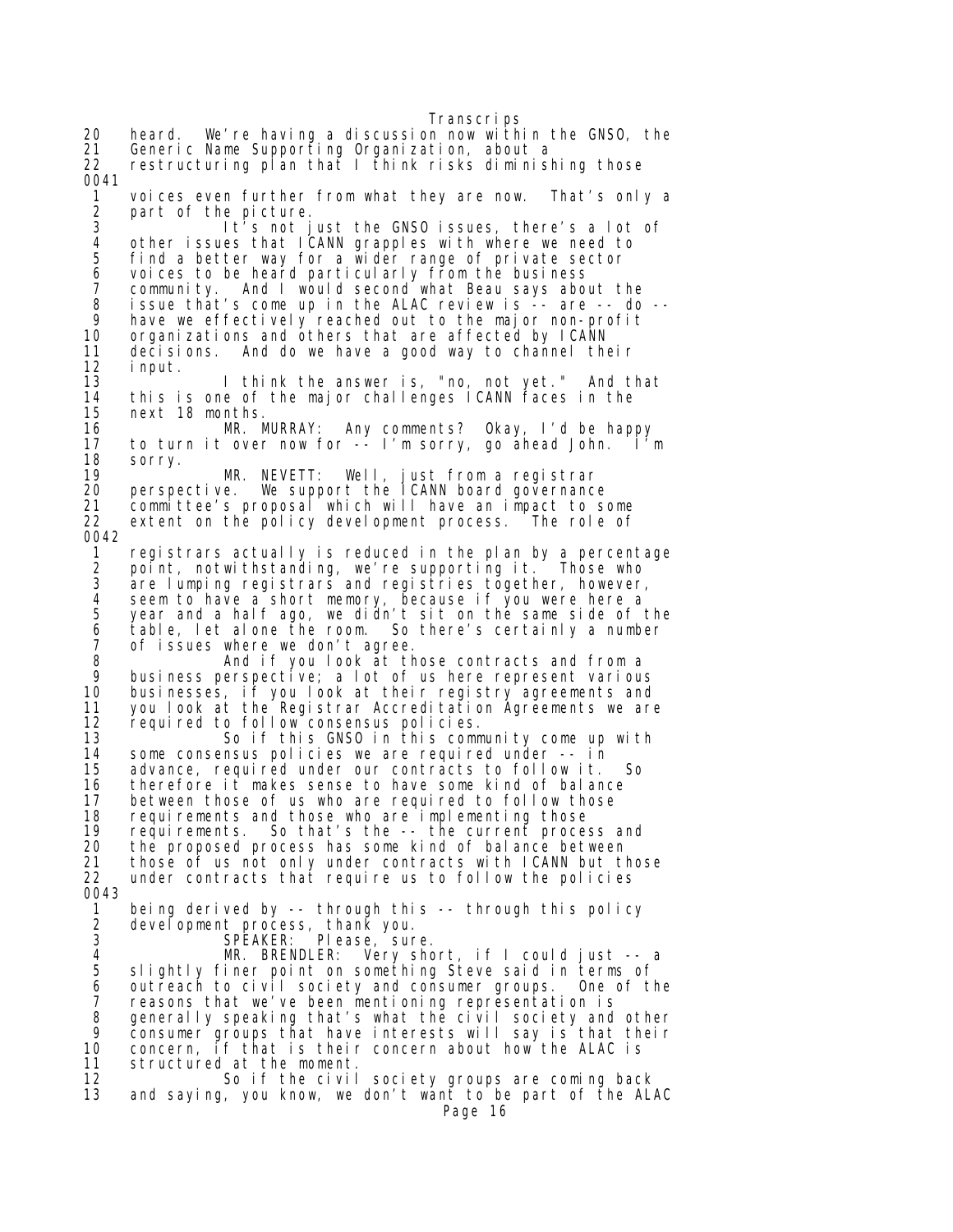20 heard. We're having a discussion now within the GNSO, the
21 Generic Name Supporting Organization, about a
22 restructuring plan that I think risks diminishing those
0041
1 voices even further from what they are now. That's only a
2 part of the picture.
3 It's not just the GNSO issues, there's a lot of
4 other issues that ICANN grapples with where we need to
5 find a better way for a wider range of private sector
6 voices to be heard particularly from the business
7 community. And I would second what Beau says about the
8 issue that's come up in the ALAC review is -- are -- do --
9 have we effectively reached out to the major non-profit
10 organizations and others that are affected by ICANN
11 decisions. And do we have a good way to channel their
12 input.
13 I think the answer is, "no, not yet." And that
14 this is one of the major challenges ICANN faces in the
15 next 18 months.
16 MR. MURRAY: Any comments? Okay, I'd be happy
17 to turn it over now for -- I'm sorry, go ahead John. I'm
18 sorry.
19 MR. NEVETT: Well, just from a registrar
20 perspective. We support the ICANN board governance
21 committee's proposal which will have an impact to some
22 extent on the policy development process. The role of
0042
1 registrars actually is reduced in the plan by a percentage
2 point, notwithstanding, we're supporting it. Those who
3 are lumping registrars and registries together, however,
4 seem to have a short memory, because if you were here a
5 year and a half ago, we didn't sit on the same side of the
6 table, let alone the room. So there's certainly a number
7 of issues where we don't agree.
8 And if you look at those contracts and from a
9 business perspective; a lot of us here represent various
10 businesses, if you look at their registry agreements and
11 you look at the Registrar Accreditation Agreements we are
12 required to follow consensus policies.
13 So if this GNSO in this community come up with
14 some consensus policies we are required under -- in
15 advance, required under our contracts to follow it. So
16 therefore it makes sense to have some kind of balance
17 between those of us who are required to follow those
18 requirements and those who are implementing those
19 requirements. So that's the -- the current process and
20 the proposed process has some kind of balance between
21 those of us not only under contracts with ICANN but those
22 under contracts that require us to follow the policies
0043
1 being derived by -- through this -- through this policy
2 development process, thank you.
3 SPEAKER: Please, sure.
4 MR. BRENDLER: Very short, if I could just -- a
5 slightly finer point on something Steve said in terms of
6 outreach to civil society and consumer groups. One of the
7 reasons that we've been mentioning representation is
8 generally speaking that's what the civil society and other
9 consumer groups that have interests will say is that their
10 concern, if that is their concern about how the ALAC is
11 structured at the moment.
12 So if the civil society groups are coming back
13 and saying, you know, we don't want to be part of the ALAC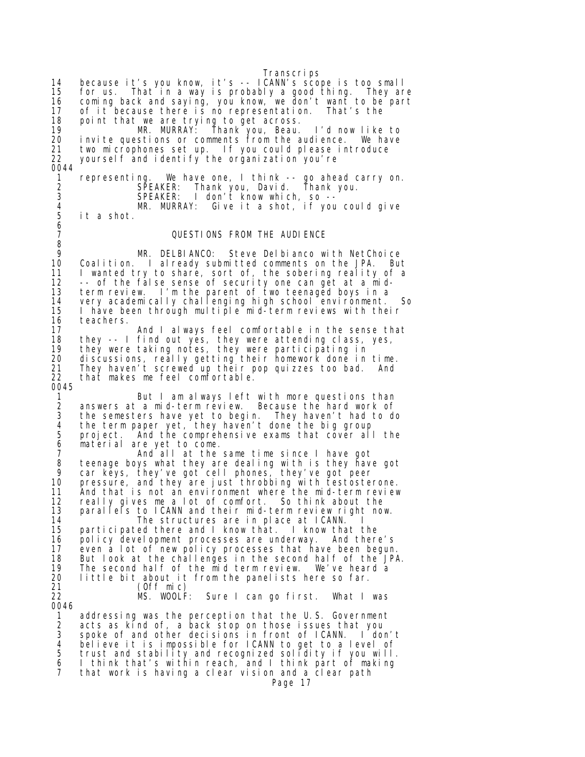because it's you know, it's -- ICANN's scope is too small for us. That in a way is probably a good thing. They are coming back and saying, you know, we don't want to be part of it because there is no representation. That's the point that we are trying to get across.

MR. MURRAY: Thank you, Beau. I'd now like to invite questions or comments from the audience. We have two microphones set up. If you could please introduce yourself and identify the organization you're representing. We have one, I think -- go ahead carry on.

SPEAKER: Thank you, David. Thank you.

SPEAKER: I don't know which, so --

MR. MURRAY: Give it a shot, if you could give it a shot.

## QUESTIONS FROM THE AUDIENCE

MR. DELBIANCO: Steve Delbianco with NetChoice Coalition. I already submitted comments on the JPA. But I wanted try to share, sort of, the sobering reality of a -- of the false sense of security one can get at a mid-term review. I'm the parent of two teenaged boys in a very academically challenging high school environment. So I have been through multiple mid-term reviews with their teachers.

And I always feel comfortable in the sense that they -- I find out yes, they were attending class, yes, they were taking notes, they were participating in discussions, really getting their homework done in time. They haven't screwed up their pop quizzes too bad. And that makes me feel comfortable.

But I am always left with more questions than answers at a mid-term review. Because the hard work of the semesters have yet to begin. They haven't had to do the term paper yet, they haven't done the big group project. And the comprehensive exams that cover all the material are yet to come.

And all at the same time since I have got teenage boys what they are dealing with is they have got car keys, they've got cell phones, they've got peer pressure, and they are just throbbing with testosterone. And that is not an environment where the mid-term review really gives me a lot of comfort. So think about the parallels to ICANN and their mid-term review right now.

The structures are in place at ICANN. I participated there and I know that. I know that the policy development processes are underway. And there's even a lot of new policy processes that have been begun. But look at the challenges in the second half of the JPA. The second half of the mid term review. We've heard a little bit about it from the panelists here so far.

(Off mic)

MS. WOOLF: Sure I can go first. What I was addressing was the perception that the U.S. Government acts as kind of, a back stop on those issues that you spoke of and other decisions in front of ICANN. I don't believe it is impossible for ICANN to get to a level of trust and stability and recognized solidity if you will. I think that's within reach, and I think part of making that work is having a clear vision and a clear path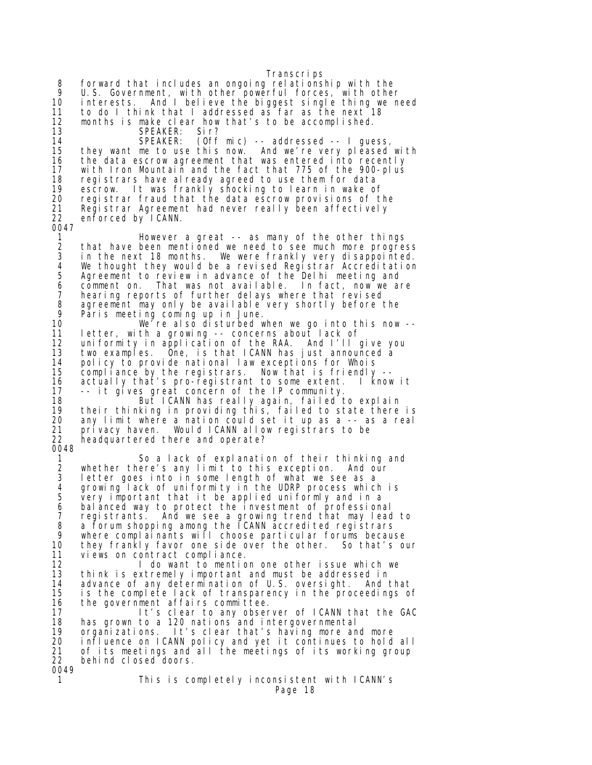8 forward that includes an ongoing relationship with the
9 U.S. Government, with other powerful forces, with other
10 interests. And I believe the biggest single thing we need
11 to do I think that I addressed as far as the next 18
12 months is make clear how that's to be accomplished.
13 SPEAKER: Sir?
14 SPEAKER: (Off mic) -- addressed -- I guess,
15 they want me to use this now. And we're very pleased with
16 the data escrow agreement that was entered into recently
17 with Iron Mountain and the fact that 775 of the 900-plus
18 registrars have already agreed to use them for data
19 escrow. It was frankly shocking to learn in wake of
20 registrar fraud that the data escrow provisions of the
21 Registrar Agreement had never really been affectively
22 enforced by ICANN.
0047
1 However a great -- as many of the other things
2 that have been mentioned we need to see much more progress
3 in the next 18 months. We were frankly very disappointed.
4 We thought they would be a revised Registrar Accreditation
5 Agreement to review in advance of the Delhi meeting and
6 comment on. That was not available. In fact, now we are
7 hearing reports of further delays where that revised
8 agreement may only be available very shortly before the
9 Paris meeting coming up in June.
10 We're also disturbed when we go into this now --
11 letter, with a growing -- concerns about lack of
12 uniformity in application of the RAA. And I'll give you
13 two examples. One, is that ICANN has just announced a
14 policy to provide national law exceptions for Whois
15 compliance by the registrars. Now that is friendly --
16 actually that's pro-registrant to some extent. I know it
17 -- it gives great concern of the IP community.
18 But ICANN has really again, failed to explain
19 their thinking in providing this, failed to state there is
20 any limit where a nation could set it up as a -- as a real
21 privacy haven. Would ICANN allow registrars to be
22 headquartered there and operate?
0048
1 So a lack of explanation of their thinking and
2 whether there's any limit to this exception. And our
3 letter goes into in some length of what we see as a
4 growing lack of uniformity in the UDRP process which is
5 very important that it be applied uniformly and in a
6 balanced way to protect the investment of professional
7 registrants. And we see a growing trend that may lead to
8 a forum shopping among the ICANN accredited registrars
9 where complainants will choose particular forums because
10 they frankly favor one side over the other. So that's our
11 views on contract compliance.
12 I do want to mention one other issue which we
13 think is extremely important and must be addressed in
14 advance of any determination of U.S. oversight. And that
15 is the complete lack of transparency in the proceedings of
16 the government affairs committee.
17 It's clear to any observer of ICANN that the GAC
18 has grown to a 120 nations and intergovernmental
19 organizations. It's clear that's having more and more
20 influence on ICANN policy and yet it continues to hold all
21 of its meetings and all the meetings of its working group
22 behind closed doors.
0049
1 This is completely inconsistent with ICANN's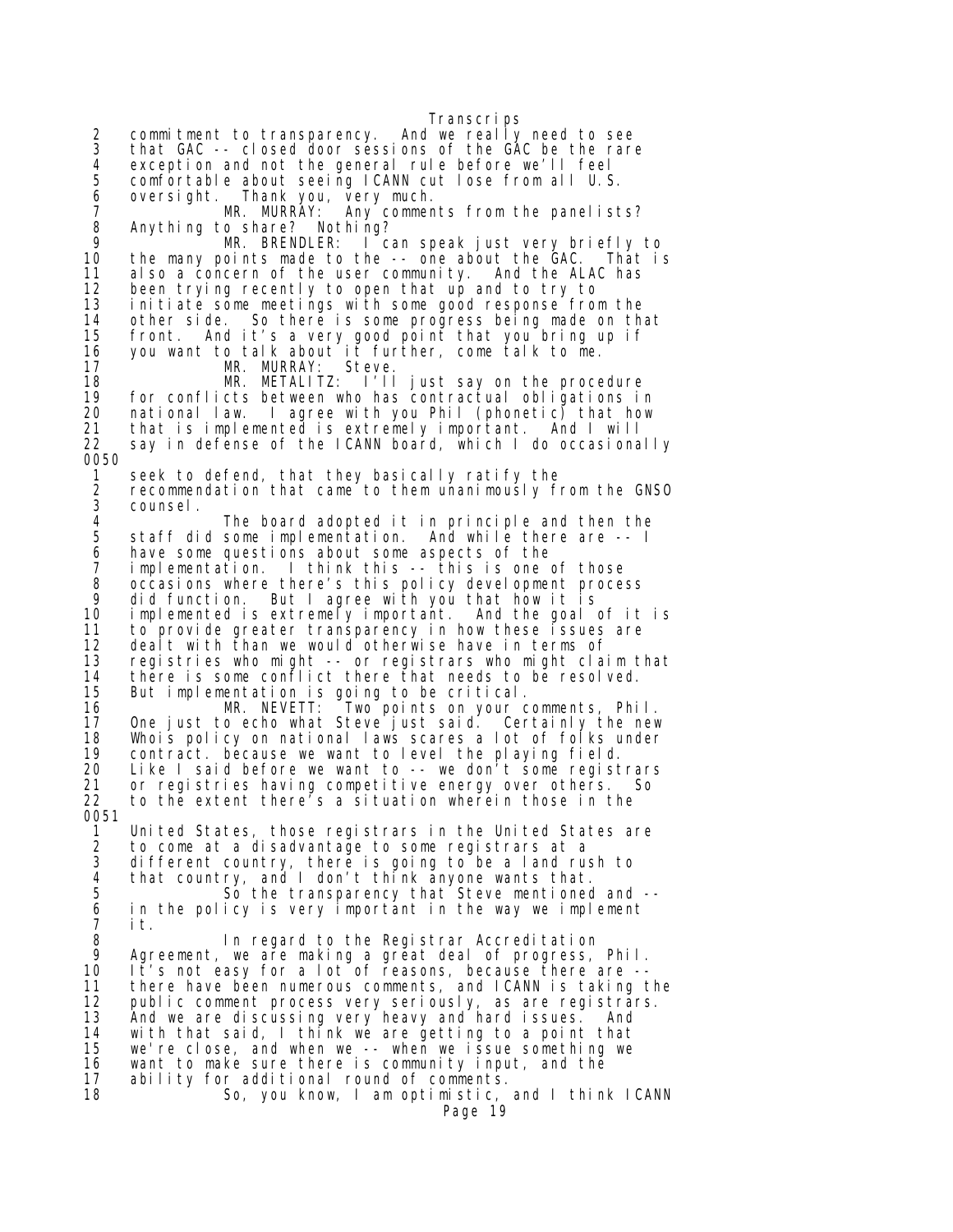commitment to transparency. And we really need to see that GAC -- closed door sessions of the GAC be the rare exception and not the general rule before we'll feel comfortable about seeing ICANN cut lose from all U.S. oversight. Thank you, very much.

MR. MURRAY: Any comments from the panelists? Anything to share? Nothing?

MR. BRENDLER: I can speak just very briefly to the many points made to the -- one about the GAC. That is also a concern of the user community. And the ALAC has been trying recently to open that up and to try to initiate some meetings with some good response from the other side. So there is some progress being made on that front. And it's a very good point that you bring up if you want to talk about it further, come talk to me.

MR. MURRAY: Steve.

MR. METALITZ: I'll just say on the procedure for conflicts between who has contractual obligations in national law. I agree with you Phil (phonetic) that how that is implemented is extremely important. And I will say in defense of the ICANN board, which I do occasionally

0050

seek to defend, that they basically ratify the recommendation that came to them unanimously from the GNSO counsel.

The board adopted it in principle and then the staff did some implementation. And while there are -- I have some questions about some aspects of the implementation. I think this -- this is one of those occasions where there's this policy development process did function. But I agree with you that how it is implemented is extremely important. And the goal of it is to provide greater transparency in how these issues are dealt with than we would otherwise have in terms of registries who might -- or registrars who might claim that there is some conflict there that needs to be resolved. But implementation is going to be critical.

MR. NEVETT: Two points on your comments, Phil. One just to echo what Steve just said. Certainly the new Whois policy on national laws scares a lot of folks under contract. because we want to level the playing field. Like I said before we want to -- we don't some registrars or registries having competitive energy over others. So to the extent there's a situation wherein those in the

0051

United States, those registrars in the United States are to come at a disadvantage to some registrars at a different country, there is going to be a land rush to that country, and I don't think anyone wants that.

So the transparency that Steve mentioned and -- in the policy is very important in the way we implement it.

In regard to the Registrar Accreditation Agreement, we are making a great deal of progress, Phil. It's not easy for a lot of reasons, because there are -- there have been numerous comments, and ICANN is taking the public comment process very seriously, as are registrars. And we are discussing very heavy and hard issues. And with that said, I think we are getting to a point that we're close, and when we -- when we issue something we want to make sure there is community input, and the ability for additional round of comments.

So, you know, I am optimistic, and I think ICANN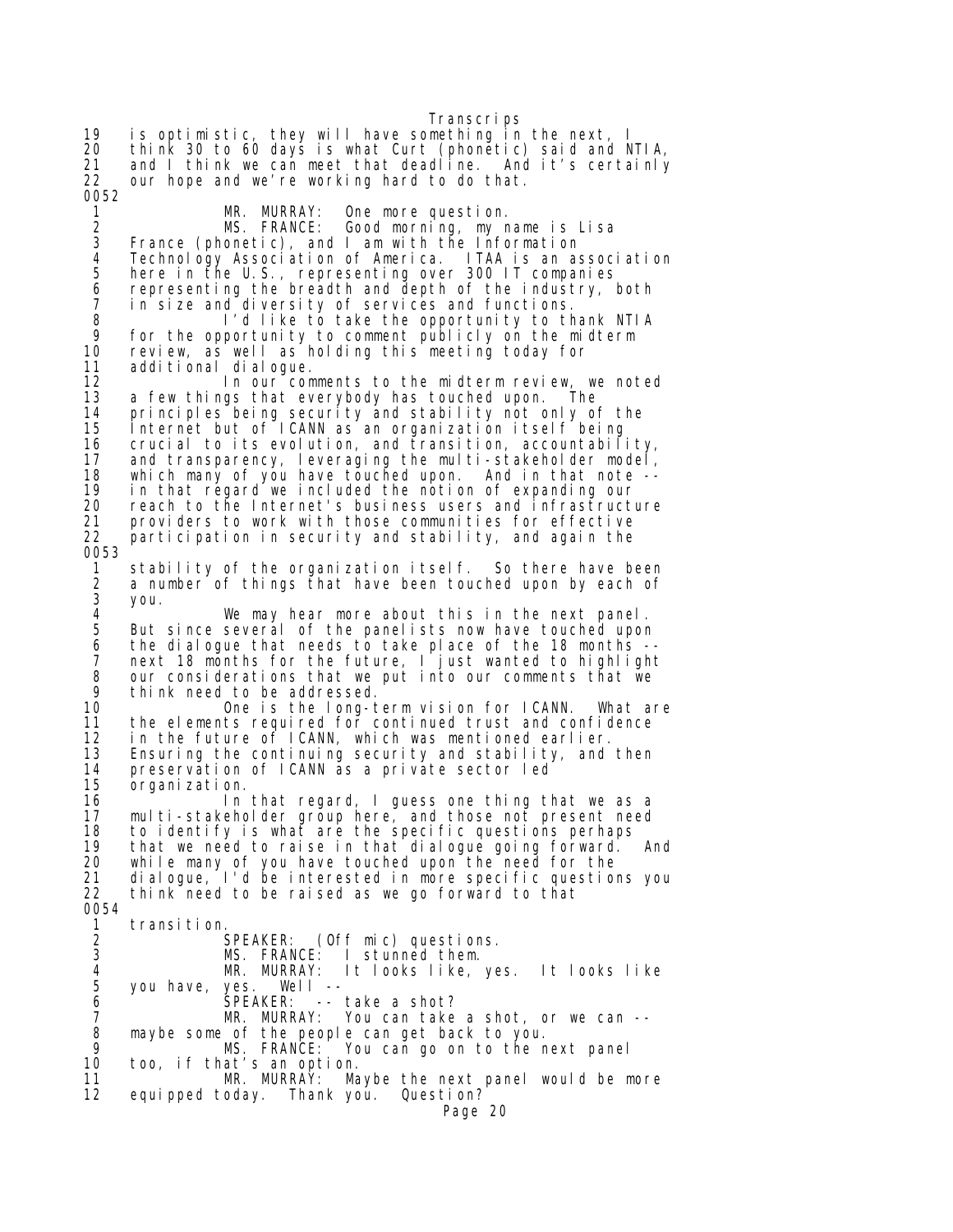19 is optimistic, they will have something in the next, I
20 think 30 to 60 days is what Curt (phonetic) said and NTIA,
21 and I think we can meet that deadline. And it's certainly
22 our hope and we're working hard to do that.

0052

1 MR. MURRAY: One more question.
2 MS. FRANCE: Good morning, my name is Lisa
3 France (phonetic), and I am with the Information
4 Technology Association of America. ITAA is an association
5 here in the U.S., representing over 300 IT companies
6 representing the breadth and depth of the industry, both
7 in size and diversity of services and functions.
8 I'd like to take the opportunity to thank NTIA
9 for the opportunity to comment publicly on the midterm
10 review, as well as holding this meeting today for
11 additional dialogue.
12 In our comments to the midterm review, we noted
13 a few things that everybody has touched upon. The
14 principles being security and stability not only of the
15 Internet but of ICANN as an organization itself being
16 crucial to its evolution, and transition, accountability,
17 and transparency, leveraging the multi-stakeholder model,
18 which many of you have touched upon. And in that note --
19 in that regard we included the notion of expanding our
20 reach to the Internet's business users and infrastructure
21 providers to work with those communities for effective
22 participation in security and stability, and again the

0053

1 stability of the organization itself. So there have been
2 a number of things that have been touched upon by each of
3 you.
4 We may hear more about this in the next panel.
5 But since several of the panelists now have touched upon
6 the dialogue that needs to take place of the 18 months --
7 next 18 months for the future, I just wanted to highlight
8 our considerations that we put into our comments that we
9 think need to be addressed.
10 One is the long-term vision for ICANN. What are
11 the elements required for continued trust and confidence
12 in the future of ICANN, which was mentioned earlier.
13 Ensuring the continuing security and stability, and then
14 preservation of ICANN as a private sector led
15 organization.
16 In that regard, I guess one thing that we as a
17 multi-stakeholder group here, and those not present need
18 to identify is what are the specific questions perhaps
19 that we need to raise in that dialogue going forward. And
20 while many of you have touched upon the need for the
21 dialogue, I'd be interested in more specific questions you
22 think need to be raised as we go forward to that

0054

1 transition.
2 SPEAKER: (Off mic) questions.
3 MS. FRANCE: I stunned them.
4 MR. MURRAY: It looks like, yes. It looks like
5 you have, yes. Well --
6 SPEAKER: -- take a shot?
7 MR. MURRAY: You can take a shot, or we can --
8 maybe some of the people can get back to you.
9 MS. FRANCE: You can go on to the next panel
10 too, if that's an option.
11 MR. MURRAY: Maybe the next panel would be more
12 equipped today. Thank you. Question?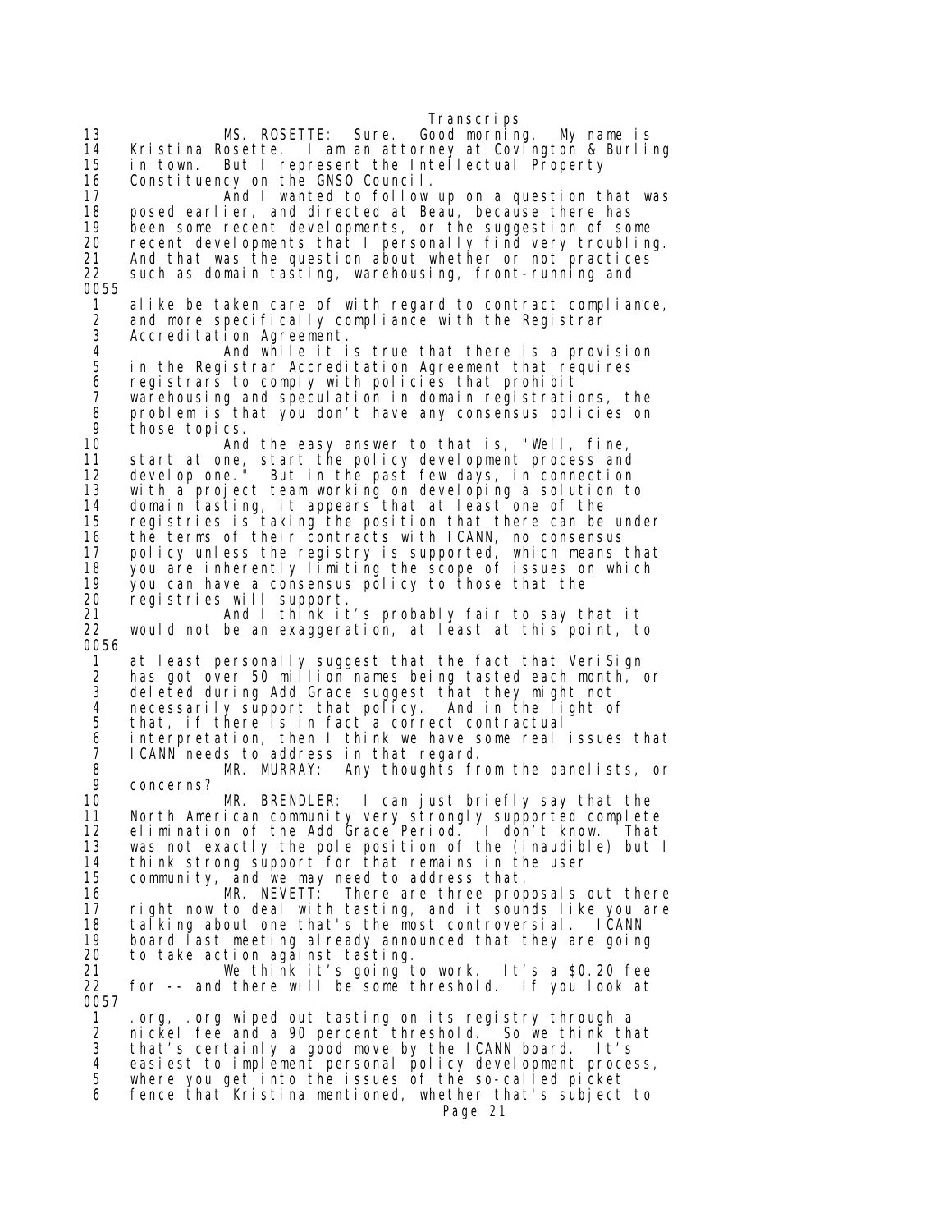13 MS. ROSETTE: Sure. Good morning. My name is
14 Kristina Rosette. I am an attorney at Covington & Burling
15 in town. But I represent the Intellectual Property
16 Constituency on the GNSO Council.
17 And I wanted to follow up on a question that was
18 posed earlier, and directed at Beau, because there has
19 been some recent developments, or the suggestion of some
20 recent developments that I personally find very troubling.
21 And that was the question about whether or not practices
22 such as domain tasting, warehousing, front-running and
0055
1 alike be taken care of with regard to contract compliance,
2 and more specifically compliance with the Registrar
3 Accreditation Agreement.
4 And while it is true that there is a provision
5 in the Registrar Accreditation Agreement that requires
6 registrars to comply with policies that prohibit
7 warehousing and speculation in domain registrations, the
8 problem is that you don't have any consensus policies on
9 those topics.
10 And the easy answer to that is, "Well, fine,
11 start at one, start the policy development process and
12 develop one." But in the past few days, in connection
13 with a project team working on developing a solution to
14 domain tasting, it appears that at least one of the
15 registries is taking the position that there can be under
16 the terms of their contracts with ICANN, no consensus
17 policy unless the registry is supported, which means that
18 you are inherently limiting the scope of issues on which
19 you can have a consensus policy to those that the
20 registries will support.
21 And I think it's probably fair to say that it
22 would not be an exaggeration, at least at this point, to
0056
1 at least personally suggest that the fact that VeriSign
2 has got over 50 million names being tasted each month, or
3 deleted during Add Grace suggest that they might not
4 necessarily support that policy. And in the light of
5 that, if there is in fact a correct contractual
6 interpretation, then I think we have some real issues that
7 ICANN needs to address in that regard.
8 MR. MURRAY: Any thoughts from the panelists, or
9 concerns?
10 MR. BRENDLER: I can just briefly say that the
11 North American community very strongly supported complete
12 elimination of the Add Grace Period. I don't know. That
13 was not exactly the pole position of the (inaudible) but I
14 think strong support for that remains in the user
15 community, and we may need to address that.
16 MR. NEVETT: There are three proposals out there
17 right now to deal with tasting, and it sounds like you are
18 talking about one that's the most controversial. ICANN
19 board last meeting already announced that they are going
20 to take action against tasting.
21 We think it's going to work. It's a $0.20 fee
22 for -- and there will be some threshold. If you look at
0057
1 .org, .org wiped out tasting on its registry through a
2 nickel fee and a 90 percent threshold. So we think that
3 that's certainly a good move by the ICANN board. It's
4 easiest to implement personal policy development process,
5 where you get into the issues of the so-called picket
6 fence that Kristina mentioned, whether that's subject to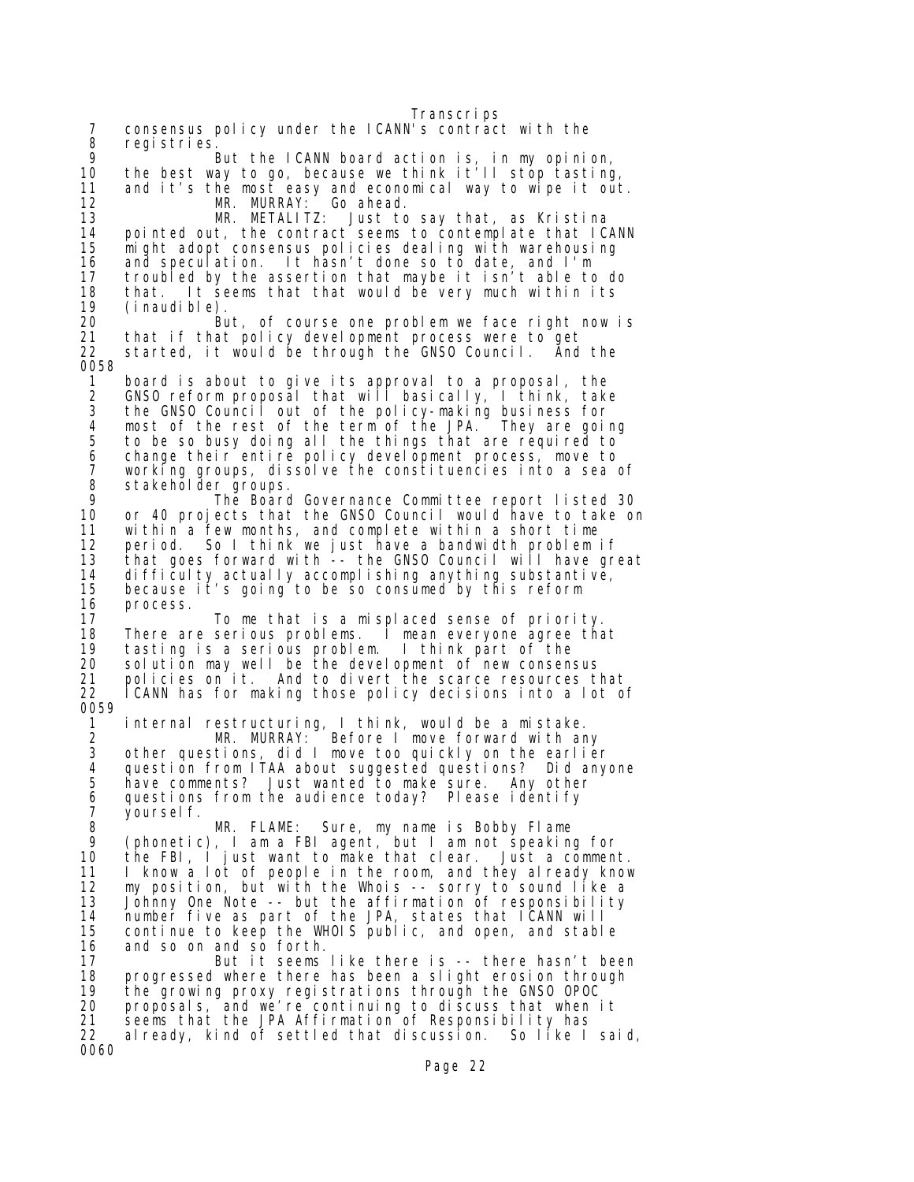7 consensus policy under the ICANN's contract with the
8 registries.
9 But the ICANN board action is, in my opinion,
10 the best way to go, because we think it'll stop tasting,
11 and it's the most easy and economical way to wipe it out.
12 MR. MURRAY: Go ahead.
13 MR. METALITZ: Just to say that, as Kristina
14 pointed out, the contract seems to contemplate that ICANN
15 might adopt consensus policies dealing with warehousing
16 and speculation. It hasn't done so to date, and I'm
17 troubled by the assertion that maybe it isn't able to do
18 that. It seems that that would be very much within its
19 (inaudible).
20 But, of course one problem we face right now is
21 that if that policy development process were to get
22 started, it would be through the GNSO Council. And the
0058
1 board is about to give its approval to a proposal, the
2 GNSO reform proposal that will basically, I think, take
3 the GNSO Council out of the policy-making business for
4 most of the rest of the term of the JPA. They are going
5 to be so busy doing all the things that are required to
6 change their entire policy development process, move to
7 working groups, dissolve the constituencies into a sea of
8 stakeholder groups.
9 The Board Governance Committee report listed 30
10 or 40 projects that the GNSO Council would have to take on
11 within a few months, and complete within a short time
12 period. So I think we just have a bandwidth problem if
13 that goes forward with -- the GNSO Council will have great
14 difficulty actually accomplishing anything substantive,
15 because it's going to be so consumed by this reform
16 process.
17 To me that is a misplaced sense of priority.
18 There are serious problems. I mean everyone agree that
19 tasting is a serious problem. I think part of the
20 solution may well be the development of new consensus
21 policies on it. And to divert the scarce resources that
22 ICANN has for making those policy decisions into a lot of
0059
1 internal restructuring, I think, would be a mistake.
2 MR. MURRAY: Before I move forward with any
3 other questions, did I move too quickly on the earlier
4 question from ITAA about suggested questions? Did anyone
5 have comments? Just wanted to make sure. Any other
6 questions from the audience today? Please identify
7 yourself.
8 MR. FLAME: Sure, my name is Bobby Flame
9 (phonetic), I am a FBI agent, but I am not speaking for
10 the FBI, I just want to make that clear. Just a comment.
11 I know a lot of people in the room, and they already know
12 my position, but with the Whois -- sorry to sound like a
13 Johnny One Note -- but the affirmation of responsibility
14 number five as part of the JPA, states that ICANN will
15 continue to keep the WHOIS public, and open, and stable
16 and so on and so forth.
17 But it seems like there is -- there hasn't been
18 progressed where there has been a slight erosion through
19 the growing proxy registrations through the GNSO OPOC
20 proposals, and we're continuing to discuss that when it
21 seems that the JPA Affirmation of Responsibility has
22 already, kind of settled that discussion. So like I said,
0060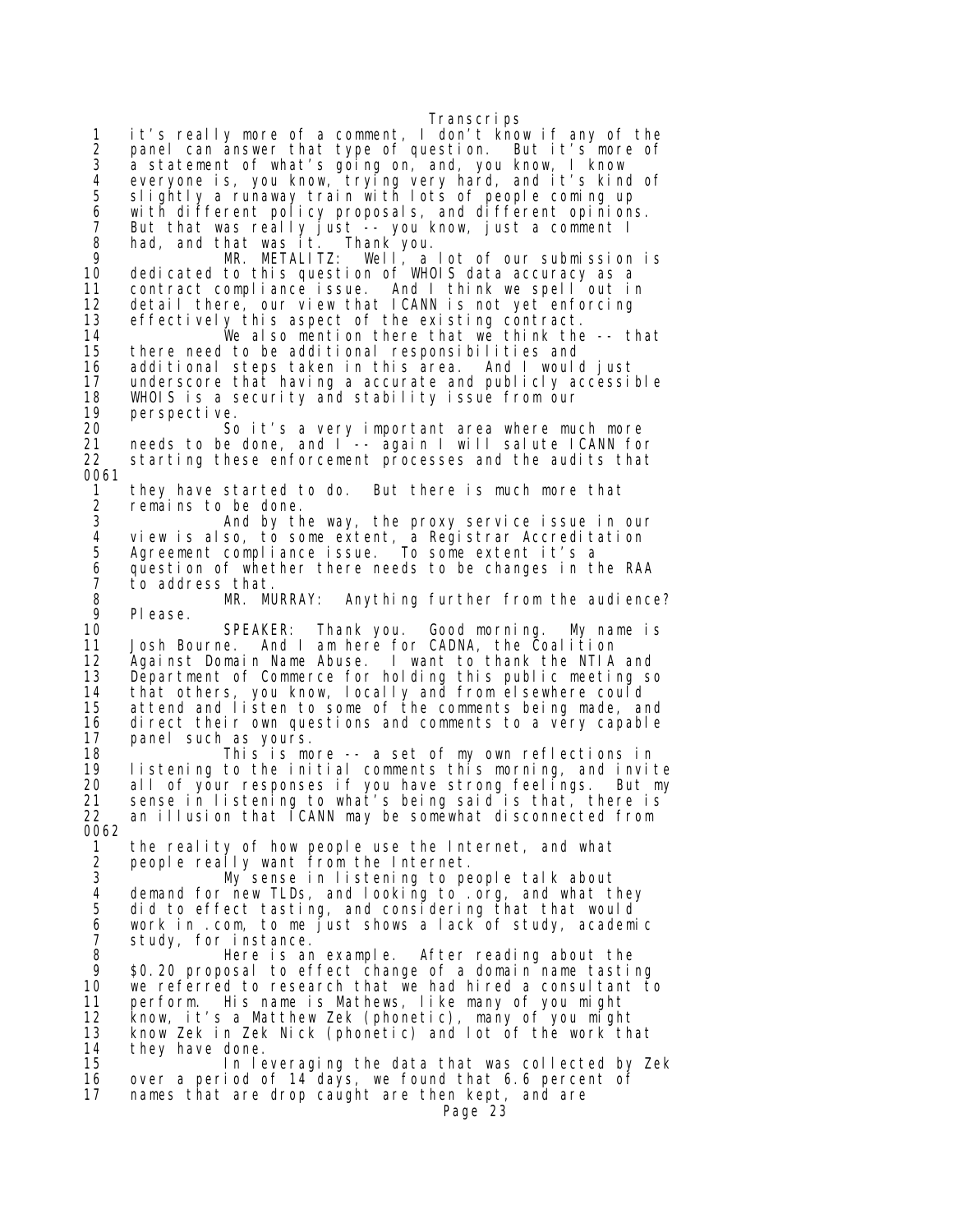1 it's really more of a comment, I don't know if any of the
2 panel can answer that type of question. But it's more of
3 a statement of what's going on, and, you know, I know
4 everyone is, you know, trying very hard, and it's kind of
5 slightly a runaway train with lots of people coming up
6 with different policy proposals, and different opinions.
7 But that was really just -- you know, just a comment I
8 had, and that was it. Thank you.
9 MR. METALITZ: Well, a lot of our submission is
10 dedicated to this question of WHOIS data accuracy as a
11 contract compliance issue. And I think we spell out in
12 detail there, our view that ICANN is not yet enforcing
13 effectively this aspect of the existing contract.
14 We also mention there that we think the -- that
15 there need to be additional responsibilities and
16 additional steps taken in this area. And I would just
17 underscore that having a accurate and publicly accessible
18 WHOIS is a security and stability issue from our
19 perspective.
20 So it's a very important area where much more
21 needs to be done, and I -- again I will salute ICANN for
22 starting these enforcement processes and the audits that
0061
1 they have started to do. But there is much more that
2 remains to be done.
3 And by the way, the proxy service issue in our
4 view is also, to some extent, a Registrar Accreditation
5 Agreement compliance issue. To some extent it's a
6 question of whether there needs to be changes in the RAA
7 to address that.
8 MR. MURRAY: Anything further from the audience?
9 Please.
10 SPEAKER: Thank you. Good morning. My name is
11 Josh Bourne. And I am here for CADNA, the Coalition
12 Against Domain Name Abuse. I want to thank the NTIA and
13 Department of Commerce for holding this public meeting so
14 that others, you know, locally and from elsewhere could
15 attend and listen to some of the comments being made, and
16 direct their own questions and comments to a very capable
17 panel such as yours.
18 This is more -- a set of my own reflections in
19 listening to the initial comments this morning, and invite
20 all of your responses if you have strong feelings. But my
21 sense in listening to what's being said is that, there is
22 an illusion that ICANN may be somewhat disconnected from
0062
1 the reality of how people use the Internet, and what
2 people really want from the Internet.
3 My sense in listening to people talk about
4 demand for new TLDs, and looking to .org, and what they
5 did to effect tasting, and considering that that would
6 work in .com, to me just shows a lack of study, academic
7 study, for instance.
8 Here is an example. After reading about the
9 $0.20 proposal to effect change of a domain name tasting
10 we referred to research that we had hired a consultant to
11 perform. His name is Mathews, like many of you might
12 know, it's a Matthew Zek (phonetic), many of you might
13 know Zek in Zek Nick (phonetic) and lot of the work that
14 they have done.
15 In leveraging the data that was collected by Zek
16 over a period of 14 days, we found that 6.6 percent of
17 names that are drop caught are then kept, and are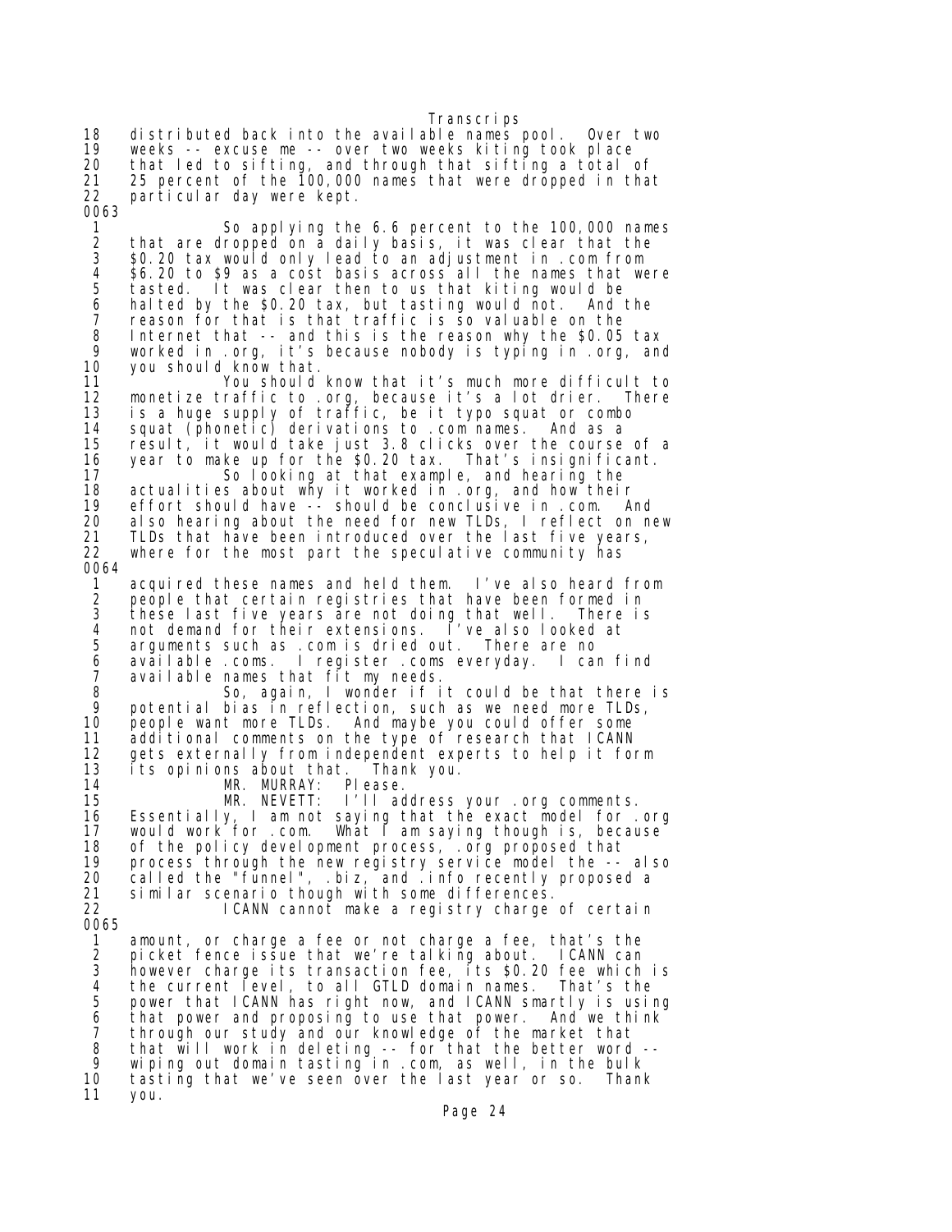18 distributed back into the available names pool. Over two
19 weeks -- excuse me -- over two weeks kiting took place
20 that led to sifting, and through that sifting a total of
21 25 percent of the 100,000 names that were dropped in that
22 particular day were kept.

0063

1 So applying the 6.6 percent to the 100,000 names
2 that are dropped on a daily basis, it was clear that the
3 $0.20 tax would only lead to an adjustment in .com from
4 $6.20 to $9 as a cost basis across all the names that were
5 tasted. It was clear then to us that kiting would be
6 halted by the $0.20 tax, but tasting would not. And the
7 reason for that is that traffic is so valuable on the
8 Internet that -- and this is the reason why the $0.05 tax
9 worked in .org, it's because nobody is typing in .org, and
10 you should know that.
11 You should know that it's much more difficult to
12 monetize traffic to .org, because it's a lot drier. There
13 is a huge supply of traffic, be it typo squat or combo
14 squat (phonetic) derivations to .com names. And as a
15 result, it would take just 3.8 clicks over the course of a
16 year to make up for the $0.20 tax. That's insignificant.
17 So looking at that example, and hearing the
18 actualities about why it worked in .org, and how their
19 effort should have -- should be conclusive in .com. And
20 also hearing about the need for new TLDs, I reflect on new
21 TLDs that have been introduced over the last five years,
22 where for the most part the speculative community has

0064

1 acquired these names and held them. I've also heard from
2 people that certain registries that have been formed in
3 these last five years are not doing that well. There is
4 not demand for their extensions. I've also looked at
5 arguments such as .com is dried out. There are no
6 available .coms. I register .coms everyday. I can find
7 available names that fit my needs.
8 So, again, I wonder if it could be that there is
9 potential bias in reflection, such as we need more TLDs,
10 people want more TLDs. And maybe you could offer some
11 additional comments on the type of research that ICANN
12 gets externally from independent experts to help it form
13 its opinions about that. Thank you.
14 MR. MURRAY: Please.
15 MR. NEVETT: I'll address your .org comments.
16 Essentially, I am not saying that the exact model for .org
17 would work for .com. What I am saying though is, because
18 of the policy development process, .org proposed that
19 process through the new registry service model the -- also
20 called the "funnel", .biz, and .info recently proposed a
21 similar scenario though with some differences.
22 ICANN cannot make a registry charge of certain

0065

1 amount, or charge a fee or not charge a fee, that's the
2 picket fence issue that we're talking about. ICANN can
3 however charge its transaction fee, its $0.20 fee which is
4 the current level, to all GTLD domain names. That's the
5 power that ICANN has right now, and ICANN smartly is using
6 that power and proposing to use that power. And we think
7 through our study and our knowledge of the market that
8 that will work in deleting -- for that the better word --
9 wiping out domain tasting in .com, as well, in the bulk
10 tasting that we've seen over the last year or so. Thank
11 you.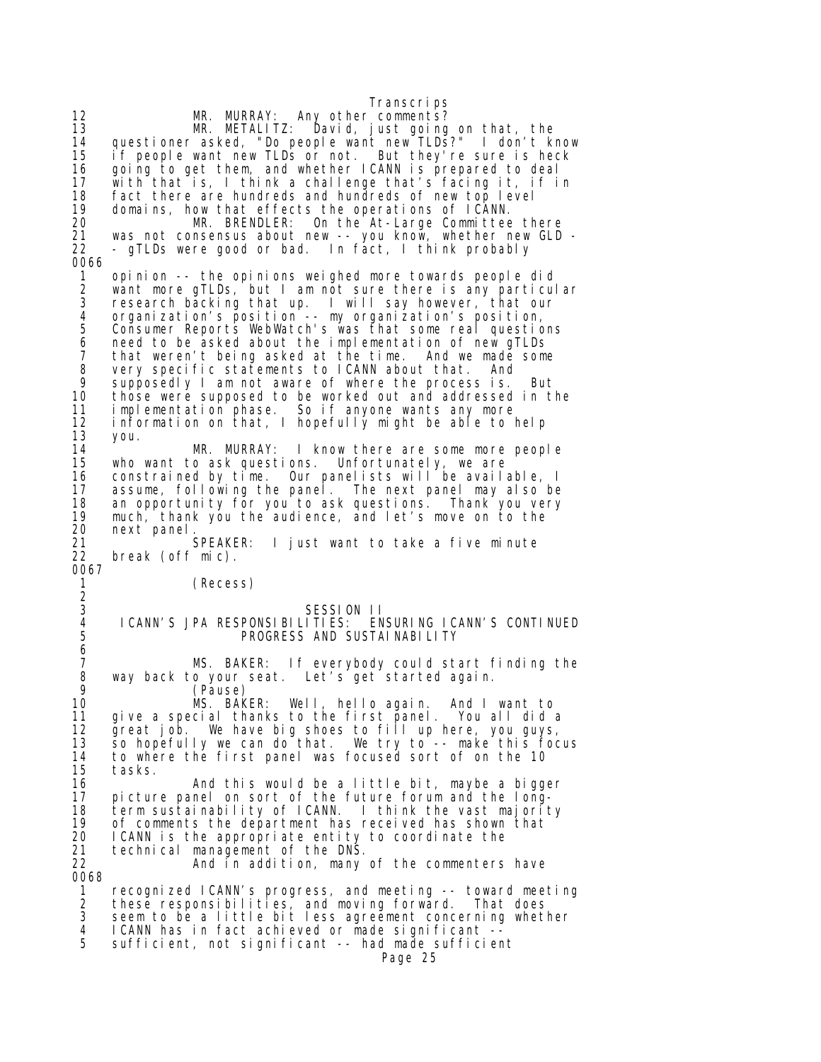Transcrips

12 MR. MURRAY: Any other comments?
13 MR. METALITZ: David, just going on that, the
14 questioner asked, "Do people want new TLDs?" I don't know
15 if people want new TLDs or not. But they're sure is heck
16 going to get them, and whether ICANN is prepared to deal
17 with that is, I think a challenge that's facing it, if in
18 fact there are hundreds and hundreds of new top level
19 domains, how that effects the operations of ICANN.
20 MR. BRENDLER: On the At-Large Committee there
21 was not consensus about new -- you know, whether new GLD -
22 - gTLDs were good or bad. In fact, I think probably
0066
1 opinion -- the opinions weighed more towards people did
2 want more gTLDs, but I am not sure there is any particular
3 research backing that up. I will say however, that our
4 organization's position -- my organization's position,
5 Consumer Reports WebWatch's was that some real questions
6 need to be asked about the implementation of new gTLDs
7 that weren't being asked at the time. And we made some
8 very specific statements to ICANN about that. And
9 supposedly I am not aware of where the process is. But
10 those were supposed to be worked out and addressed in the
11 implementation phase. So if anyone wants any more
12 information on that, I hopefully might be able to help
13 you.
14 MR. MURRAY: I know there are some more people
15 who want to ask questions. Unfortunately, we are
16 constrained by time. Our panelists will be available, I
17 assume, following the panel. The next panel may also be
18 an opportunity for you to ask questions. Thank you very
19 much, thank you the audience, and let's move on to the
20 next panel.
21 SPEAKER: I just want to take a five minute
22 break (off mic).
0067
1 (Recess)
2
3 SESSION II
4 ICANN'S JPA RESPONSIBILITIES: ENSURING ICANN'S CONTINUED
5 PROGRESS AND SUSTAINABILITY
6
7 MS. BAKER: If everybody could start finding the
8 way back to your seat. Let's get started again.
9 (Pause)
10 MS. BAKER: Well, hello again. And I want to
11 give a special thanks to the first panel. You all did a
12 great job. We have big shoes to fill up here, you guys,
13 so hopefully we can do that. We try to -- make this focus
14 to where the first panel was focused sort of on the 10
15 tasks.
16 And this would be a little bit, maybe a bigger
17 picture panel on sort of the future forum and the long-
18 term sustainability of ICANN. I think the vast majority
19 of comments the department has received has shown that
20 ICANN is the appropriate entity to coordinate the
21 technical management of the DNS.
22 And in addition, many of the commenters have
0068
1 recognized ICANN's progress, and meeting -- toward meeting
2 these responsibilities, and moving forward. That does
3 seem to be a little bit less agreement concerning whether
4 ICANN has in fact achieved or made significant --
5 sufficient, not significant -- had made sufficient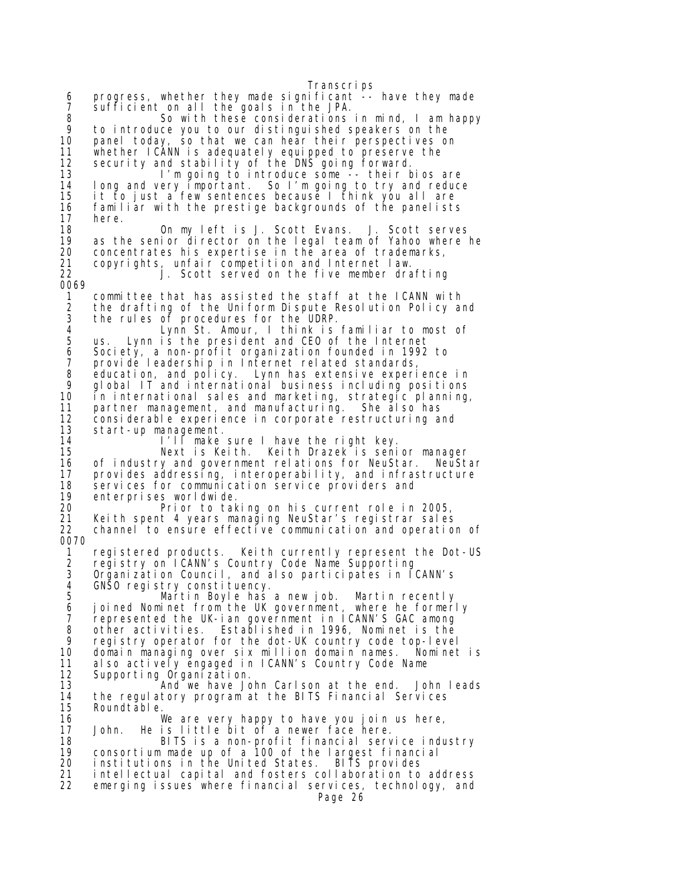6 progress, whether they made significant -- have they made
7 sufficient on all the goals in the JPA.
8 So with these considerations in mind, I am happy
9 to introduce you to our distinguished speakers on the
10 panel today, so that we can hear their perspectives on
11 whether ICANN is adequately equipped to preserve the
12 security and stability of the DNS going forward.
13 I'm going to introduce some -- their bios are
14 long and very important. So I'm going to try and reduce
15 it to just a few sentences because I think you all are
16 familiar with the prestige backgrounds of the panelists
17 here.
18 On my left is J. Scott Evans. J. Scott serves
19 as the senior director on the legal team of Yahoo where he
20 concentrates his expertise in the area of trademarks,
21 copyrights, unfair competition and Internet law.
22 J. Scott served on the five member drafting
0069
1 committee that has assisted the staff at the ICANN with
2 the drafting of the Uniform Dispute Resolution Policy and
3 the rules of procedures for the UDRP.
4 Lynn St. Amour, I think is familiar to most of
5 us. Lynn is the president and CEO of the Internet
6 Society, a non-profit organization founded in 1992 to
7 provide leadership in Internet related standards,
8 education, and policy. Lynn has extensive experience in
9 global IT and international business including positions
10 in international sales and marketing, strategic planning,
11 partner management, and manufacturing. She also has
12 considerable experience in corporate restructuring and
13 start-up management.
14 I'll make sure I have the right key.
15 Next is Keith. Keith Drazek is senior manager
16 of industry and government relations for NeuStar. NeuStar
17 provides addressing, interoperability, and infrastructure
18 services for communication service providers and
19 enterprises worldwide.
20 Prior to taking on his current role in 2005,
21 Keith spent 4 years managing NeuStar's registrar sales
22 channel to ensure effective communication and operation of
0070
1 registered products. Keith currently represent the Dot-US
2 registry on ICANN's Country Code Name Supporting
3 Organization Council, and also participates in ICANN's
4 GNSO registry constituency.
5 Martin Boyle has a new job. Martin recently
6 joined Nominet from the UK government, where he formerly
7 represented the UK-ian government in ICANN'S GAC among
8 other activities. Established in 1996, Nominet is the
9 registry operator for the dot-UK country code top-level
10 domain managing over six million domain names. Nominet is
11 also actively engaged in ICANN's Country Code Name
12 Supporting Organization.
13 And we have John Carlson at the end. John leads
14 the regulatory program at the BITS Financial Services
15 Roundtable.
16 We are very happy to have you join us here,
17 John. He is little bit of a newer face here.
18 BITS is a non-profit financial service industry
19 consortium made up of a 100 of the largest financial
20 institutions in the United States. BITS provides
21 intellectual capital and fosters collaboration to address
22 emerging issues where financial services, technology, and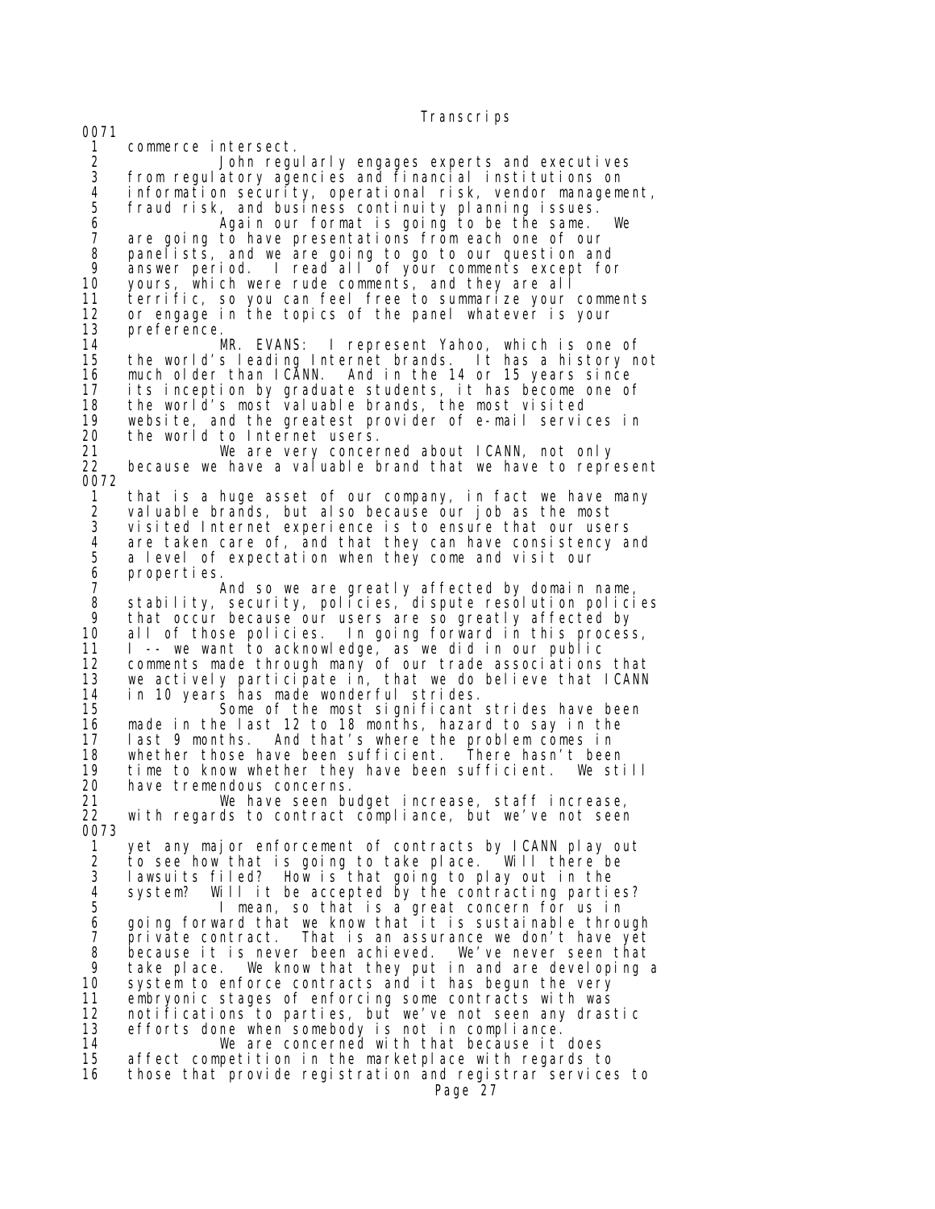0071

1 commerce intersect.
2 John regularly engages experts and executives
3 from regulatory agencies and financial institutions on
4 information security, operational risk, vendor management,
5 fraud risk, and business continuity planning issues.
6 Again our format is going to be the same. We
7 are going to have presentations from each one of our
8 panelists, and we are going to go to our question and
9 answer period. I read all of your comments except for
10 yours, which were rude comments, and they are all
11 terrific, so you can feel free to summarize your comments
12 or engage in the topics of the panel whatever is your
13 preference.
14 MR. EVANS: I represent Yahoo, which is one of
15 the world's leading Internet brands. It has a history not
16 much older than ICANN. And in the 14 or 15 years since
17 its inception by graduate students, it has become one of
18 the world's most valuable brands, the most visited
19 website, and the greatest provider of e-mail services in
20 the world to Internet users.
21 We are very concerned about ICANN, not only
22 because we have a valuable brand that we have to represent

0072

1 that is a huge asset of our company, in fact we have many
2 valuable brands, but also because our job as the most
3 visited Internet experience is to ensure that our users
4 are taken care of, and that they can have consistency and
5 a level of expectation when they come and visit our
6 properties.
7 And so we are greatly affected by domain name,
8 stability, security, policies, dispute resolution policies
9 that occur because our users are so greatly affected by
10 all of those policies. In going forward in this process,
11 I -- we want to acknowledge, as we did in our public
12 comments made through many of our trade associations that
13 we actively participate in, that we do believe that ICANN
14 in 10 years has made wonderful strides.
15 Some of the most significant strides have been
16 made in the last 12 to 18 months, hazard to say in the
17 last 9 months. And that's where the problem comes in
18 whether those have been sufficient. There hasn't been
19 time to know whether they have been sufficient. We still
20 have tremendous concerns.
21 We have seen budget increase, staff increase,
22 with regards to contract compliance, but we've not seen

0073

1 yet any major enforcement of contracts by ICANN play out
2 to see how that is going to take place. Will there be
3 lawsuits filed? How is that going to play out in the
4 system? Will it be accepted by the contracting parties?
5 I mean, so that is a great concern for us in
6 going forward that we know that it is sustainable through
7 private contract. That is an assurance we don't have yet
8 because it is never been achieved. We've never seen that
9 take place. We know that they put in and are developing a
10 system to enforce contracts and it has begun the very
11 embryonic stages of enforcing some contracts with was
12 notifications to parties, but we've not seen any drastic
13 efforts done when somebody is not in compliance.
14 We are concerned with that because it does
15 affect competition in the marketplace with regards to
16 those that provide registration and registrar services to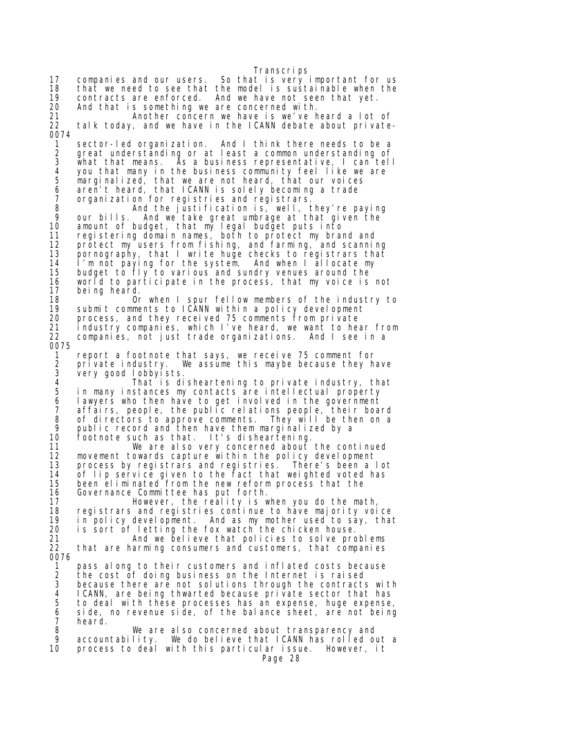17   companies and our users.  So that is very important for us
18   that we need to see that the model is sustainable when the
19   contracts are enforced.  And we have not seen that yet.
20   And that is something we are concerned with.
21             Another concern we have is we've heard a lot of
22   talk today, and we have in the ICANN debate about private-
0074
 1   sector-led organization.  And I think there needs to be a
 2   great understanding or at least a common understanding of
 3   what that means.  As a business representative, I can tell
 4   you that many in the business community feel like we are
 5   marginalized, that we are not heard, that our voices
 6   aren't heard, that ICANN is solely becoming a trade
 7   organization for registries and registrars.
 8             And the justification is, well, they're paying
 9   our bills.  And we take great umbrage at that given the
10   amount of budget, that my legal budget puts into
11   registering domain names, both to protect my brand and
12   protect my users from fishing, and farming, and scanning
13   pornography, that I write huge checks to registrars that
14   I'm not paying for the system.  And when I allocate my
15   budget to fly to various and sundry venues around the
16   world to participate in the process, that my voice is not
17   being heard.
18             Or when I spur fellow members of the industry to
19   submit comments to ICANN within a policy development
20   process, and they received 75 comments from private
21   industry companies, which I've heard, we want to hear from
22   companies, not just trade organizations.  And I see in a
0075
 1   report a footnote that says, we receive 75 comment for
 2   private industry.  We assume this maybe because they have
 3   very good lobbyists.
 4             That is disheartening to private industry, that
 5   in many instances my contacts are intellectual property
 6   lawyers who then have to get involved in the government
 7   affairs, people, the public relations people, their board
 8   of directors to approve comments.  They will be then on a
 9   public record and then have them marginalized by a
10   footnote such as that.  It's disheartening.
11             We are also very concerned about the continued
12   movement towards capture within the policy development
13   process by registrars and registries.  There's been a lot
14   of lip service given to the fact that weighted voted has
15   been eliminated from the new reform process that the
16   Governance Committee has put forth.
17             However, the reality is when you do the math,
18   registrars and registries continue to have majority voice
19   in policy development.  And as my mother used to say, that
20   is sort of letting the fox watch the chicken house.
21             And we believe that policies to solve problems
22   that are harming consumers and customers, that companies
0076
 1   pass along to their customers and inflated costs because
 2   the cost of doing business on the Internet is raised
 3   because there are not solutions through the contracts with
 4   ICANN, are being thwarted because private sector that has
 5   to deal with these processes has an expense, huge expense,
 6   side, no revenue side, of the balance sheet, are not being
 7   heard.
 8             We are also concerned about transparency and
 9   accountability.  We do believe that ICANN has rolled out a
10   process to deal with this particular issue.  However, it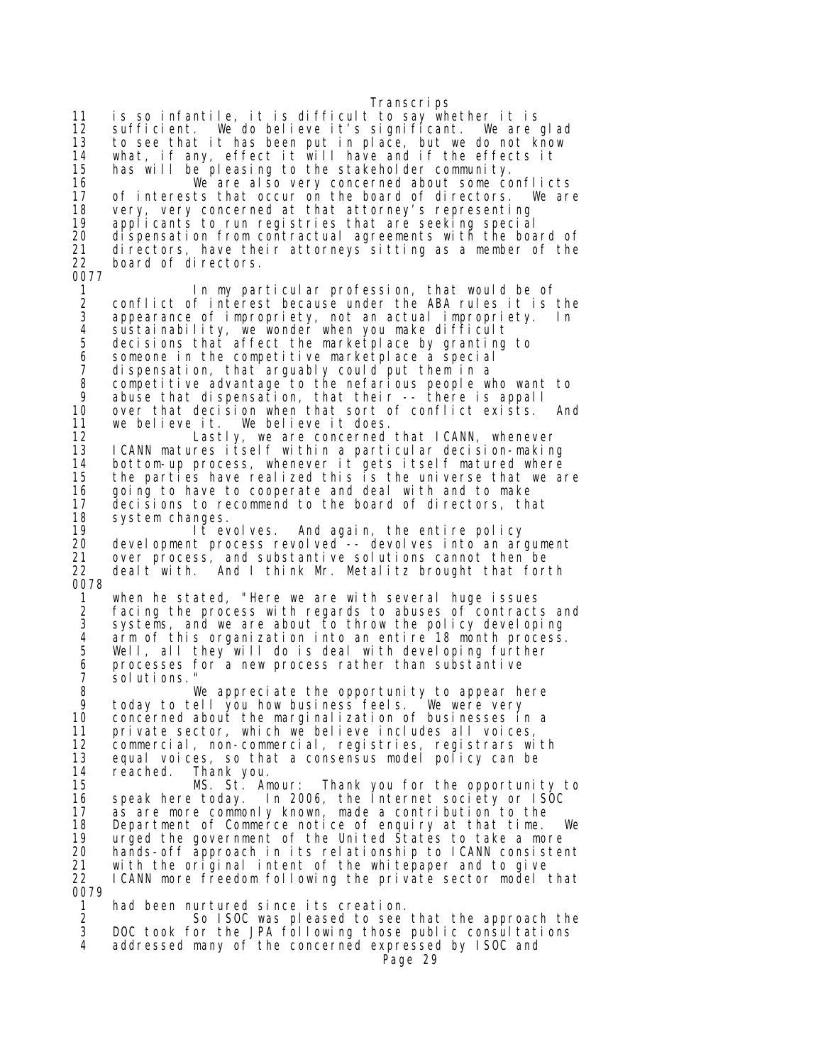11 is so infantile, it is difficult to say whether it is
12 sufficient. We do believe it's significant. We are glad
13 to see that it has been put in place, but we do not know
14 what, if any, effect it will have and if the effects it
15 has will be pleasing to the stakeholder community.
16 We are also very concerned about some conflicts
17 of interests that occur on the board of directors. We are
18 very, very concerned at that attorney's representing
19 applicants to run registries that are seeking special
20 dispensation from contractual agreements with the board of
21 directors, have their attorneys sitting as a member of the
22 board of directors.
0077
1 In my particular profession, that would be of
2 conflict of interest because under the ABA rules it is the
3 appearance of impropriety, not an actual impropriety. In
4 sustainability, we wonder when you make difficult
5 decisions that affect the marketplace by granting to
6 someone in the competitive marketplace a special
7 dispensation, that arguably could put them in a
8 competitive advantage to the nefarious people who want to
9 abuse that dispensation, that their -- there is appall
10 over that decision when that sort of conflict exists. And
11 we believe it. We believe it does.
12 Lastly, we are concerned that ICANN, whenever
13 ICANN matures itself within a particular decision-making
14 bottom-up process, whenever it gets itself matured where
15 the parties have realized this is the universe that we are
16 going to have to cooperate and deal with and to make
17 decisions to recommend to the board of directors, that
18 system changes.
19 It evolves. And again, the entire policy
20 development process revolved -- devolves into an argument
21 over process, and substantive solutions cannot then be
22 dealt with. And I think Mr. Metalitz brought that forth
0078
1 when he stated, "Here we are with several huge issues
2 facing the process with regards to abuses of contracts and
3 systems, and we are about to throw the policy developing
4 arm of this organization into an entire 18 month process.
5 Well, all they will do is deal with developing further
6 processes for a new process rather than substantive
7 solutions."
8 We appreciate the opportunity to appear here
9 today to tell you how business feels. We were very
10 concerned about the marginalization of businesses in a
11 private sector, which we believe includes all voices,
12 commercial, non-commercial, registries, registrars with
13 equal voices, so that a consensus model policy can be
14 reached. Thank you.
15 MS. St. Amour: Thank you for the opportunity to
16 speak here today. In 2006, the Internet society or ISOC
17 as are more commonly known, made a contribution to the
18 Department of Commerce notice of enquiry at that time. We
19 urged the government of the United States to take a more
20 hands-off approach in its relationship to ICANN consistent
21 with the original intent of the whitepaper and to give
22 ICANN more freedom following the private sector model that
0079
1 had been nurtured since its creation.
2 So ISOC was pleased to see that the approach the
3 DOC took for the JPA following those public consultations
4 addressed many of the concerned expressed by ISOC and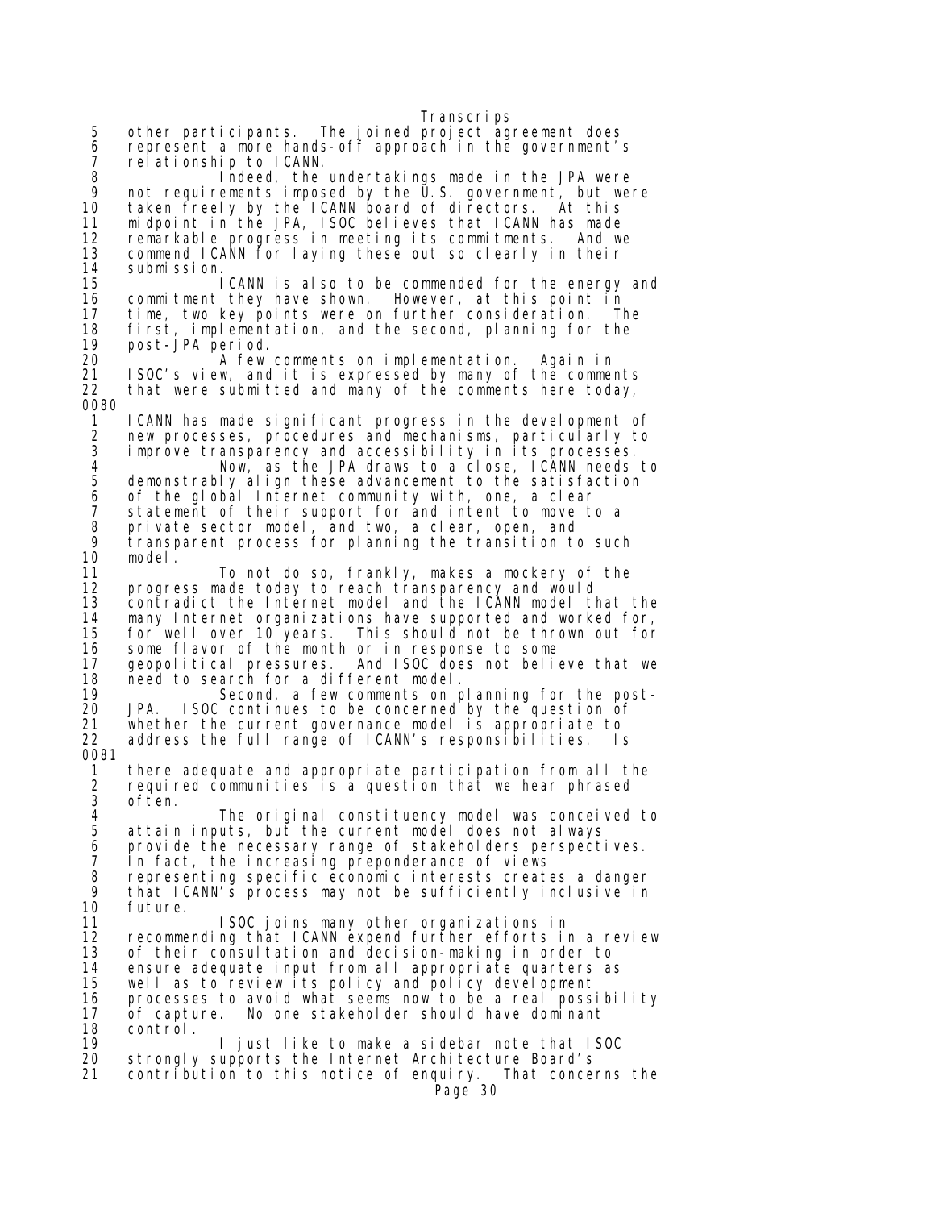5    other participants.  The joined project agreement does
6    represent a more hands-off approach in the government's
7    relationship to ICANN.
8              Indeed, the undertakings made in the JPA were
9    not requirements imposed by the U.S. government, but were
10   taken freely by the ICANN board of directors.  At this
11   midpoint in the JPA, ISOC believes that ICANN has made
12   remarkable progress in meeting its commitments.  And we
13   commend ICANN for laying these out so clearly in their
14   submission.
15             ICANN is also to be commended for the energy and
16   commitment they have shown.  However, at this point in
17   time, two key points were on further consideration.  The
18   first, implementation, and the second, planning for the
19   post-JPA period.
20             A few comments on implementation.  Again in
21   ISOC's view, and it is expressed by many of the comments
22   that were submitted and many of the comments here today,
0080
1    ICANN has made significant progress in the development of
2    new processes, procedures and mechanisms, particularly to
3    improve transparency and accessibility in its processes.
4              Now, as the JPA draws to a close, ICANN needs to
5    demonstrably align these advancement to the satisfaction
6    of the global Internet community with, one, a clear
7    statement of their support for and intent to move to a
8    private sector model, and two, a clear, open, and
9    transparent process for planning the transition to such
10   model.
11             To not do so, frankly, makes a mockery of the
12   progress made today to reach transparency and would
13   contradict the Internet model and the ICANN model that the
14   many Internet organizations have supported and worked for,
15   for well over 10 years.  This should not be thrown out for
16   some flavor of the month or in response to some
17   geopolitical pressures.  And ISOC does not believe that we
18   need to search for a different model.
19             Second, a few comments on planning for the post-
20   JPA.  ISOC continues to be concerned by the question of
21   whether the current governance model is appropriate to
22   address the full range of ICANN's responsibilities.  Is
0081
1    there adequate and appropriate participation from all the
2    required communities is a question that we hear phrased
3    often.
4              The original constituency model was conceived to
5    attain inputs, but the current model does not always
6    provide the necessary range of stakeholders perspectives.
7    In fact, the increasing preponderance of views
8    representing specific economic interests creates a danger
9    that ICANN's process may not be sufficiently inclusive in
10   future.
11             ISOC joins many other organizations in
12   recommending that ICANN expend further efforts in a review
13   of their consultation and decision-making in order to
14   ensure adequate input from all appropriate quarters as
15   well as to review its policy and policy development
16   processes to avoid what seems now to be a real possibility
17   of capture.  No one stakeholder should have dominant
18   control.
19             I just like to make a sidebar note that ISOC
20   strongly supports the Internet Architecture Board's
21   contribution to this notice of enquiry.  That concerns the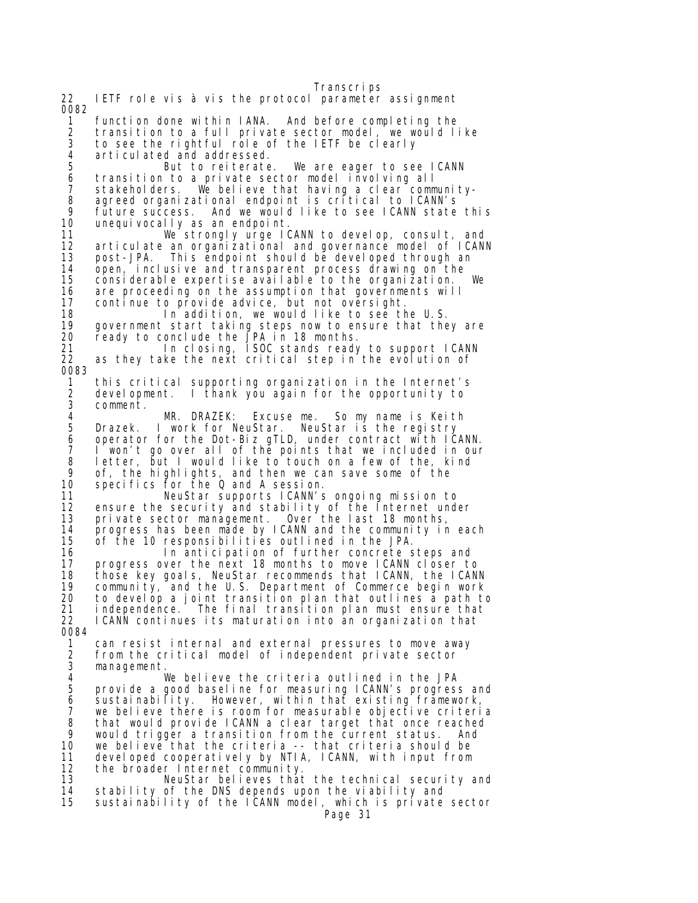22   IETF role vis à vis the protocol parameter assignment
0082
 1   function done within IANA.  And before completing the
 2   transition to a full private sector model, we would like
 3   to see the rightful role of the IETF be clearly
 4   articulated and addressed.
 5             But to reiterate.  We are eager to see ICANN
 6   transition to a private sector model involving all
 7   stakeholders.  We believe that having a clear community-
 8   agreed organizational endpoint is critical to ICANN's
 9   future success.  And we would like to see ICANN state this
10   unequivocally as an endpoint.
11             We strongly urge ICANN to develop, consult, and
12   articulate an organizational and governance model of ICANN
13   post-JPA.  This endpoint should be developed through an
14   open, inclusive and transparent process drawing on the
15   considerable expertise available to the organization.  We
16   are proceeding on the assumption that governments will
17   continue to provide advice, but not oversight.
18             In addition, we would like to see the U.S.
19   government start taking steps now to ensure that they are
20   ready to conclude the JPA in 18 months.
21             In closing, ISOC stands ready to support ICANN
22   as they take the next critical step in the evolution of
0083
 1   this critical supporting organization in the Internet's
 2   development.  I thank you again for the opportunity to
 3   comment.
 4             MR. DRAZEK:  Excuse me.  So my name is Keith
 5   Drazek.  I work for NeuStar.  NeuStar is the registry
 6   operator for the Dot-Biz gTLD, under contract with ICANN.
 7   I won't go over all of the points that we included in our
 8   letter, but I would like to touch on a few of the, kind
 9   of, the highlights, and then we can save some of the
10   specifics for the Q and A session.
11             NeuStar supports ICANN's ongoing mission to
12   ensure the security and stability of the Internet under
13   private sector management.  Over the last 18 months,
14   progress has been made by ICANN and the community in each
15   of the 10 responsibilities outlined in the JPA.
16             In anticipation of further concrete steps and
17   progress over the next 18 months to move ICANN closer to
18   those key goals, NeuStar recommends that ICANN, the ICANN
19   community, and the U.S. Department of Commerce begin work
20   to develop a joint transition plan that outlines a path to
21   independence.  The final transition plan must ensure that
22   ICANN continues its maturation into an organization that
0084
 1   can resist internal and external pressures to move away
 2   from the critical model of independent private sector
 3   management.
 4             We believe the criteria outlined in the JPA
 5   provide a good baseline for measuring ICANN's progress and
 6   sustainability.  However, within that existing framework,
 7   we believe there is room for measurable objective criteria
 8   that would provide ICANN a clear target that once reached
 9   would trigger a transition from the current status.  And
10   we believe that the criteria -- that criteria should be
11   developed cooperatively by NTIA, ICANN, with input from
12   the broader Internet community.
13             NeuStar believes that the technical security and
14   stability of the DNS depends upon the viability and
15   sustainability of the ICANN model, which is private sector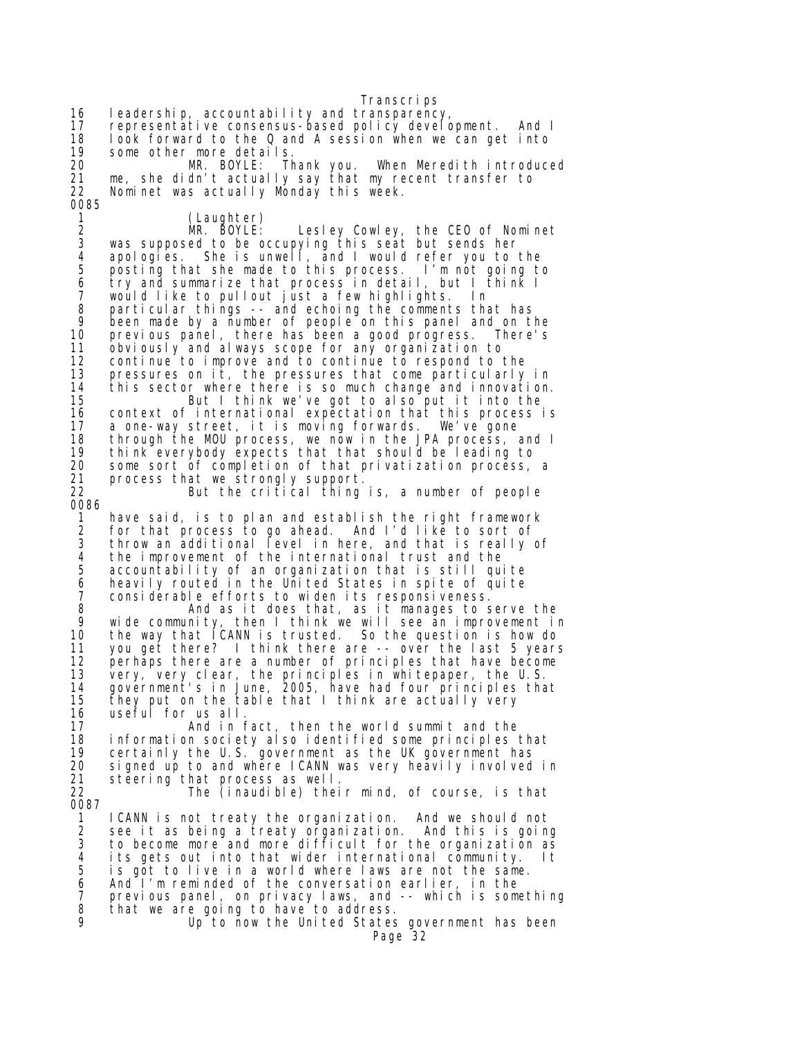16 leadership, accountability and transparency,
17 representative consensus-based policy development. And I
18 look forward to the Q and A session when we can get into
19 some other more details.
20 MR. BOYLE: Thank you. When Meredith introduced
21 me, she didn't actually say that my recent transfer to
22 Nominet was actually Monday this week.

0085

1 (Laughter)
2 MR. BOYLE: Lesley Cowley, the CEO of Nominet
3 was supposed to be occupying this seat but sends her
4 apologies. She is unwell, and I would refer you to the
5 posting that she made to this process. I'm not going to
6 try and summarize that process in detail, but I think I
7 would like to pullout just a few highlights. In
8 particular things -- and echoing the comments that has
9 been made by a number of people on this panel and on the
10 previous panel, there has been a good progress. There's
11 obviously and always scope for any organization to
12 continue to improve and to continue to respond to the
13 pressures on it, the pressures that come particularly in
14 this sector where there is so much change and innovation.
15 But I think we've got to also put it into the
16 context of international expectation that this process is
17 a one-way street, it is moving forwards. We've gone
18 through the MOU process, we now in the JPA process, and I
19 think everybody expects that that should be leading to
20 some sort of completion of that privatization process, a
21 process that we strongly support.
22 But the critical thing is, a number of people

0086

1 have said, is to plan and establish the right framework
2 for that process to go ahead. And I'd like to sort of
3 throw an additional level in here, and that is really of
4 the improvement of the international trust and the
5 accountability of an organization that is still quite
6 heavily routed in the United States in spite of quite
7 considerable efforts to widen its responsiveness.
8 And as it does that, as it manages to serve the
9 wide community, then I think we will see an improvement in
10 the way that ICANN is trusted. So the question is how do
11 you get there? I think there are -- over the last 5 years
12 perhaps there are a number of principles that have become
13 very, very clear, the principles in whitepaper, the U.S.
14 government's in June, 2005, have had four principles that
15 they put on the table that I think are actually very
16 useful for us all.
17 And in fact, then the world summit and the
18 information society also identified some principles that
19 certainly the U.S. government as the UK government has
20 signed up to and where ICANN was very heavily involved in
21 steering that process as well.
22 The (inaudible) their mind, of course, is that

0087

1 ICANN is not treaty the organization. And we should not
2 see it as being a treaty organization. And this is going
3 to become more and more difficult for the organization as
4 its gets out into that wider international community. It
5 is got to live in a world where laws are not the same.
6 And I'm reminded of the conversation earlier, in the
7 previous panel, on privacy laws, and -- which is something
8 that we are going to have to address.
9 Up to now the United States government has been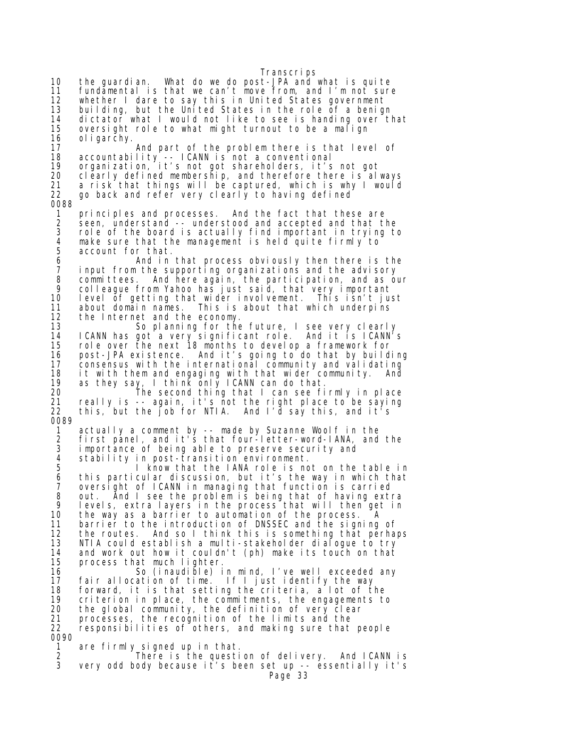10 the guardian. What do we do post-JPA and what is quite
11 fundamental is that we can't move from, and I'm not sure
12 whether I dare to say this in United States government
13 building, but the United States in the role of a benign
14 dictator what I would not like to see is handing over that
15 oversight role to what might turnout to be a malign
16 oligarchy.
17 And part of the problem there is that level of
18 accountability -- ICANN is not a conventional
19 organization, it's not got shareholders, it's not got
20 clearly defined membership, and therefore there is always
21 a risk that things will be captured, which is why I would
22 go back and refer very clearly to having defined
0088
1 principles and processes. And the fact that these are
2 seen, understand -- understood and accepted and that the
3 role of the board is actually find important in trying to
4 make sure that the management is held quite firmly to
5 account for that.
6 And in that process obviously then there is the
7 input from the supporting organizations and the advisory
8 committees. And here again, the participation, and as our
9 colleague from Yahoo has just said, that very important
10 level of getting that wider involvement. This isn't just
11 about domain names. This is about that which underpins
12 the Internet and the economy.
13 So planning for the future, I see very clearly
14 ICANN has got a very significant role. And it is ICANN's
15 role over the next 18 months to develop a framework for
16 post-JPA existence. And it's going to do that by building
17 consensus with the international community and validating
18 it with them and engaging with that wider community. And
19 as they say, I think only ICANN can do that.
20 The second thing that I can see firmly in place
21 really is -- again, it's not the right place to be saying
22 this, but the job for NTIA. And I'd say this, and it's
0089
1 actually a comment by -- made by Suzanne Woolf in the
2 first panel, and it's that four-letter-word-IANA, and the
3 importance of being able to preserve security and
4 stability in post-transition environment.
5 I know that the IANA role is not on the table in
6 this particular discussion, but it's the way in which that
7 oversight of ICANN in managing that function is carried
8 out. And I see the problem is being that of having extra
9 levels, extra layers in the process that will then get in
10 the way as a barrier to automation of the process. A
11 barrier to the introduction of DNSSEC and the signing of
12 the routes. And so I think this is something that perhaps
13 NTIA could establish a multi-stakeholder dialogue to try
14 and work out how it couldn't (ph) make its touch on that
15 process that much lighter.
16 So (inaudible) in mind, I've well exceeded any
17 fair allocation of time. If I just identify the way
18 forward, it is that setting the criteria, a lot of the
19 criterion in place, the commitments, the engagements to
20 the global community, the definition of very clear
21 processes, the recognition of the limits and the
22 responsibilities of others, and making sure that people
0090
1 are firmly signed up in that.
2 There is the question of delivery. And ICANN is
3 very odd body because it's been set up -- essentially it's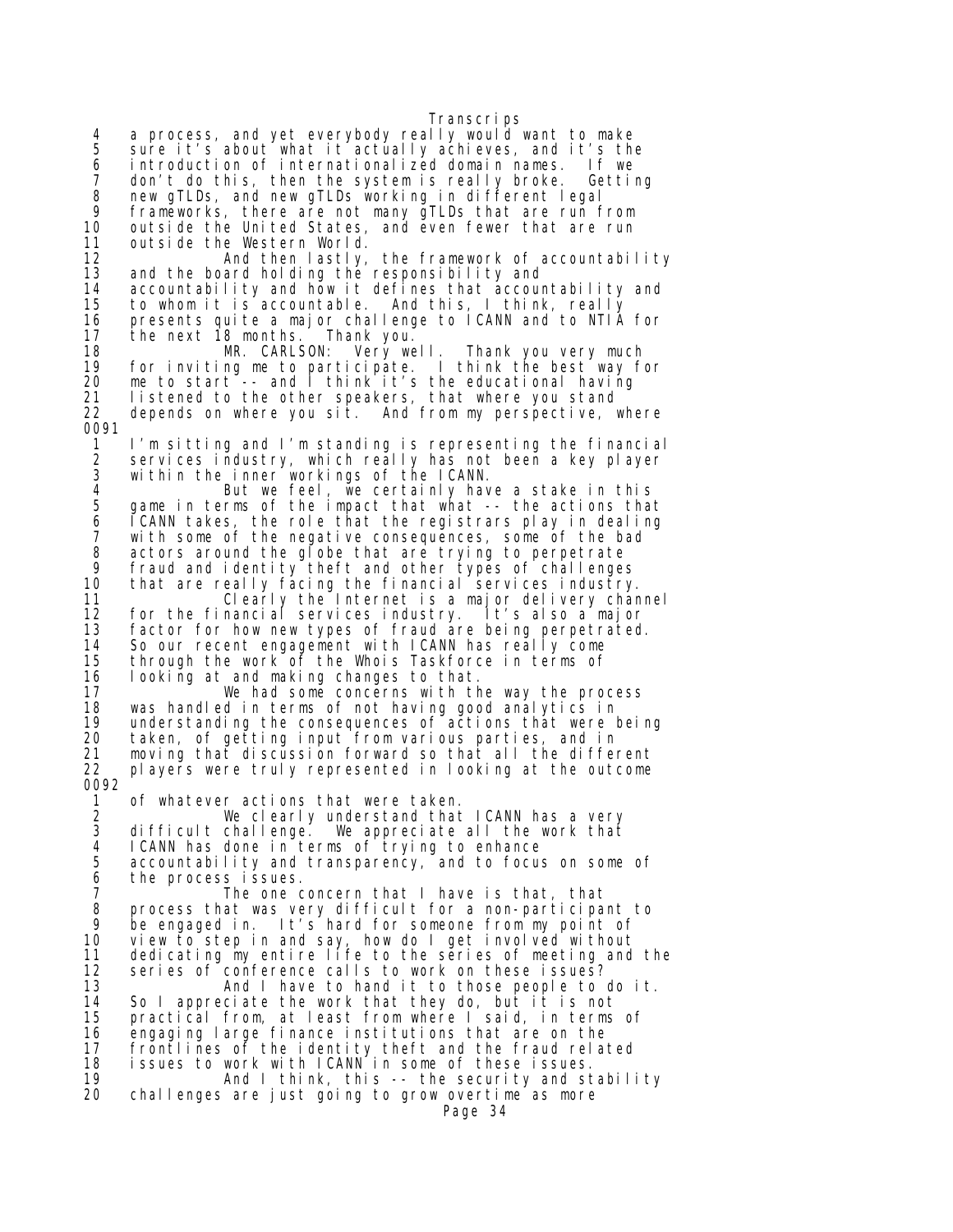4 a process, and yet everybody really would want to make
5 sure it's about what it actually achieves, and it's the
6 introduction of internationalized domain names. If we
7 don't do this, then the system is really broke. Getting
8 new gTLDs, and new gTLDs working in different legal
9 frameworks, there are not many gTLDs that are run from
10 outside the United States, and even fewer that are run
11 outside the Western World.
12 And then lastly, the framework of accountability
13 and the board holding the responsibility and
14 accountability and how it defines that accountability and
15 to whom it is accountable. And this, I think, really
16 presents quite a major challenge to ICANN and to NTIA for
17 the next 18 months. Thank you.
18 MR. CARLSON: Very well. Thank you very much
19 for inviting me to participate. I think the best way for
20 me to start -- and I think it's the educational having
21 listened to the other speakers, that where you stand
22 depends on where you sit. And from my perspective, where

0091

1 I'm sitting and I'm standing is representing the financial
2 services industry, which really has not been a key player
3 within the inner workings of the ICANN.
4 But we feel, we certainly have a stake in this
5 game in terms of the impact that what -- the actions that
6 ICANN takes, the role that the registrars play in dealing
7 with some of the negative consequences, some of the bad
8 actors around the globe that are trying to perpetrate
9 fraud and identity theft and other types of challenges
10 that are really facing the financial services industry.
11 Clearly the Internet is a major delivery channel
12 for the financial services industry. It's also a major
13 factor for how new types of fraud are being perpetrated.
14 So our recent engagement with ICANN has really come
15 through the work of the Whois Taskforce in terms of
16 looking at and making changes to that.
17 We had some concerns with the way the process
18 was handled in terms of not having good analytics in
19 understanding the consequences of actions that were being
20 taken, of getting input from various parties, and in
21 moving that discussion forward so that all the different
22 players were truly represented in looking at the outcome

0092

1 of whatever actions that were taken.
2 We clearly understand that ICANN has a very
3 difficult challenge. We appreciate all the work that
4 ICANN has done in terms of trying to enhance
5 accountability and transparency, and to focus on some of
6 the process issues.
7 The one concern that I have is that, that
8 process that was very difficult for a non-participant to
9 be engaged in. It's hard for someone from my point of
10 view to step in and say, how do I get involved without
11 dedicating my entire life to the series of meeting and the
12 series of conference calls to work on these issues?
13 And I have to hand it to those people to do it.
14 So I appreciate the work that they do, but it is not
15 practical from, at least from where I said, in terms of
16 engaging large finance institutions that are on the
17 frontlines of the identity theft and the fraud related
18 issues to work with ICANN in some of these issues.
19 And I think, this -- the security and stability
20 challenges are just going to grow overtime as more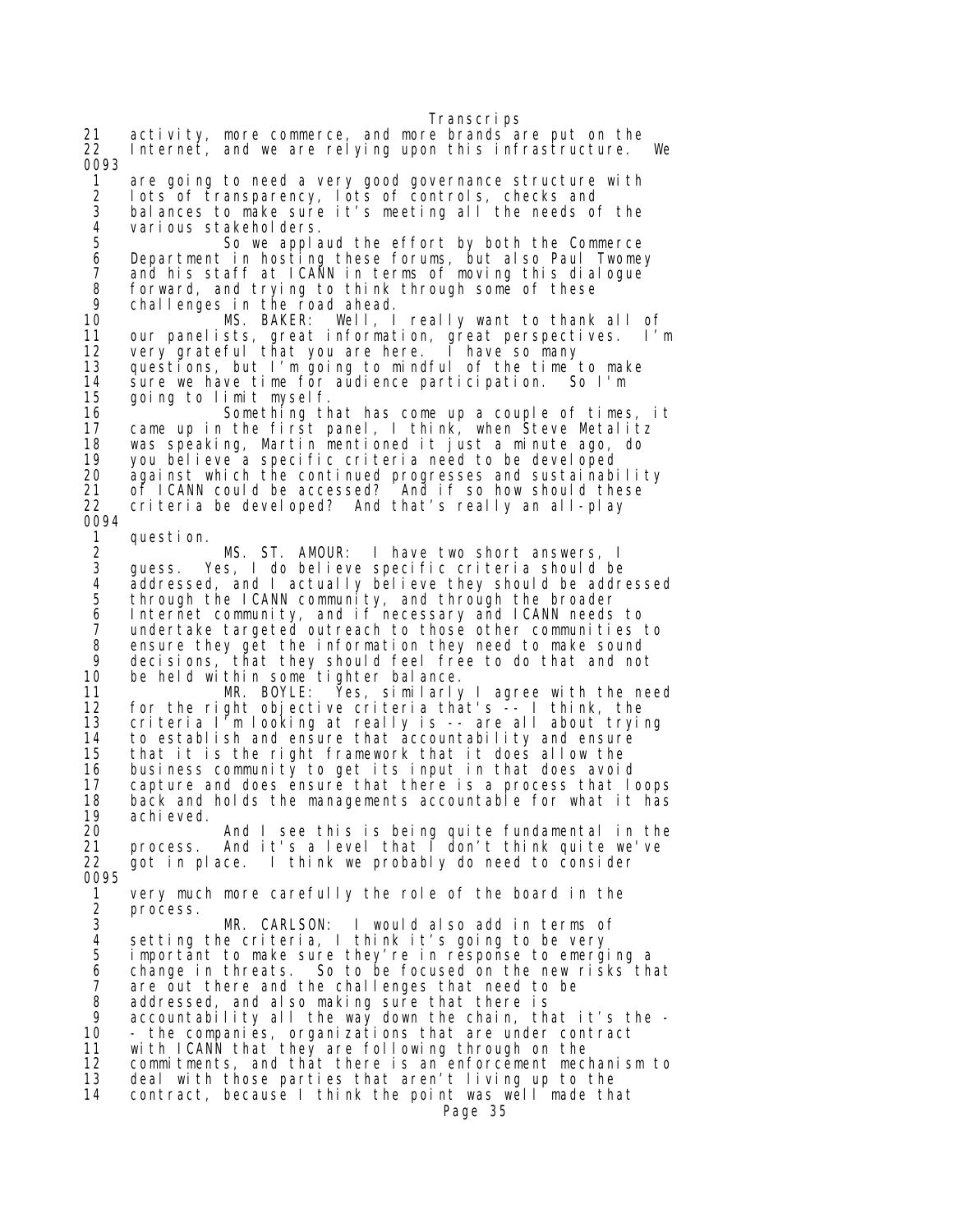21 activity, more commerce, and more brands are put on the
22 Internet, and we are relying upon this infrastructure. We
0093
1 are going to need a very good governance structure with
2 lots of transparency, lots of controls, checks and
3 balances to make sure it's meeting all the needs of the
4 various stakeholders.
5 So we applaud the effort by both the Commerce
6 Department in hosting these forums, but also Paul Twomey
7 and his staff at ICANN in terms of moving this dialogue
8 forward, and trying to think through some of these
9 challenges in the road ahead.
10 MS. BAKER: Well, I really want to thank all of
11 our panelists, great information, great perspectives. I'm
12 very grateful that you are here. I have so many
13 questions, but I'm going to mindful of the time to make
14 sure we have time for audience participation. So I'm
15 going to limit myself.
16 Something that has come up a couple of times, it
17 came up in the first panel, I think, when Steve Metalitz
18 was speaking, Martin mentioned it just a minute ago, do
19 you believe a specific criteria need to be developed
20 against which the continued progresses and sustainability
21 of ICANN could be accessed? And if so how should these
22 criteria be developed? And that's really an all-play
0094
1 question.
2 MS. ST. AMOUR: I have two short answers, I
3 guess. Yes, I do believe specific criteria should be
4 addressed, and I actually believe they should be addressed
5 through the ICANN community, and through the broader
6 Internet community, and if necessary and ICANN needs to
7 undertake targeted outreach to those other communities to
8 ensure they get the information they need to make sound
9 decisions, that they should feel free to do that and not
10 be held within some tighter balance.
11 MR. BOYLE: Yes, similarly I agree with the need
12 for the right objective criteria that's -- I think, the
13 criteria I'm looking at really is -- are all about trying
14 to establish and ensure that accountability and ensure
15 that it is the right framework that it does allow the
16 business community to get its input in that does avoid
17 capture and does ensure that there is a process that loops
18 back and holds the managements accountable for what it has
19 achieved.
20 And I see this is being quite fundamental in the
21 process. And it's a level that I don't think quite we've
22 got in place. I think we probably do need to consider
0095
1 very much more carefully the role of the board in the
2 process.
3 MR. CARLSON: I would also add in terms of
4 setting the criteria, I think it's going to be very
5 important to make sure they're in response to emerging a
6 change in threats. So to be focused on the new risks that
7 are out there and the challenges that need to be
8 addressed, and also making sure that there is
9 accountability all the way down the chain, that it's the -
10 - the companies, organizations that are under contract
11 with ICANN that they are following through on the
12 commitments, and that there is an enforcement mechanism to
13 deal with those parties that aren't living up to the
14 contract, because I think the point was well made that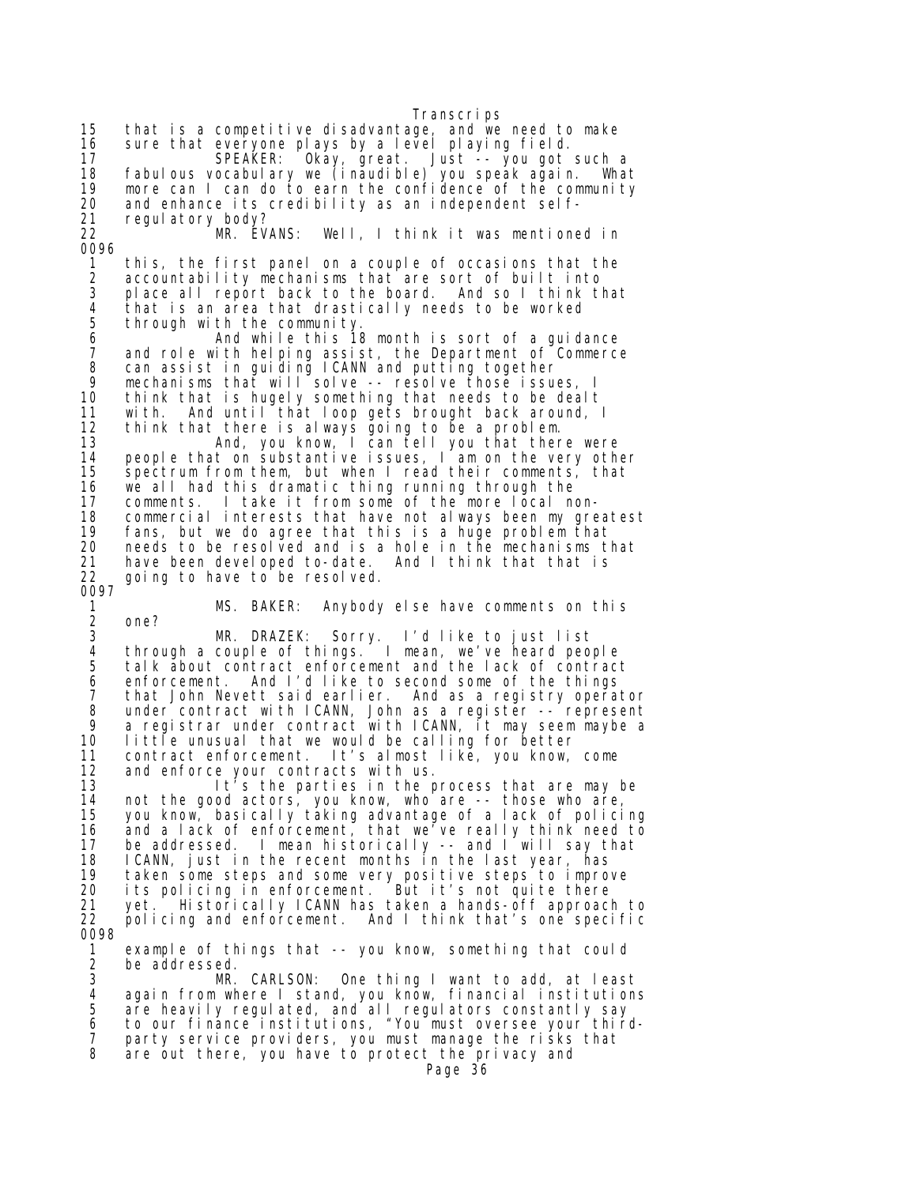15 that is a competitive disadvantage, and we need to make
16 sure that everyone plays by a level playing field.
17 SPEAKER: Okay, great. Just -- you got such a
18 fabulous vocabulary we (inaudible) you speak again. What
19 more can I can do to earn the confidence of the community
20 and enhance its credibility as an independent self-
21 regulatory body?
22 MR. EVANS: Well, I think it was mentioned in
0096
1 this, the first panel on a couple of occasions that the
2 accountability mechanisms that are sort of built into
3 place all report back to the board. And so I think that
4 that is an area that drastically needs to be worked
5 through with the community.
6 And while this 18 month is sort of a guidance
7 and role with helping assist, the Department of Commerce
8 can assist in guiding ICANN and putting together
9 mechanisms that will solve -- resolve those issues, I
10 think that is hugely something that needs to be dealt
11 with. And until that loop gets brought back around, I
12 think that there is always going to be a problem.
13 And, you know, I can tell you that there were
14 people that on substantive issues, I am on the very other
15 spectrum from them, but when I read their comments, that
16 we all had this dramatic thing running through the
17 comments. I take it from some of the more local non-
18 commercial interests that have not always been my greatest
19 fans, but we do agree that this is a huge problem that
20 needs to be resolved and is a hole in the mechanisms that
21 have been developed to-date. And I think that that is
22 going to have to be resolved.
0097
1 MS. BAKER: Anybody else have comments on this
2 one?
3 MR. DRAZEK: Sorry. I'd like to just list
4 through a couple of things. I mean, we've heard people
5 talk about contract enforcement and the lack of contract
6 enforcement. And I'd like to second some of the things
7 that John Nevett said earlier. And as a registry operator
8 under contract with ICANN, John as a register -- represent
9 a registrar under contract with ICANN, it may seem maybe a
10 little unusual that we would be calling for better
11 contract enforcement. It's almost like, you know, come
12 and enforce your contracts with us.
13 It's the parties in the process that are may be
14 not the good actors, you know, who are -- those who are,
15 you know, basically taking advantage of a lack of policing
16 and a lack of enforcement, that we've really think need to
17 be addressed. I mean historically -- and I will say that
18 ICANN, just in the recent months in the last year, has
19 taken some steps and some very positive steps to improve
20 its policing in enforcement. But it's not quite there
21 yet. Historically ICANN has taken a hands-off approach to
22 policing and enforcement. And I think that's one specific
0098
1 example of things that -- you know, something that could
2 be addressed.
3 MR. CARLSON: One thing I want to add, at least
4 again from where I stand, you know, financial institutions
5 are heavily regulated, and all regulators constantly say
6 to our finance institutions, "You must oversee your third-
7 party service providers, you must manage the risks that
8 are out there, you have to protect the privacy and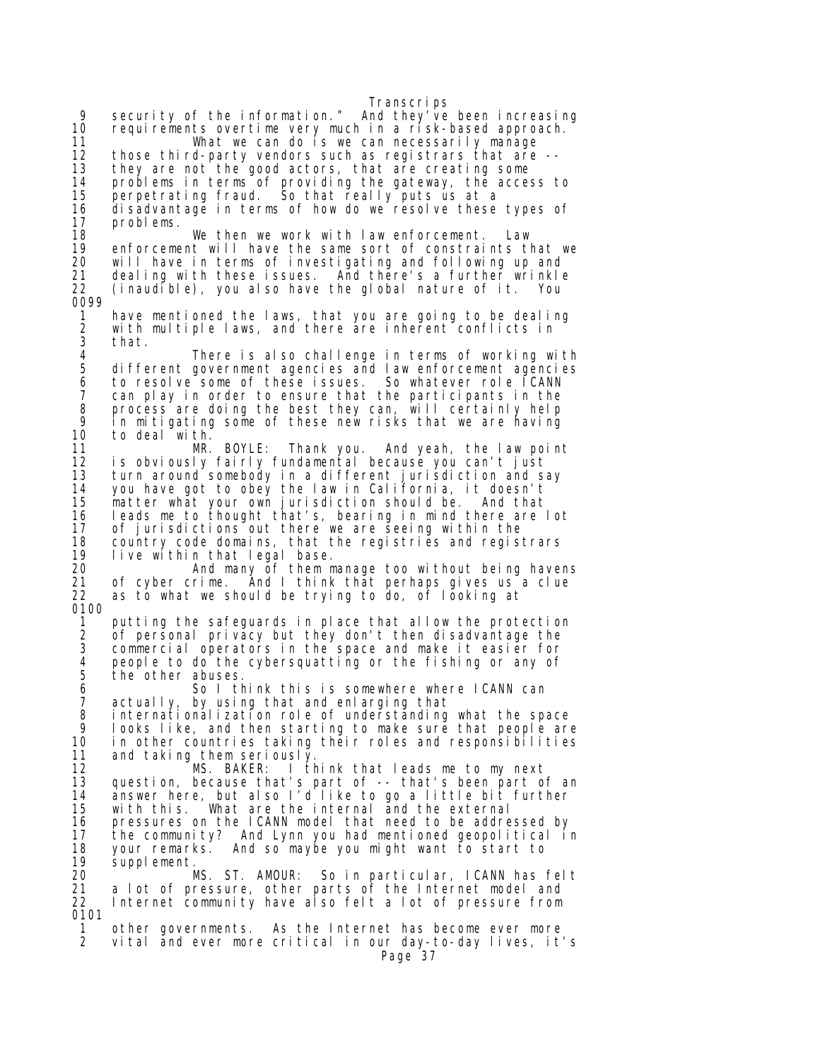security of the information." And they've been increasing requirements overtime very much in a risk-based approach.

What we can do is we can necessarily manage those third-party vendors such as registrars that are -- they are not the good actors, that are creating some problems in terms of providing the gateway, the access to perpetrating fraud. So that really puts us at a disadvantage in terms of how do we resolve these types of problems.

We then we work with law enforcement. Law enforcement will have the same sort of constraints that we will have in terms of investigating and following up and dealing with these issues. And there's a further wrinkle (inaudible), you also have the global nature of it. You have mentioned the laws, that you are going to be dealing with multiple laws, and there are inherent conflicts in that.

There is also challenge in terms of working with different government agencies and law enforcement agencies to resolve some of these issues. So whatever role ICANN can play in order to ensure that the participants in the process are doing the best they can, will certainly help in mitigating some of these new risks that we are having to deal with.

MR. BOYLE: Thank you. And yeah, the law point is obviously fairly fundamental because you can't just turn around somebody in a different jurisdiction and say you have got to obey the law in California, it doesn't matter what your own jurisdiction should be. And that leads me to thought that's, bearing in mind there are lot of jurisdictions out there we are seeing within the country code domains, that the registries and registrars live within that legal base.

And many of them manage too without being havens of cyber crime. And I think that perhaps gives us a clue as to what we should be trying to do, of looking at putting the safeguards in place that allow the protection of personal privacy but they don't then disadvantage the commercial operators in the space and make it easier for people to do the cybersquatting or the fishing or any of the other abuses.

So I think this is somewhere where ICANN can actually, by using that and enlarging that internationalization role of understanding what the space looks like, and then starting to make sure that people are in other countries taking their roles and responsibilities and taking them seriously.

MS. BAKER: I think that leads me to my next question, because that's part of -- that's been part of an answer here, but also I'd like to go a little bit further with this. What are the internal and the external pressures on the ICANN model that need to be addressed by the community? And Lynn you had mentioned geopolitical in your remarks. And so maybe you might want to start to supplement.

MS. ST. AMOUR: So in particular, ICANN has felt a lot of pressure, other parts of the Internet model and Internet community have also felt a lot of pressure from other governments. As the Internet has become ever more vital and ever more critical in our day-to-day lives, it's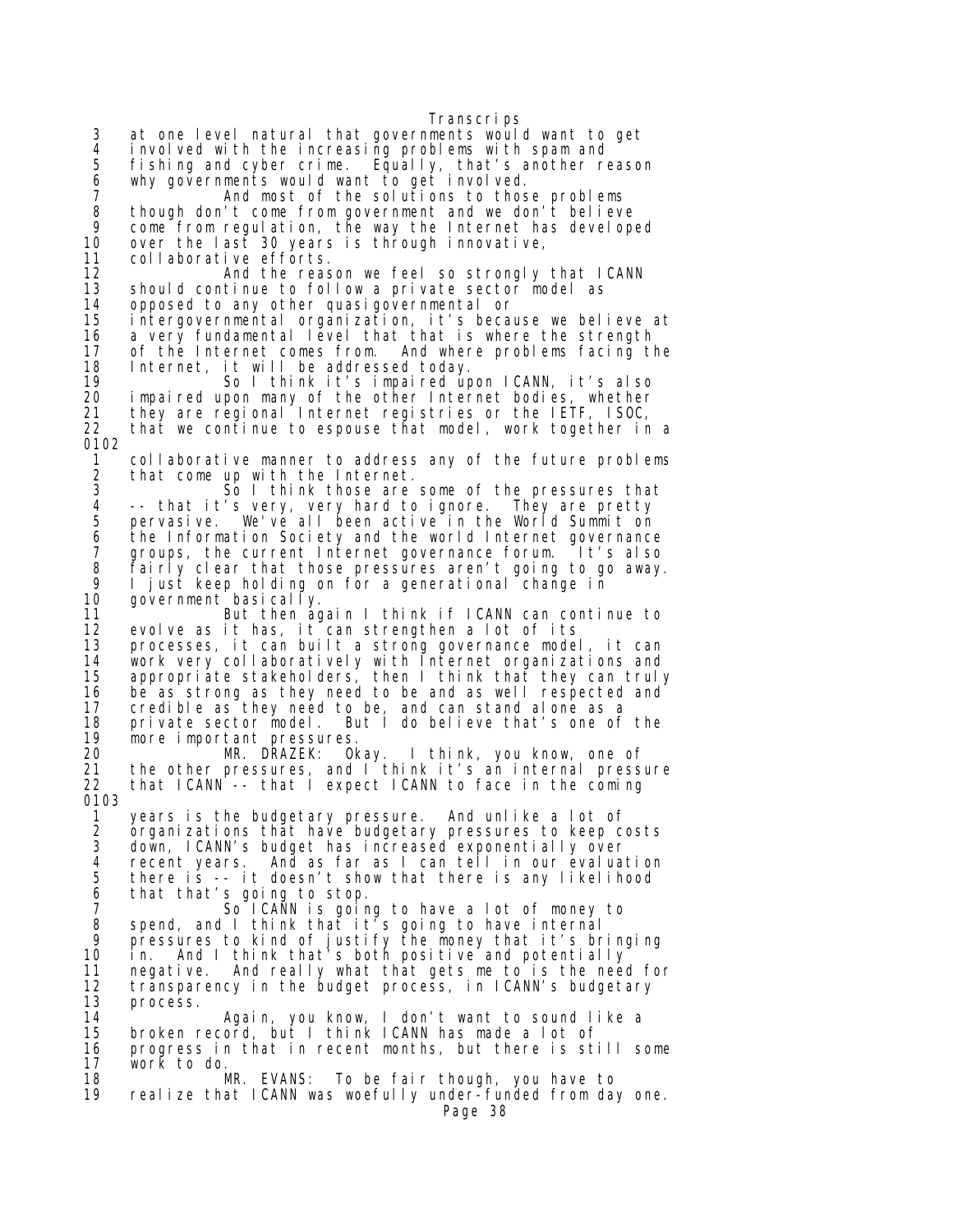3 at one level natural that governments would want to get
4 involved with the increasing problems with spam and
5 fishing and cyber crime. Equally, that's another reason
6 why governments would want to get involved.
7 And most of the solutions to those problems
8 though don't come from government and we don't believe
9 come from regulation, the way the Internet has developed
10 over the last 30 years is through innovative,
11 collaborative efforts.
12 And the reason we feel so strongly that ICANN
13 should continue to follow a private sector model as
14 opposed to any other quasigovernmental or
15 intergovernmental organization, it's because we believe at
16 a very fundamental level that that is where the strength
17 of the Internet comes from. And where problems facing the
18 Internet, it will be addressed today.
19 So I think it's impaired upon ICANN, it's also
20 impaired upon many of the other Internet bodies, whether
21 they are regional Internet registries or the IETF, ISOC,
22 that we continue to espouse that model, work together in a
0102
1 collaborative manner to address any of the future problems
2 that come up with the Internet.
3 So I think those are some of the pressures that
4 -- that it's very, very hard to ignore. They are pretty
5 pervasive. We've all been active in the World Summit on
6 the Information Society and the world Internet governance
7 groups, the current Internet governance forum. It's also
8 fairly clear that those pressures aren't going to go away.
9 I just keep holding on for a generational change in
10 government basically.
11 But then again I think if ICANN can continue to
12 evolve as it has, it can strengthen a lot of its
13 processes, it can built a strong governance model, it can
14 work very collaboratively with Internet organizations and
15 appropriate stakeholders, then I think that they can truly
16 be as strong as they need to be and as well respected and
17 credible as they need to be, and can stand alone as a
18 private sector model. But I do believe that's one of the
19 more important pressures.
20 MR. DRAZEK: Okay. I think, you know, one of
21 the other pressures, and I think it's an internal pressure
22 that ICANN -- that I expect ICANN to face in the coming
0103
1 years is the budgetary pressure. And unlike a lot of
2 organizations that have budgetary pressures to keep costs
3 down, ICANN's budget has increased exponentially over
4 recent years. And as far as I can tell in our evaluation
5 there is -- it doesn't show that there is any likelihood
6 that that's going to stop.
7 So ICANN is going to have a lot of money to
8 spend, and I think that it's going to have internal
9 pressures to kind of justify the money that it's bringing
10 in. And I think that's both positive and potentially
11 negative. And really what that gets me to is the need for
12 transparency in the budget process, in ICANN's budgetary
13 process.
14 Again, you know, I don't want to sound like a
15 broken record, but I think ICANN has made a lot of
16 progress in that in recent months, but there is still some
17 work to do.
18 MR. EVANS: To be fair though, you have to
19 realize that ICANN was woefully under-funded from day one.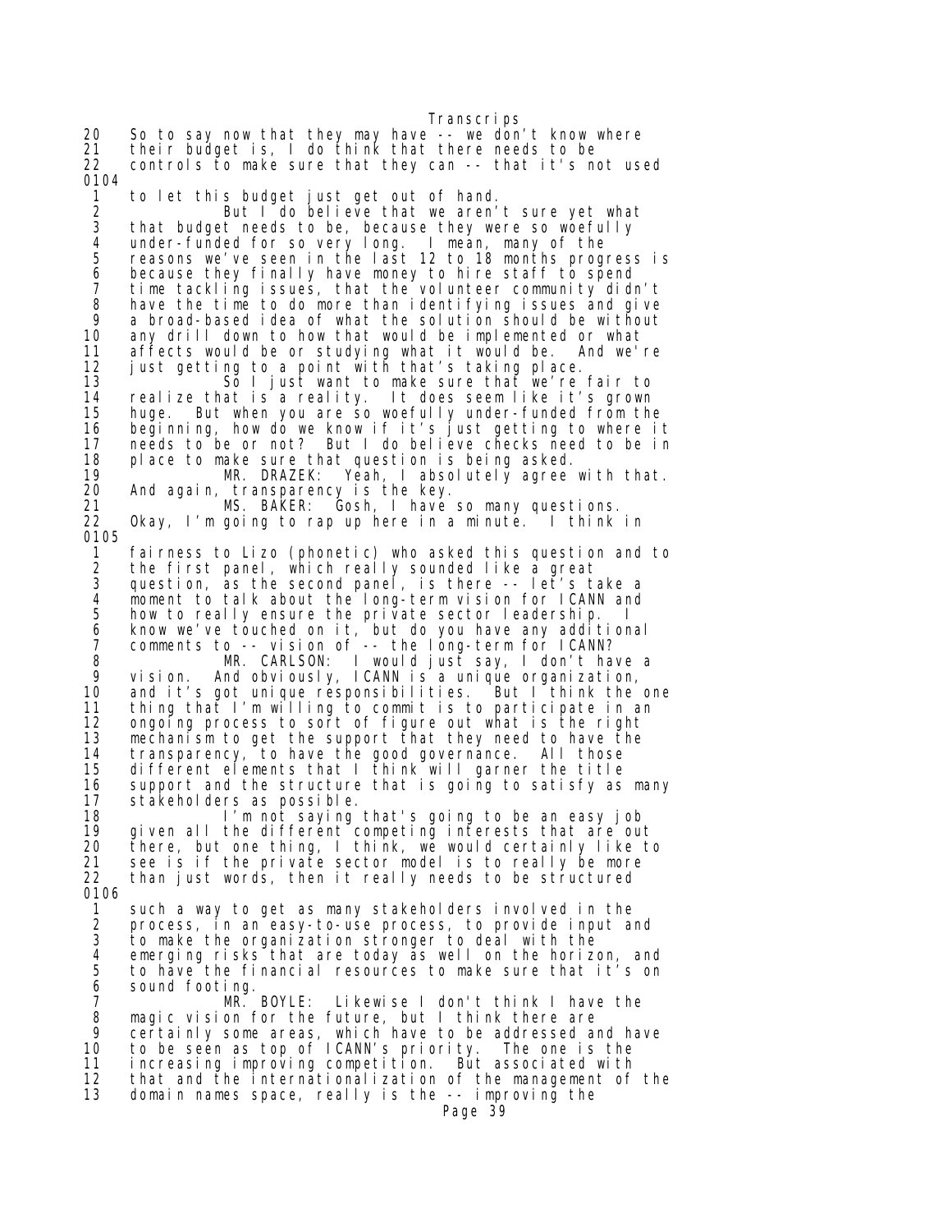20 So to say now that they may have -- we don't know where
21 their budget is, I do think that there needs to be
22 controls to make sure that they can -- that it's not used
0104
1 to let this budget just get out of hand.
2 But I do believe that we aren't sure yet what
3 that budget needs to be, because they were so woefully
4 under-funded for so very long. I mean, many of the
5 reasons we've seen in the last 12 to 18 months progress is
6 because they finally have money to hire staff to spend
7 time tackling issues, that the volunteer community didn't
8 have the time to do more than identifying issues and give
9 a broad-based idea of what the solution should be without
10 any drill down to how that would be implemented or what
11 affects would be or studying what it would be. And we're
12 just getting to a point with that's taking place.
13 So I just want to make sure that we're fair to
14 realize that is a reality. It does seem like it's grown
15 huge. But when you are so woefully under-funded from the
16 beginning, how do we know if it's just getting to where it
17 needs to be or not? But I do believe checks need to be in
18 place to make sure that question is being asked.
19 MR. DRAZEK: Yeah, I absolutely agree with that.
20 And again, transparency is the key.
21 MS. BAKER: Gosh, I have so many questions.
22 Okay, I'm going to rap up here in a minute. I think in
0105
1 fairness to Lizo (phonetic) who asked this question and to
2 the first panel, which really sounded like a great
3 question, as the second panel, is there -- let's take a
4 moment to talk about the long-term vision for ICANN and
5 how to really ensure the private sector leadership. I
6 know we've touched on it, but do you have any additional
7 comments to -- vision of -- the long-term for ICANN?
8 MR. CARLSON: I would just say, I don't have a
9 vision. And obviously, ICANN is a unique organization,
10 and it's got unique responsibilities. But I think the one
11 thing that I'm willing to commit is to participate in an
12 ongoing process to sort of figure out what is the right
13 mechanism to get the support that they need to have the
14 transparency, to have the good governance. All those
15 different elements that I think will garner the title
16 support and the structure that is going to satisfy as many
17 stakeholders as possible.
18 I'm not saying that's going to be an easy job
19 given all the different competing interests that are out
20 there, but one thing, I think, we would certainly like to
21 see is if the private sector model is to really be more
22 than just words, then it really needs to be structured
0106
1 such a way to get as many stakeholders involved in the
2 process, in an easy-to-use process, to provide input and
3 to make the organization stronger to deal with the
4 emerging risks that are today as well on the horizon, and
5 to have the financial resources to make sure that it's on
6 sound footing.
7 MR. BOYLE: Likewise I don't think I have the
8 magic vision for the future, but I think there are
9 certainly some areas, which have to be addressed and have
10 to be seen as top of ICANN's priority. The one is the
11 increasing improving competition. But associated with
12 that and the internationalization of the management of the
13 domain names space, really is the -- improving the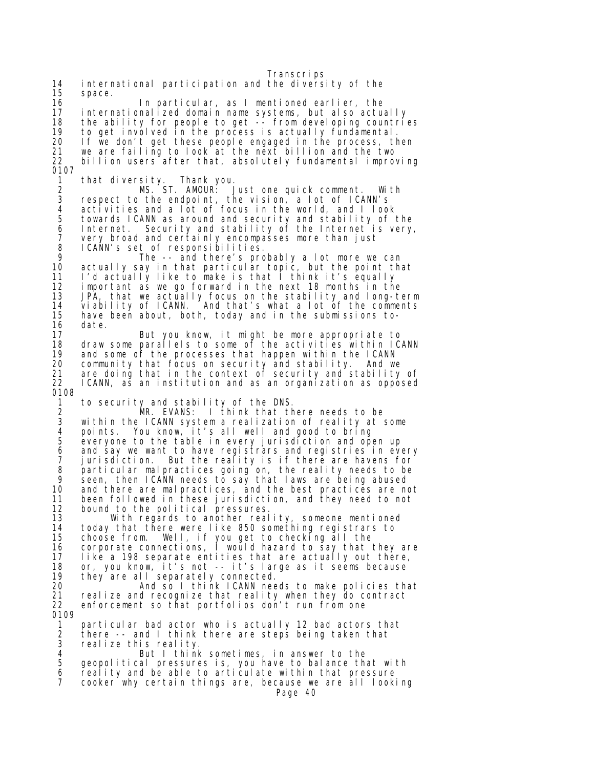14 international participation and the diversity of the
15 space.
16 In particular, as I mentioned earlier, the
17 internationalized domain name systems, but also actually
18 the ability for people to get -- from developing countries
19 to get involved in the process is actually fundamental.
20 If we don't get these people engaged in the process, then
21 we are failing to look at the next billion and the two
22 billion users after that, absolutely fundamental improving
0107
1 that diversity. Thank you.
2 MS. ST. AMOUR: Just one quick comment. With
3 respect to the endpoint, the vision, a lot of ICANN's
4 activities and a lot of focus in the world, and I look
5 towards ICANN as around and security and stability of the
6 Internet. Security and stability of the Internet is very,
7 very broad and certainly encompasses more than just
8 ICANN's set of responsibilities.
9 The -- and there's probably a lot more we can
10 actually say in that particular topic, but the point that
11 I'd actually like to make is that I think it's equally
12 important as we go forward in the next 18 months in the
13 JPA, that we actually focus on the stability and long-term
14 viability of ICANN. And that's what a lot of the comments
15 have been about, both, today and in the submissions to-
16 date.
17 But you know, it might be more appropriate to
18 draw some parallels to some of the activities within ICANN
19 and some of the processes that happen within the ICANN
20 community that focus on security and stability. And we
21 are doing that in the context of security and stability of
22 ICANN, as an institution and as an organization as opposed
0108
1 to security and stability of the DNS.
2 MR. EVANS: I think that there needs to be
3 within the ICANN system a realization of reality at some
4 points. You know, it's all well and good to bring
5 everyone to the table in every jurisdiction and open up
6 and say we want to have registrars and registries in every
7 jurisdiction. But the reality is if there are havens for
8 particular malpractices going on, the reality needs to be
9 seen, then ICANN needs to say that laws are being abused
10 and there are malpractices, and the best practices are not
11 been followed in these jurisdiction, and they need to not
12 bound to the political pressures.
13 With regards to another reality, someone mentioned
14 today that there were like 850 something registrars to
15 choose from. Well, if you get to checking all the
16 corporate connections, I would hazard to say that they are
17 like a 198 separate entities that are actually out there,
18 or, you know, it's not -- it's large as it seems because
19 they are all separately connected.
20 And so I think ICANN needs to make policies that
21 realize and recognize that reality when they do contract
22 enforcement so that portfolios don't run from one
0109
1 particular bad actor who is actually 12 bad actors that
2 there -- and I think there are steps being taken that
3 realize this reality.
4 But I think sometimes, in answer to the
5 geopolitical pressures is, you have to balance that with
6 reality and be able to articulate within that pressure
7 cooker why certain things are, because we are all looking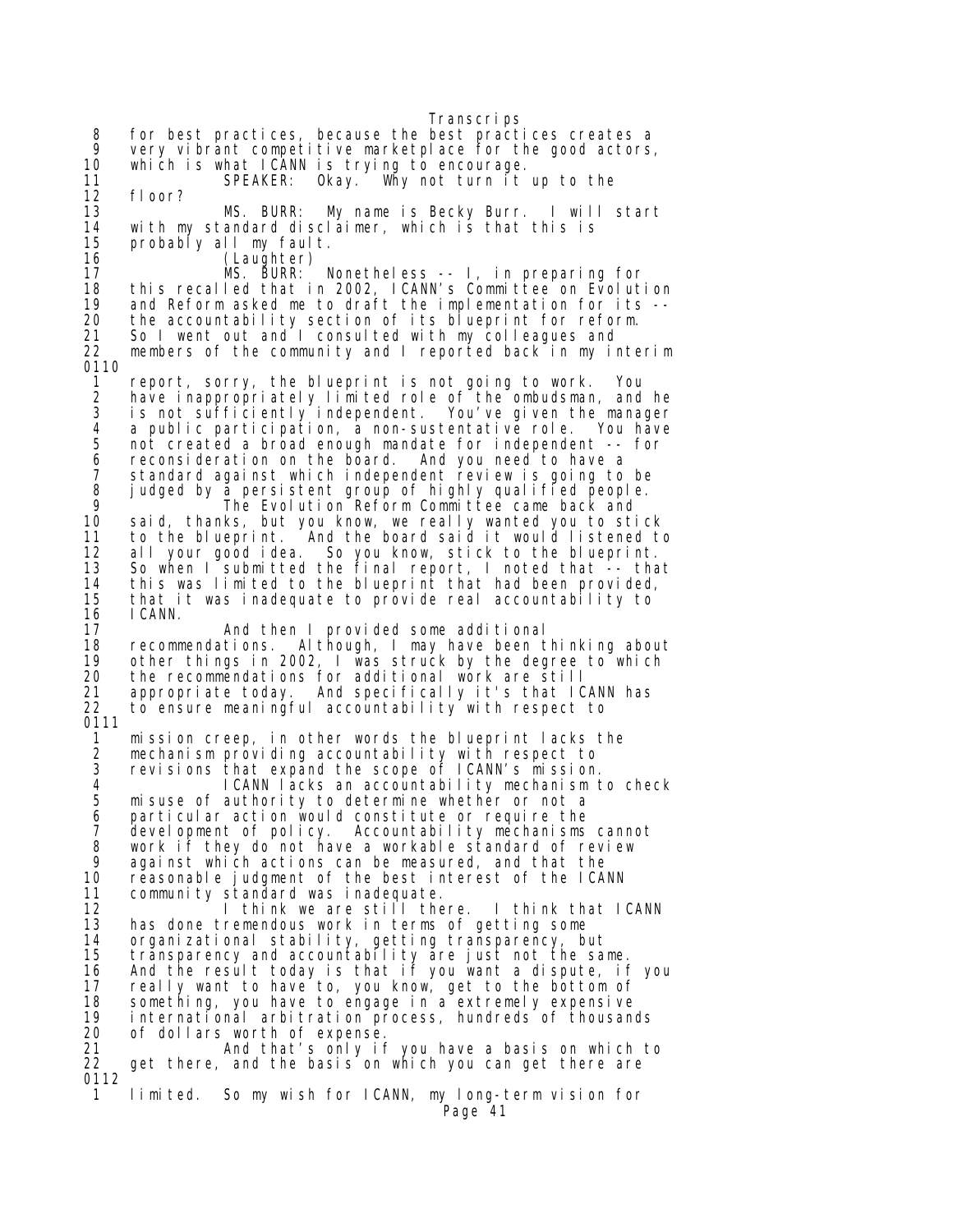8 for best practices, because the best practices creates a
9 very vibrant competitive marketplace for the good actors,
10 which is what ICANN is trying to encourage.
11 SPEAKER: Okay. Why not turn it up to the
12 floor?
13 MS. BURR: My name is Becky Burr. I will start
14 with my standard disclaimer, which is that this is
15 probably all my fault.
16 (Laughter)
17 MS. BURR: Nonetheless -- I, in preparing for
18 this recalled that in 2002, ICANN's Committee on Evolution
19 and Reform asked me to draft the implementation for its --
20 the accountability section of its blueprint for reform.
21 So I went out and I consulted with my colleagues and
22 members of the community and I reported back in my interim
0110
1 report, sorry, the blueprint is not going to work. You
2 have inappropriately limited role of the ombudsman, and he
3 is not sufficiently independent. You've given the manager
4 a public participation, a non-sustentative role. You have
5 not created a broad enough mandate for independent -- for
6 reconsideration on the board. And you need to have a
7 standard against which independent review is going to be
8 judged by a persistent group of highly qualified people.
9 The Evolution Reform Committee came back and
10 said, thanks, but you know, we really wanted you to stick
11 to the blueprint. And the board said it would listened to
12 all your good idea. So you know, stick to the blueprint.
13 So when I submitted the final report, I noted that -- that
14 this was limited to the blueprint that had been provided,
15 that it was inadequate to provide real accountability to
16 ICANN.
17 And then I provided some additional
18 recommendations. Although, I may have been thinking about
19 other things in 2002, I was struck by the degree to which
20 the recommendations for additional work are still
21 appropriate today. And specifically it's that ICANN has
22 to ensure meaningful accountability with respect to
0111
1 mission creep, in other words the blueprint lacks the
2 mechanism providing accountability with respect to
3 revisions that expand the scope of ICANN's mission.
4 ICANN lacks an accountability mechanism to check
5 misuse of authority to determine whether or not a
6 particular action would constitute or require the
7 development of policy. Accountability mechanisms cannot
8 work if they do not have a workable standard of review
9 against which actions can be measured, and that the
10 reasonable judgment of the best interest of the ICANN
11 community standard was inadequate.
12 I think we are still there. I think that ICANN
13 has done tremendous work in terms of getting some
14 organizational stability, getting transparency, but
15 transparency and accountability are just not the same.
16 And the result today is that if you want a dispute, if you
17 really want to have to, you know, get to the bottom of
18 something, you have to engage in a extremely expensive
19 international arbitration process, hundreds of thousands
20 of dollars worth of expense.
21 And that's only if you have a basis on which to
22 get there, and the basis on which you can get there are
0112
1 limited. So my wish for ICANN, my long-term vision for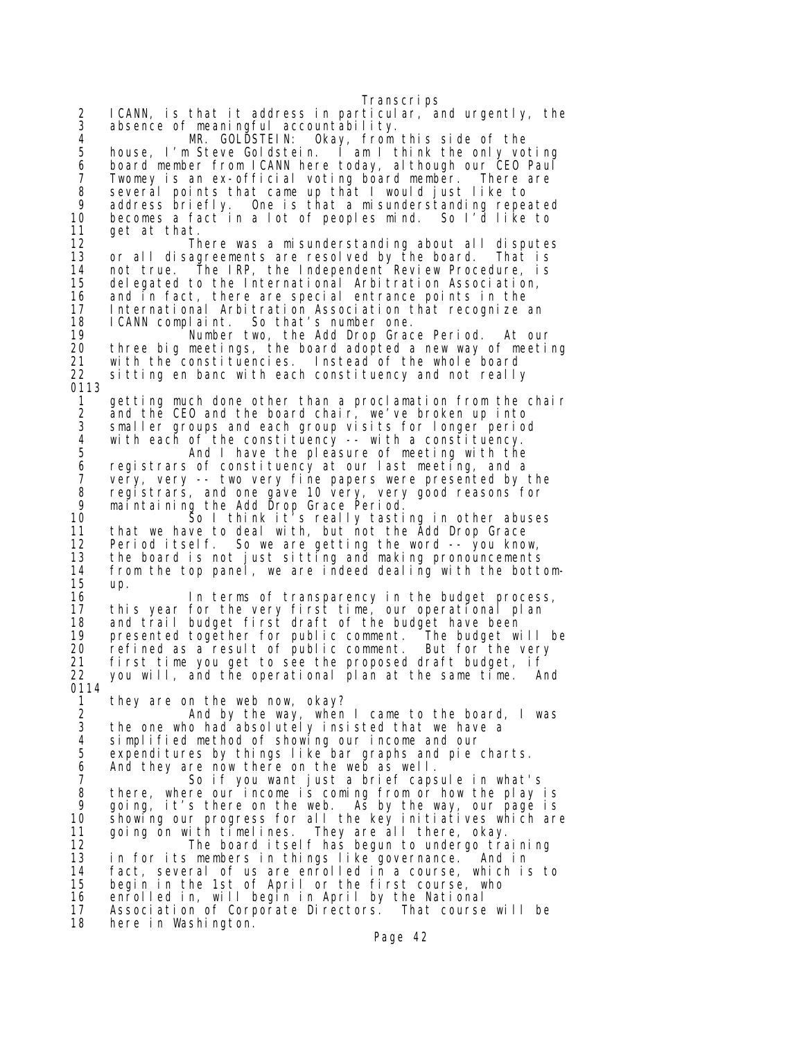2 ICANN, is that it address in particular, and urgently, the
3 absence of meaningful accountability.
4 MR. GOLDSTEIN: Okay, from this side of the
5 house, I'm Steve Goldstein. I am I think the only voting
6 board member from ICANN here today, although our CEO Paul
7 Twomey is an ex-official voting board member. There are
8 several points that came up that I would just like to
9 address briefly. One is that a misunderstanding repeated
10 becomes a fact in a lot of peoples mind. So I'd like to
11 get at that.
12 There was a misunderstanding about all disputes
13 or all disagreements are resolved by the board. That is
14 not true. The IRP, the Independent Review Procedure, is
15 delegated to the International Arbitration Association,
16 and in fact, there are special entrance points in the
17 International Arbitration Association that recognize an
18 ICANN complaint. So that's number one.
19 Number two, the Add Drop Grace Period. At our
20 three big meetings, the board adopted a new way of meeting
21 with the constituencies. Instead of the whole board
22 sitting en banc with each constituency and not really
0113
1 getting much done other than a proclamation from the chair
2 and the CEO and the board chair, we've broken up into
3 smaller groups and each group visits for longer period
4 with each of the constituency -- with a constituency.
5 And I have the pleasure of meeting with the
6 registrars of constituency at our last meeting, and a
7 very, very -- two very fine papers were presented by the
8 registrars, and one gave 10 very, very good reasons for
9 maintaining the Add Drop Grace Period.
10 So I think it's really tasting in other abuses
11 that we have to deal with, but not the Add Drop Grace
12 Period itself. So we are getting the word -- you know,
13 the board is not just sitting and making pronouncements
14 from the top panel, we are indeed dealing with the bottom-
15 up.
16 In terms of transparency in the budget process,
17 this year for the very first time, our operational plan
18 and trail budget first draft of the budget have been
19 presented together for public comment. The budget will be
20 refined as a result of public comment. But for the very
21 first time you get to see the proposed draft budget, if
22 you will, and the operational plan at the same time. And
0114
1 they are on the web now, okay?
2 And by the way, when I came to the board, I was
3 the one who had absolutely insisted that we have a
4 simplified method of showing our income and our
5 expenditures by things like bar graphs and pie charts.
6 And they are now there on the web as well.
7 So if you want just a brief capsule in what's
8 there, where our income is coming from or how the play is
9 going, it's there on the web. As by the way, our page is
10 showing our progress for all the key initiatives which are
11 going on with timelines. They are all there, okay.
12 The board itself has begun to undergo training
13 in for its members in things like governance. And in
14 fact, several of us are enrolled in a course, which is to
15 begin in the 1st of April or the first course, who
16 enrolled in, will begin in April by the National
17 Association of Corporate Directors. That course will be
18 here in Washington.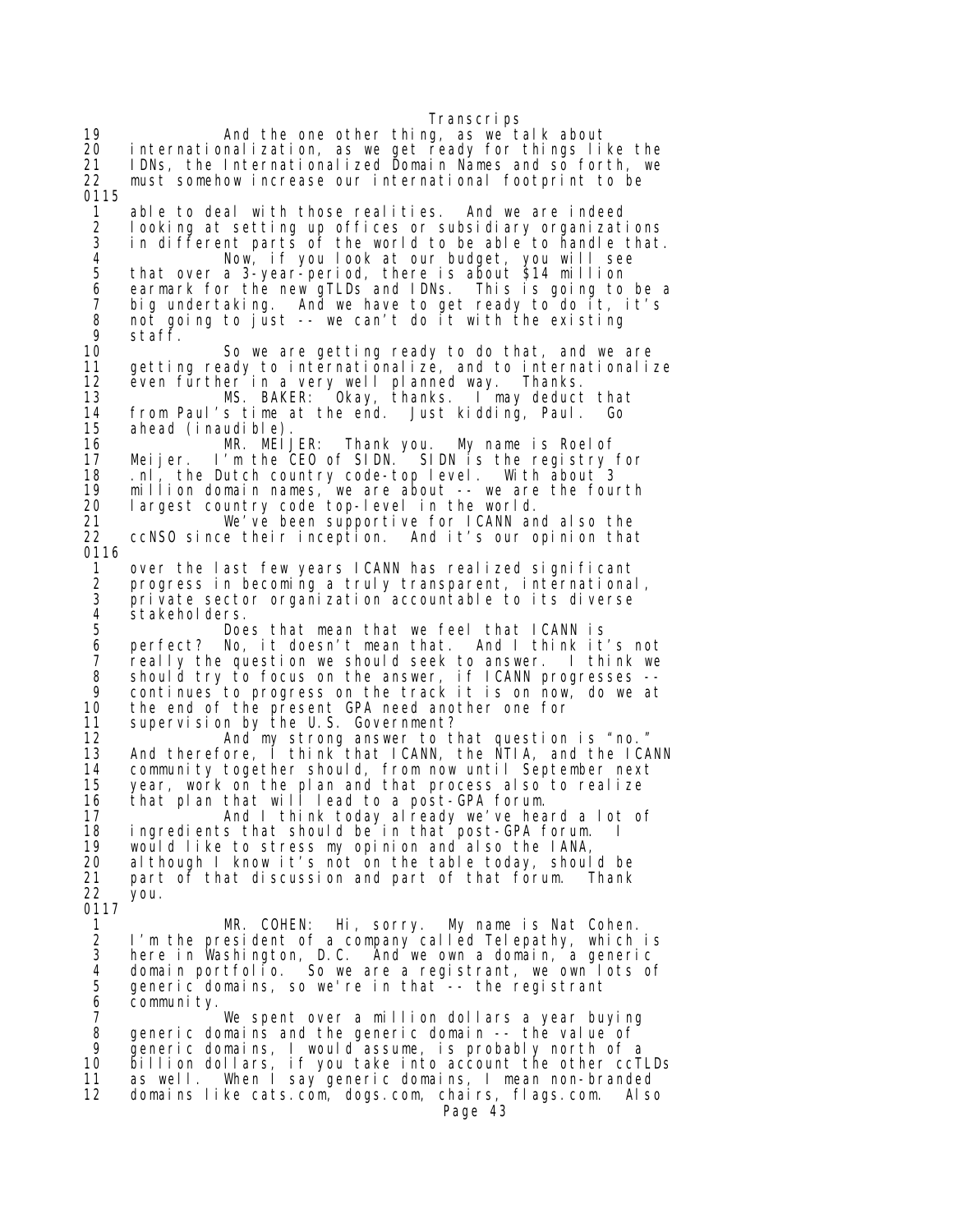19 And the one other thing, as we talk about
20 internationalization, as we get ready for things like the
21 IDNs, the Internationalized Domain Names and so forth, we
22 must somehow increase our international footprint to be
0115
1 able to deal with those realities. And we are indeed
2 looking at setting up offices or subsidiary organizations
3 in different parts of the world to be able to handle that.
4 Now, if you look at our budget, you will see
5 that over a 3-year-period, there is about $14 million
6 earmark for the new gTLDs and IDNs. This is going to be a
7 big undertaking. And we have to get ready to do it, it's
8 not going to just -- we can't do it with the existing
9 staff.
10 So we are getting ready to do that, and we are
11 getting ready to internationalize, and to internationalize
12 even further in a very well planned way. Thanks.
13 MS. BAKER: Okay, thanks. I may deduct that
14 from Paul's time at the end. Just kidding, Paul. Go
15 ahead (inaudible).
16 MR. MEIJER: Thank you. My name is Roelof
17 Meijer. I'm the CEO of SIDN. SIDN is the registry for
18 .nl, the Dutch country code-top level. With about 3
19 million domain names, we are about -- we are the fourth
20 largest country code top-level in the world.
21 We've been supportive for ICANN and also the
22 ccNSO since their inception. And it's our opinion that
0116
1 over the last few years ICANN has realized significant
2 progress in becoming a truly transparent, international,
3 private sector organization accountable to its diverse
4 stakeholders.
5 Does that mean that we feel that ICANN is
6 perfect? No, it doesn't mean that. And I think it's not
7 really the question we should seek to answer. I think we
8 should try to focus on the answer, if ICANN progresses --
9 continues to progress on the track it is on now, do we at
10 the end of the present GPA need another one for
11 supervision by the U.S. Government?
12 And my strong answer to that question is "no."
13 And therefore, I think that ICANN, the NTIA, and the ICANN
14 community together should, from now until September next
15 year, work on the plan and that process also to realize
16 that plan that will lead to a post-GPA forum.
17 And I think today already we've heard a lot of
18 ingredients that should be in that post-GPA forum. I
19 would like to stress my opinion and also the IANA,
20 although I know it's not on the table today, should be
21 part of that discussion and part of that forum. Thank
22 you.
0117
1 MR. COHEN: Hi, sorry. My name is Nat Cohen.
2 I'm the president of a company called Telepathy, which is
3 here in Washington, D.C. And we own a domain, a generic
4 domain portfolio. So we are a registrant, we own lots of
5 generic domains, so we're in that -- the registrant
6 community.
7 We spent over a million dollars a year buying
8 generic domains and the generic domain -- the value of
9 generic domains, I would assume, is probably north of a
10 billion dollars, if you take into account the other ccTLDs
11 as well. When I say generic domains, I mean non-branded
12 domains like cats.com, dogs.com, chairs, flags.com. Also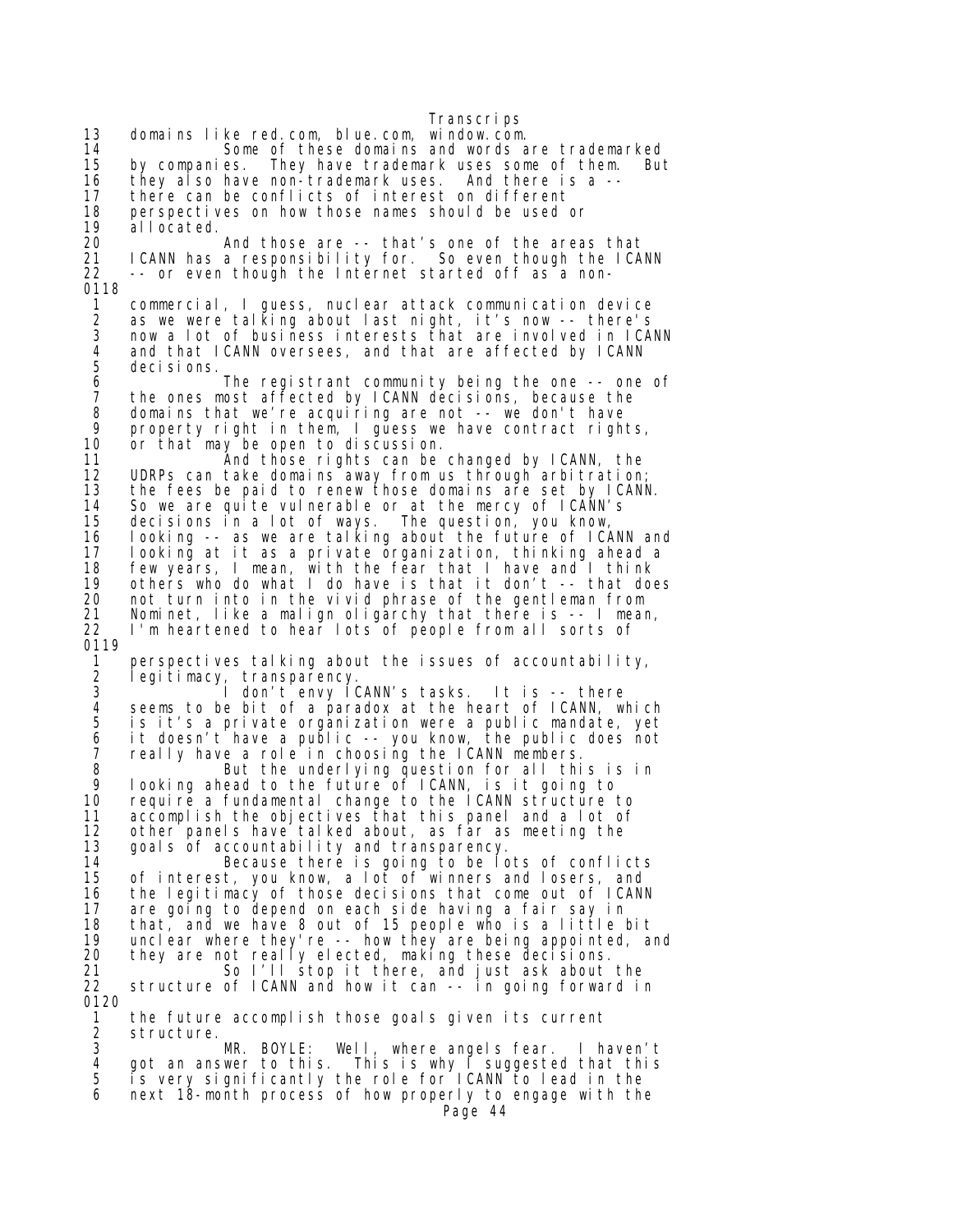13 domains like red.com, blue.com, window.com.
14 Some of these domains and words are trademarked
15 by companies. They have trademark uses some of them. But
16 they also have non-trademark uses. And there is a --
17 there can be conflicts of interest on different
18 perspectives on how those names should be used or
19 allocated.
20 And those are -- that's one of the areas that
21 ICANN has a responsibility for. So even though the ICANN
22 -- or even though the Internet started off as a non-

0118

1 commercial, I guess, nuclear attack communication device
2 as we were talking about last night, it's now -- there's
3 now a lot of business interests that are involved in ICANN
4 and that ICANN oversees, and that are affected by ICANN
5 decisions.
6 The registrant community being the one -- one of
7 the ones most affected by ICANN decisions, because the
8 domains that we're acquiring are not -- we don't have
9 property right in them, I guess we have contract rights,
10 or that may be open to discussion.
11 And those rights can be changed by ICANN, the
12 UDRPs can take domains away from us through arbitration;
13 the fees be paid to renew those domains are set by ICANN.
14 So we are quite vulnerable or at the mercy of ICANN's
15 decisions in a lot of ways. The question, you know,
16 looking -- as we are talking about the future of ICANN and
17 looking at it as a private organization, thinking ahead a
18 few years, I mean, with the fear that I have and I think
19 others who do what I do have is that it don't -- that does
20 not turn into in the vivid phrase of the gentleman from
21 Nominet, like a malign oligarchy that there is -- I mean,
22 I'm heartened to hear lots of people from all sorts of

0119

1 perspectives talking about the issues of accountability,
2 legitimacy, transparency.
3 I don't envy ICANN's tasks. It is -- there
4 seems to be bit of a paradox at the heart of ICANN, which
5 is it's a private organization were a public mandate, yet
6 it doesn't have a public -- you know, the public does not
7 really have a role in choosing the ICANN members.
8 But the underlying question for all this is in
9 looking ahead to the future of ICANN, is it going to
10 require a fundamental change to the ICANN structure to
11 accomplish the objectives that this panel and a lot of
12 other panels have talked about, as far as meeting the
13 goals of accountability and transparency.
14 Because there is going to be lots of conflicts
15 of interest, you know, a lot of winners and losers, and
16 the legitimacy of those decisions that come out of ICANN
17 are going to depend on each side having a fair say in
18 that, and we have 8 out of 15 people who is a little bit
19 unclear where they're -- how they are being appointed, and
20 they are not really elected, making these decisions.
21 So I'll stop it there, and just ask about the
22 structure of ICANN and how it can -- in going forward in

0120

1 the future accomplish those goals given its current
2 structure.
3 MR. BOYLE: Well, where angels fear. I haven't
4 got an answer to this. This is why I suggested that this
5 is very significantly the role for ICANN to lead in the
6 next 18-month process of how properly to engage with the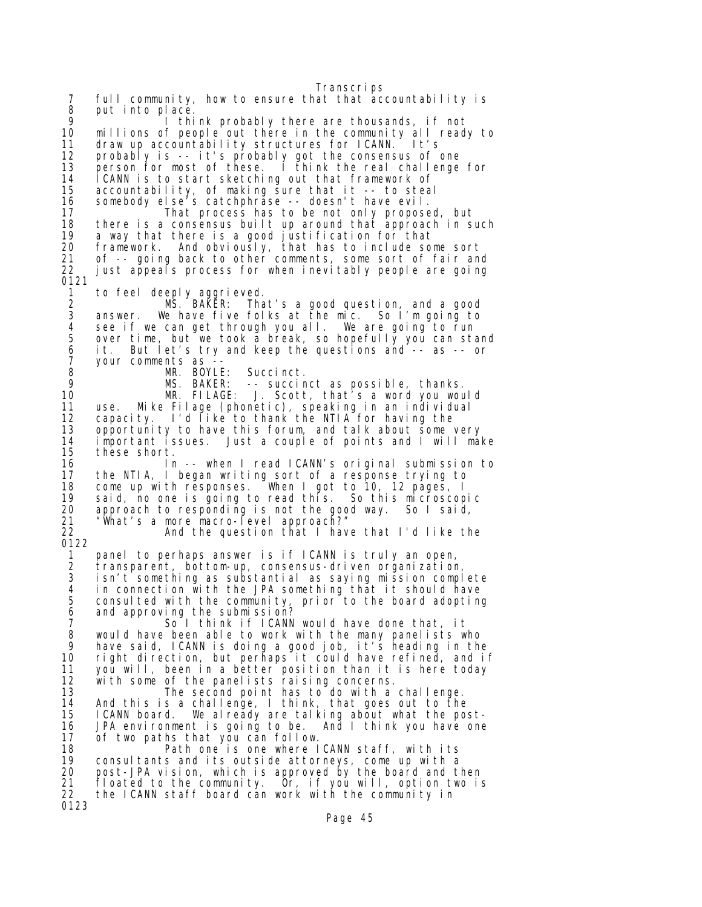7 full community, how to ensure that that accountability is
8 put into place.
9 I think probably there are thousands, if not
10 millions of people out there in the community all ready to
11 draw up accountability structures for ICANN. It's
12 probably is -- it's probably got the consensus of one
13 person for most of these. I think the real challenge for
14 ICANN is to start sketching out that framework of
15 accountability, of making sure that it -- to steal
16 somebody else's catchphrase -- doesn't have evil.
17 That process has to be not only proposed, but
18 there is a consensus built up around that approach in such
19 a way that there is a good justification for that
20 framework. And obviously, that has to include some sort
21 of -- going back to other comments, some sort of fair and
22 just appeals process for when inevitably people are going
0121
1 to feel deeply aggrieved.
2 MS. BAKER: That's a good question, and a good
3 answer. We have five folks at the mic. So I'm going to
4 see if we can get through you all. We are going to run
5 over time, but we took a break, so hopefully you can stand
6 it. But let's try and keep the questions and -- as -- or
7 your comments as --
8 MR. BOYLE: Succinct.
9 MS. BAKER: -- succinct as possible, thanks.
10 MR. FILAGE: J. Scott, that's a word you would
11 use. Mike Filage (phonetic), speaking in an individual
12 capacity. I'd like to thank the NTIA for having the
13 opportunity to have this forum, and talk about some very
14 important issues. Just a couple of points and I will make
15 these short.
16 In -- when I read ICANN's original submission to
17 the NTIA, I began writing sort of a response trying to
18 come up with responses. When I got to 10, 12 pages, I
19 said, no one is going to read this. So this microscopic
20 approach to responding is not the good way. So I said,
21 "What's a more macro-level approach?"
22 And the question that I have that I'd like the
0122
1 panel to perhaps answer is if ICANN is truly an open,
2 transparent, bottom-up, consensus-driven organization,
3 isn't something as substantial as saying mission complete
4 in connection with the JPA something that it should have
5 consulted with the community, prior to the board adopting
6 and approving the submission?
7 So I think if ICANN would have done that, it
8 would have been able to work with the many panelists who
9 have said, ICANN is doing a good job, it's heading in the
10 right direction, but perhaps it could have refined, and if
11 you will, been in a better position than it is here today
12 with some of the panelists raising concerns.
13 The second point has to do with a challenge.
14 And this is a challenge, I think, that goes out to the
15 ICANN board. We already are talking about what the post-
16 JPA environment is going to be. And I think you have one
17 of two paths that you can follow.
18 Path one is one where ICANN staff, with its
19 consultants and its outside attorneys, come up with a
20 post-JPA vision, which is approved by the board and then
21 floated to the community. Or, if you will, option two is
22 the ICANN staff board can work with the community in
0123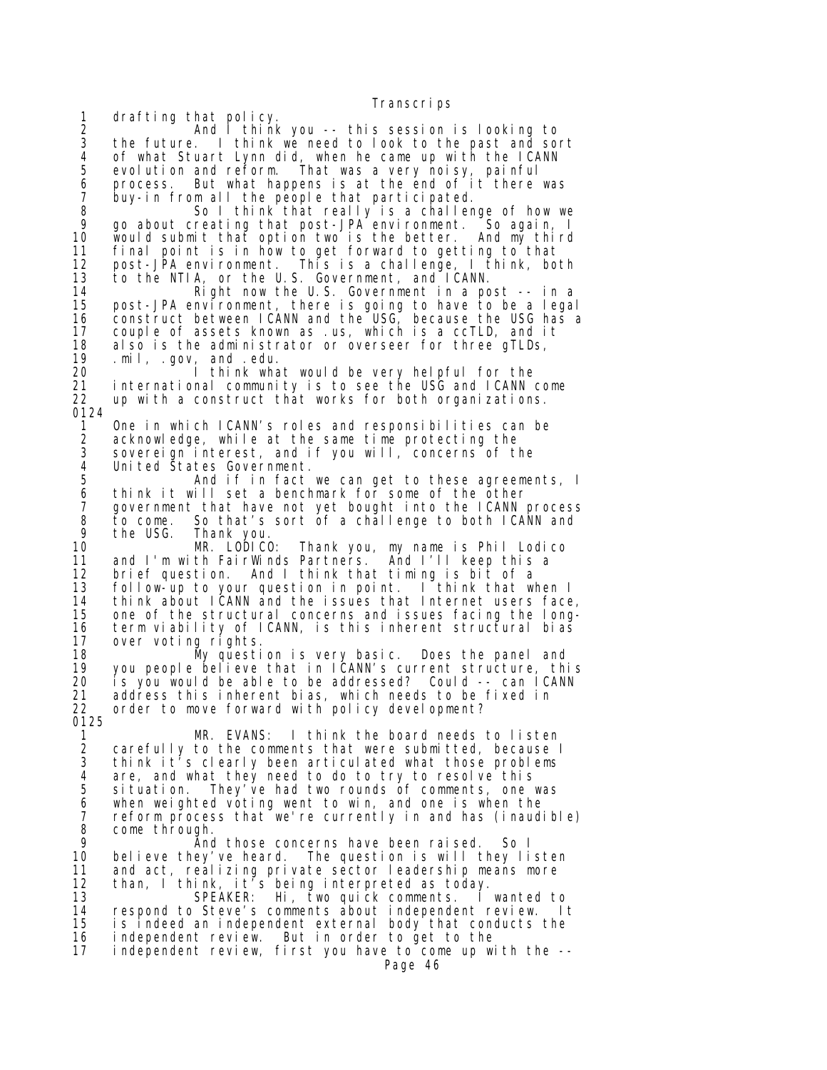1 drafting that policy.
2 And I think you -- this session is looking to
3 the future. I think we need to look to the past and sort
4 of what Stuart Lynn did, when he came up with the ICANN
5 evolution and reform. That was a very noisy, painful
6 process. But what happens is at the end of it there was
7 buy-in from all the people that participated.
8 So I think that really is a challenge of how we
9 go about creating that post-JPA environment. So again, I
10 would submit that option two is the better. And my third
11 final point is in how to get forward to getting to that
12 post-JPA environment. This is a challenge, I think, both
13 to the NTIA, or the U.S. Government, and ICANN.
14 Right now the U.S. Government in a post -- in a
15 post-JPA environment, there is going to have to be a legal
16 construct between ICANN and the USG, because the USG has a
17 couple of assets known as .us, which is a ccTLD, and it
18 also is the administrator or overseer for three gTLDs,
19 .mil, .gov, and .edu.
20 I think what would be very helpful for the
21 international community is to see the USG and ICANN come
22 up with a construct that works for both organizations.
0124
1 One in which ICANN's roles and responsibilities can be
2 acknowledge, while at the same time protecting the
3 sovereign interest, and if you will, concerns of the
4 United States Government.
5 And if in fact we can get to these agreements, I
6 think it will set a benchmark for some of the other
7 government that have not yet bought into the ICANN process
8 to come. So that's sort of a challenge to both ICANN and
9 the USG. Thank you.
10 MR. LODICO: Thank you, my name is Phil Lodico
11 and I'm with FairWinds Partners. And I'll keep this a
12 brief question. And I think that timing is bit of a
13 follow-up to your question in point. I think that when I
14 think about ICANN and the issues that Internet users face,
15 one of the structural concerns and issues facing the long-
16 term viability of ICANN, is this inherent structural bias
17 over voting rights.
18 My question is very basic. Does the panel and
19 you people believe that in ICANN's current structure, this
20 is you would be able to be addressed? Could -- can ICANN
21 address this inherent bias, which needs to be fixed in
22 order to move forward with policy development?
0125
1 MR. EVANS: I think the board needs to listen
2 carefully to the comments that were submitted, because I
3 think it's clearly been articulated what those problems
4 are, and what they need to do to try to resolve this
5 situation. They've had two rounds of comments, one was
6 when weighted voting went to win, and one is when the
7 reform process that we're currently in and has (inaudible)
8 come through.
9 And those concerns have been raised. So I
10 believe they've heard. The question is will they listen
11 and act, realizing private sector leadership means more
12 than, I think, it's being interpreted as today.
13 SPEAKER: Hi, two quick comments. I wanted to
14 respond to Steve's comments about independent review. It
15 is indeed an independent external body that conducts the
16 independent review. But in order to get to the
17 independent review, first you have to come up with the --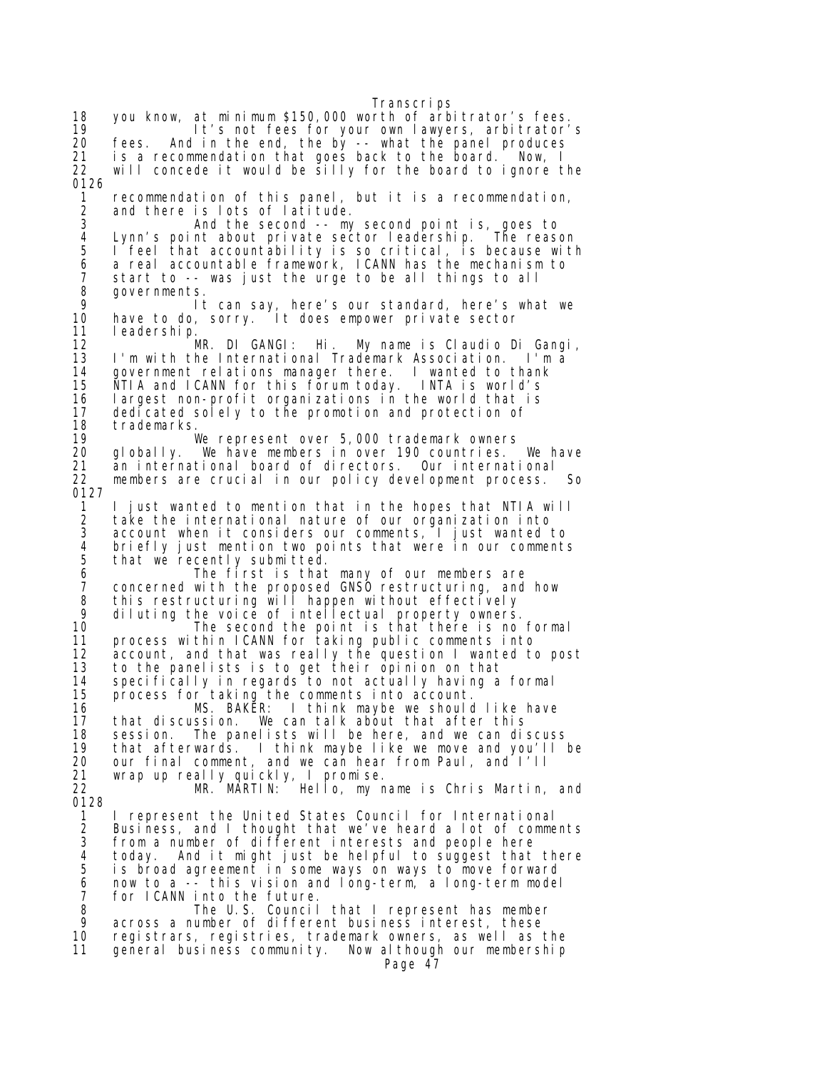18 you know, at minimum $150,000 worth of arbitrator's fees.
19 It's not fees for your own lawyers, arbitrator's
20 fees. And in the end, the by -- what the panel produces
21 is a recommendation that goes back to the board. Now, I
22 will concede it would be silly for the board to ignore the
0126
1 recommendation of this panel, but it is a recommendation,
2 and there is lots of latitude.
3 And the second -- my second point is, goes to
4 Lynn's point about private sector leadership. The reason
5 I feel that accountability is so critical, is because with
6 a real accountable framework, ICANN has the mechanism to
7 start to -- was just the urge to be all things to all
8 governments.
9 It can say, here's our standard, here's what we
10 have to do, sorry. It does empower private sector
11 leadership.
12 MR. DI GANGI: Hi. My name is Claudio Di Gangi,
13 I'm with the International Trademark Association. I'm a
14 government relations manager there. I wanted to thank
15 NTIA and ICANN for this forum today. INTA is world's
16 largest non-profit organizations in the world that is
17 dedicated solely to the promotion and protection of
18 trademarks.
19 We represent over 5,000 trademark owners
20 globally. We have members in over 190 countries. We have
21 an international board of directors. Our international
22 members are crucial in our policy development process. So
0127
1 I just wanted to mention that in the hopes that NTIA will
2 take the international nature of our organization into
3 account when it considers our comments, I just wanted to
4 briefly just mention two points that were in our comments
5 that we recently submitted.
6 The first is that many of our members are
7 concerned with the proposed GNSO restructuring, and how
8 this restructuring will happen without effectively
9 diluting the voice of intellectual property owners.
10 The second the point is that there is no formal
11 process within ICANN for taking public comments into
12 account, and that was really the question I wanted to post
13 to the panelists is to get their opinion on that
14 specifically in regards to not actually having a formal
15 process for taking the comments into account.
16 MS. BAKER: I think maybe we should like have
17 that discussion. We can talk about that after this
18 session. The panelists will be here, and we can discuss
19 that afterwards. I think maybe like we move and you'll be
20 our final comment, and we can hear from Paul, and I'll
21 wrap up really quickly, I promise.
22 MR. MARTIN: Hello, my name is Chris Martin, and
0128
1 I represent the United States Council for International
2 Business, and I thought that we've heard a lot of comments
3 from a number of different interests and people here
4 today. And it might just be helpful to suggest that there
5 is broad agreement in some ways on ways to move forward
6 now to a -- this vision and long-term, a long-term model
7 for ICANN into the future.
8 The U.S. Council that I represent has member
9 across a number of different business interest, these
10 registrars, registries, trademark owners, as well as the
11 general business community. Now although our membership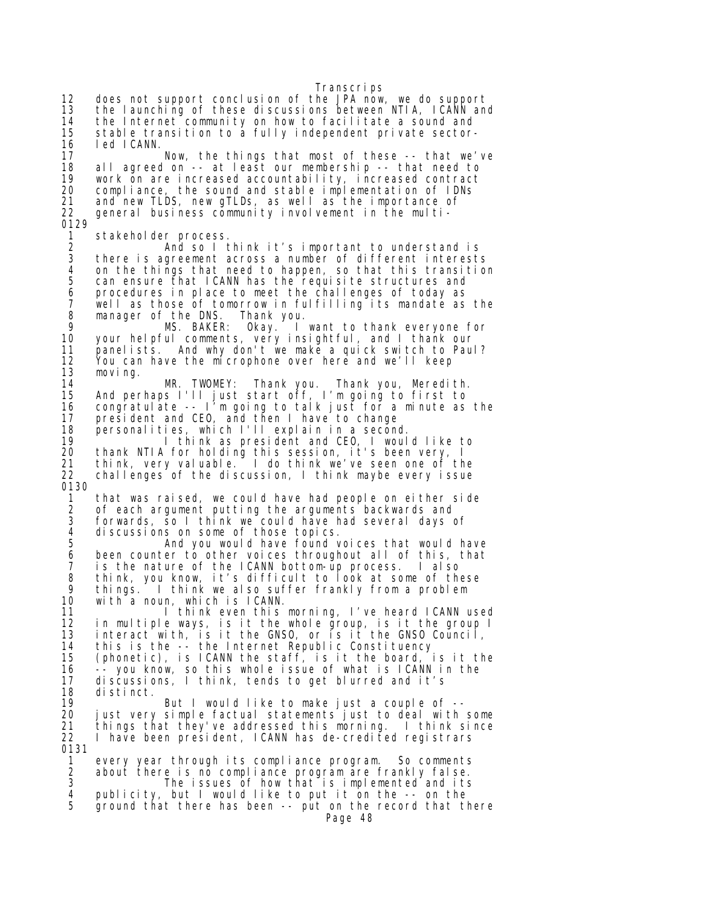12 does not support conclusion of the JPA now, we do support
13 the launching of these discussions between NTIA, ICANN and
14 the Internet community on how to facilitate a sound and
15 stable transition to a fully independent private sector-
16 led ICANN.
17 Now, the things that most of these -- that we've
18 all agreed on -- at least our membership -- that need to
19 work on are increased accountability, increased contract
20 compliance, the sound and stable implementation of IDNs
21 and new TLDS, new gTLDs, as well as the importance of
22 general business community involvement in the multi-
0129
1 stakeholder process.
2 And so I think it's important to understand is
3 there is agreement across a number of different interests
4 on the things that need to happen, so that this transition
5 can ensure that ICANN has the requisite structures and
6 procedures in place to meet the challenges of today as
7 well as those of tomorrow in fulfilling its mandate as the
8 manager of the DNS. Thank you.
9 MS. BAKER: Okay. I want to thank everyone for
10 your helpful comments, very insightful, and I thank our
11 panelists. And why don't we make a quick switch to Paul?
12 You can have the microphone over here and we'll keep
13 moving.
14 MR. TWOMEY: Thank you. Thank you, Meredith.
15 And perhaps I'll just start off, I'm going to first to
16 congratulate -- I'm going to talk just for a minute as the
17 president and CEO, and then I have to change
18 personalities, which I'll explain in a second.
19 I think as president and CEO, I would like to
20 thank NTIA for holding this session, it's been very, I
21 think, very valuable. I do think we've seen one of the
22 challenges of the discussion, I think maybe every issue
0130
1 that was raised, we could have had people on either side
2 of each argument putting the arguments backwards and
3 forwards, so I think we could have had several days of
4 discussions on some of those topics.
5 And you would have found voices that would have
6 been counter to other voices throughout all of this, that
7 is the nature of the ICANN bottom-up process. I also
8 think, you know, it's difficult to look at some of these
9 things. I think we also suffer frankly from a problem
10 with a noun, which is ICANN.
11 I think even this morning, I've heard ICANN used
12 in multiple ways, is it the whole group, is it the group I
13 interact with, is it the GNSO, or is it the GNSO Council,
14 this is the -- the Internet Republic Constituency
15 (phonetic), is ICANN the staff, is it the board, is it the
16 -- you know, so this whole issue of what is ICANN in the
17 discussions, I think, tends to get blurred and it's
18 distinct.
19 But I would like to make just a couple of --
20 just very simple factual statements just to deal with some
21 things that they've addressed this morning. I think since
22 I have been president, ICANN has de-credited registrars
0131
1 every year through its compliance program. So comments
2 about there is no compliance program are frankly false.
3 The issues of how that is implemented and its
4 publicity, but I would like to put it on the -- on the
5 ground that there has been -- put on the record that there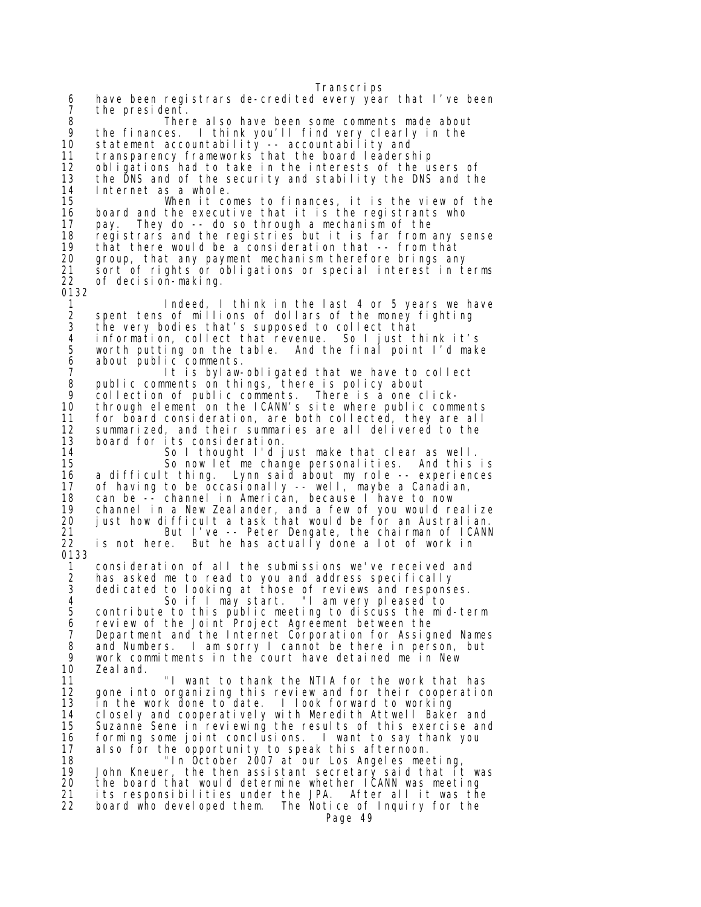6 have been registrars de-credited every year that I've been
7 the president.
8 There also have been some comments made about
9 the finances. I think you'll find very clearly in the
10 statement accountability -- accountability and
11 transparency frameworks that the board leadership
12 obligations had to take in the interests of the users of
13 the DNS and of the security and stability the DNS and the
14 Internet as a whole.
15 When it comes to finances, it is the view of the
16 board and the executive that it is the registrants who
17 pay. They do -- do so through a mechanism of the
18 registrars and the registries but it is far from any sense
19 that there would be a consideration that -- from that
20 group, that any payment mechanism therefore brings any
21 sort of rights or obligations or special interest in terms
22 of decision-making.

0132

1 Indeed, I think in the last 4 or 5 years we have
2 spent tens of millions of dollars of the money fighting
3 the very bodies that's supposed to collect that
4 information, collect that revenue. So I just think it's
5 worth putting on the table. And the final point I'd make
6 about public comments.
7 It is bylaw-obligated that we have to collect
8 public comments on things, there is policy about
9 collection of public comments. There is a one click-
10 through element on the ICANN's site where public comments
11 for board consideration, are both collected, they are all
12 summarized, and their summaries are all delivered to the
13 board for its consideration.
14 So I thought I'd just make that clear as well.
15 So now let me change personalities. And this is
16 a difficult thing. Lynn said about my role -- experiences
17 of having to be occasionally -- well, maybe a Canadian,
18 can be -- channel in American, because I have to now
19 channel in a New Zealander, and a few of you would realize
20 just how difficult a task that would be for an Australian.
21 But I've -- Peter Dengate, the chairman of ICANN
22 is not here. But he has actually done a lot of work in

0133

1 consideration of all the submissions we've received and
2 has asked me to read to you and address specifically
3 dedicated to looking at those of reviews and responses.
4 So if I may start. "I am very pleased to
5 contribute to this public meeting to discuss the mid-term
6 review of the Joint Project Agreement between the
7 Department and the Internet Corporation for Assigned Names
8 and Numbers. I am sorry I cannot be there in person, but
9 work commitments in the court have detained me in New
10 Zealand.
11 "I want to thank the NTIA for the work that has
12 gone into organizing this review and for their cooperation
13 in the work done to date. I look forward to working
14 closely and cooperatively with Meredith Attwell Baker and
15 Suzanne Sene in reviewing the results of this exercise and
16 forming some joint conclusions. I want to say thank you
17 also for the opportunity to speak this afternoon.
18 "In October 2007 at our Los Angeles meeting,
19 John Kneuer, the then assistant secretary said that it was
20 the board that would determine whether ICANN was meeting
21 its responsibilities under the JPA. After all it was the
22 board who developed them. The Notice of Inquiry for the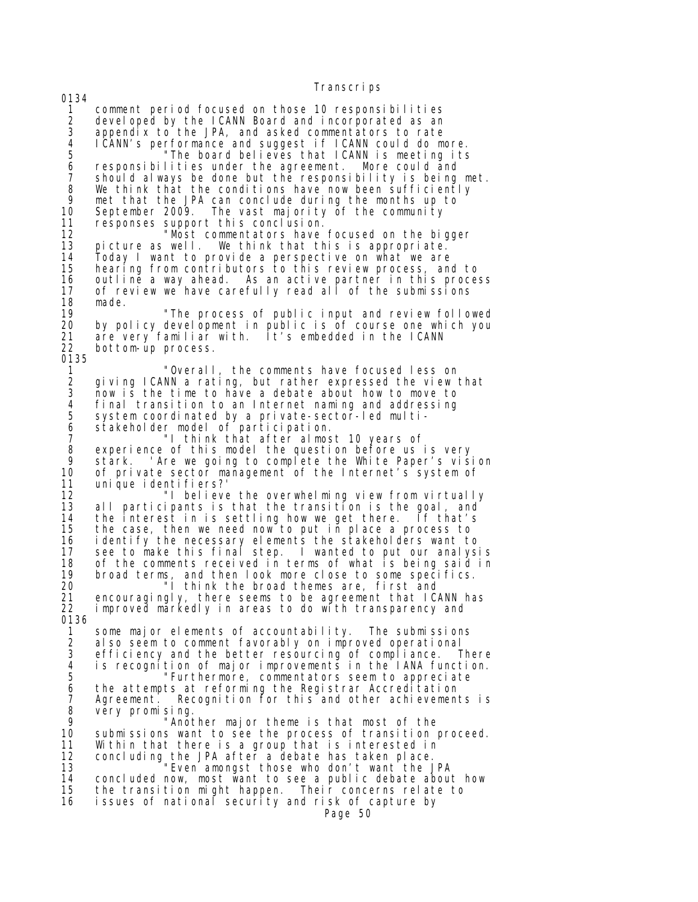0134

1 comment period focused on those 10 responsibilities
2 developed by the ICANN Board and incorporated as an
3 appendix to the JPA, and asked commentators to rate
4 ICANN's performance and suggest if ICANN could do more.
5 "The board believes that ICANN is meeting its
6 responsibilities under the agreement. More could and
7 should always be done but the responsibility is being met.
8 We think that the conditions have now been sufficiently
9 met that the JPA can conclude during the months up to
10 September 2009. The vast majority of the community
11 responses support this conclusion.
12 "Most commentators have focused on the bigger
13 picture as well. We think that this is appropriate.
14 Today I want to provide a perspective on what we are
15 hearing from contributors to this review process, and to
16 outline a way ahead. As an active partner in this process
17 of review we have carefully read all of the submissions
18 made.
19 "The process of public input and review followed
20 by policy development in public is of course one which you
21 are very familiar with. It's embedded in the ICANN
22 bottom-up process.

0135

1 "Overall, the comments have focused less on
2 giving ICANN a rating, but rather expressed the view that
3 now is the time to have a debate about how to move to
4 final transition to an Internet naming and addressing
5 system coordinated by a private-sector-led multi-
6 stakeholder model of participation.
7 "I think that after almost 10 years of
8 experience of this model the question before us is very
9 stark. 'Are we going to complete the White Paper's vision
10 of private sector management of the Internet's system of
11 unique identifiers?'
12 "I believe the overwhelming view from virtually
13 all participants is that the transition is the goal, and
14 the interest in is settling how we get there. If that's
15 the case, then we need now to put in place a process to
16 identify the necessary elements the stakeholders want to
17 see to make this final step. I wanted to put our analysis
18 of the comments received in terms of what is being said in
19 broad terms, and then look more close to some specifics.
20 "I think the broad themes are, first and
21 encouragingly, there seems to be agreement that ICANN has
22 improved markedly in areas to do with transparency and

0136

1 some major elements of accountability. The submissions
2 also seem to comment favorably on improved operational
3 efficiency and the better resourcing of compliance. There
4 is recognition of major improvements in the IANA function.
5 "Furthermore, commentators seem to appreciate
6 the attempts at reforming the Registrar Accreditation
7 Agreement. Recognition for this and other achievements is
8 very promising.
9 "Another major theme is that most of the
10 submissions want to see the process of transition proceed.
11 Within that there is a group that is interested in
12 concluding the JPA after a debate has taken place.
13 "Even amongst those who don't want the JPA
14 concluded now, most want to see a public debate about how
15 the transition might happen. Their concerns relate to
16 issues of national security and risk of capture by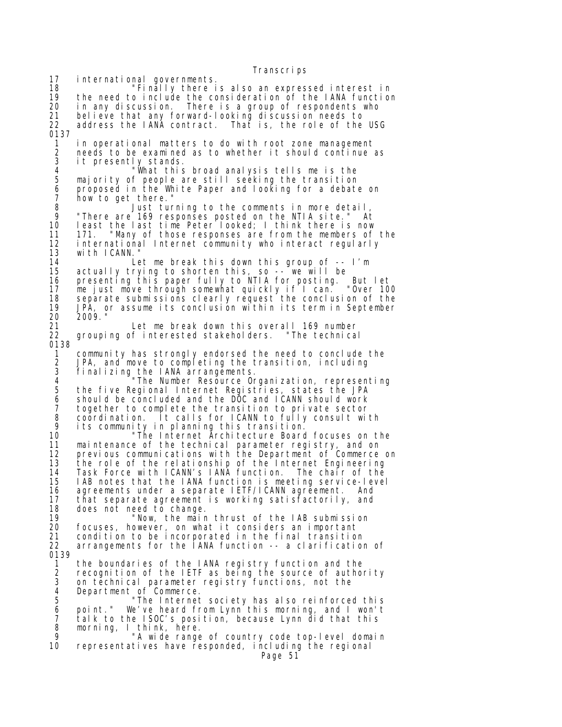17 international governments.
18 "Finally there is also an expressed interest in
19 the need to include the consideration of the IANA function
20 in any discussion. There is a group of respondents who
21 believe that any forward-looking discussion needs to
22 address the IANA contract. That is, the role of the USG
0137
1 in operational matters to do with root zone management
2 needs to be examined as to whether it should continue as
3 it presently stands.
4 "What this broad analysis tells me is the
5 majority of people are still seeking the transition
6 proposed in the White Paper and looking for a debate on
7 how to get there."
8 Just turning to the comments in more detail,
9 "There are 169 responses posted on the NTIA site." At
10 least the last time Peter looked; I think there is now
11 171. "Many of those responses are from the members of the
12 international Internet community who interact regularly
13 with ICANN."
14 Let me break this down this group of -- I'm
15 actually trying to shorten this, so -- we will be
16 presenting this paper fully to NTIA for posting. But let
17 me just move through somewhat quickly if I can. "Over 100
18 separate submissions clearly request the conclusion of the
19 JPA, or assume its conclusion within its term in September
20 2009."
21 Let me break down this overall 169 number
22 grouping of interested stakeholders. "The technical
0138
1 community has strongly endorsed the need to conclude the
2 JPA, and move to completing the transition, including
3 finalizing the IANA arrangements.
4 "The Number Resource Organization, representing
5 the five Regional Internet Registries, states the JPA
6 should be concluded and the DOC and ICANN should work
7 together to complete the transition to private sector
8 coordination. It calls for ICANN to fully consult with
9 its community in planning this transition.
10 "The Internet Architecture Board focuses on the
11 maintenance of the technical parameter registry, and on
12 previous communications with the Department of Commerce on
13 the role of the relationship of the Internet Engineering
14 Task Force with ICANN's IANA function. The chair of the
15 IAB notes that the IANA function is meeting service-level
16 agreements under a separate IETF/ICANN agreement. And
17 that separate agreement is working satisfactorily, and
18 does not need to change.
19 "Now, the main thrust of the IAB submission
20 focuses, however, on what it considers an important
21 condition to be incorporated in the final transition
22 arrangements for the IANA function -- a clarification of
0139
1 the boundaries of the IANA registry function and the
2 recognition of the IETF as being the source of authority
3 on technical parameter registry functions, not the
4 Department of Commerce.
5 "The Internet society has also reinforced this
6 point." We've heard from Lynn this morning, and I won't
7 talk to the ISOC's position, because Lynn did that this
8 morning, I think, here.
9 "A wide range of country code top-level domain
10 representatives have responded, including the regional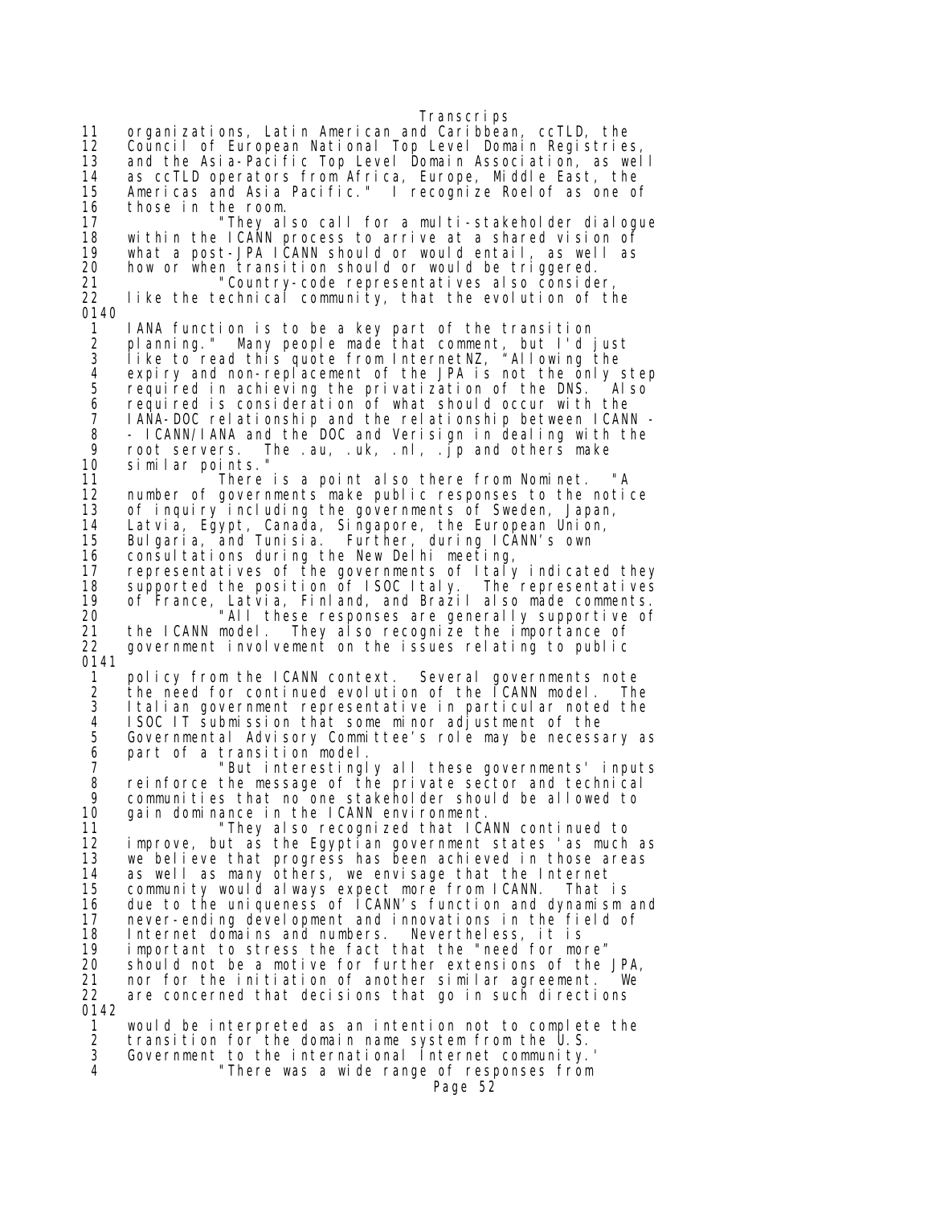11 organizations, Latin American and Caribbean, ccTLD, the
12 Council of European National Top Level Domain Registries,
13 and the Asia-Pacific Top Level Domain Association, as well
14 as ccTLD operators from Africa, Europe, Middle East, the
15 Americas and Asia Pacific." I recognize Roelof as one of
16 those in the room.
17 "They also call for a multi-stakeholder dialogue
18 within the ICANN process to arrive at a shared vision of
19 what a post-JPA ICANN should or would entail, as well as
20 how or when transition should or would be triggered.
21 "Country-code representatives also consider,
22 like the technical community, that the evolution of the
0140
1 IANA function is to be a key part of the transition
2 planning." Many people made that comment, but I'd just
3 like to read this quote from InternetNZ, "Allowing the
4 expiry and non-replacement of the JPA is not the only step
5 required in achieving the privatization of the DNS. Also
6 required is consideration of what should occur with the
7 IANA-DOC relationship and the relationship between ICANN -
8 - ICANN/IANA and the DOC and Verisign in dealing with the
9 root servers. The .au, .uk, .nl, .jp and others make
10 similar points."
11 There is a point also there from Nominet. "A
12 number of governments make public responses to the notice
13 of inquiry including the governments of Sweden, Japan,
14 Latvia, Egypt, Canada, Singapore, the European Union,
15 Bulgaria, and Tunisia. Further, during ICANN's own
16 consultations during the New Delhi meeting,
17 representatives of the governments of Italy indicated they
18 supported the position of ISOC Italy. The representatives
19 of France, Latvia, Finland, and Brazil also made comments.
20 "All these responses are generally supportive of
21 the ICANN model. They also recognize the importance of
22 government involvement on the issues relating to public
0141
1 policy from the ICANN context. Several governments note
2 the need for continued evolution of the ICANN model. The
3 Italian government representative in particular noted the
4 ISOC IT submission that some minor adjustment of the
5 Governmental Advisory Committee's role may be necessary as
6 part of a transition model.
7 "But interestingly all these governments' inputs
8 reinforce the message of the private sector and technical
9 communities that no one stakeholder should be allowed to
10 gain dominance in the ICANN environment.
11 "They also recognized that ICANN continued to
12 improve, but as the Egyptian government states 'as much as
13 we believe that progress has been achieved in those areas
14 as well as many others, we envisage that the Internet
15 community would always expect more from ICANN. That is
16 due to the uniqueness of ICANN's function and dynamism and
17 never-ending development and innovations in the field of
18 Internet domains and numbers. Nevertheless, it is
19 important to stress the fact that the "need for more"
20 should not be a motive for further extensions of the JPA,
21 nor for the initiation of another similar agreement. We
22 are concerned that decisions that go in such directions
0142
1 would be interpreted as an intention not to complete the
2 transition for the domain name system from the U.S.
3 Government to the international Internet community.'
4 "There was a wide range of responses from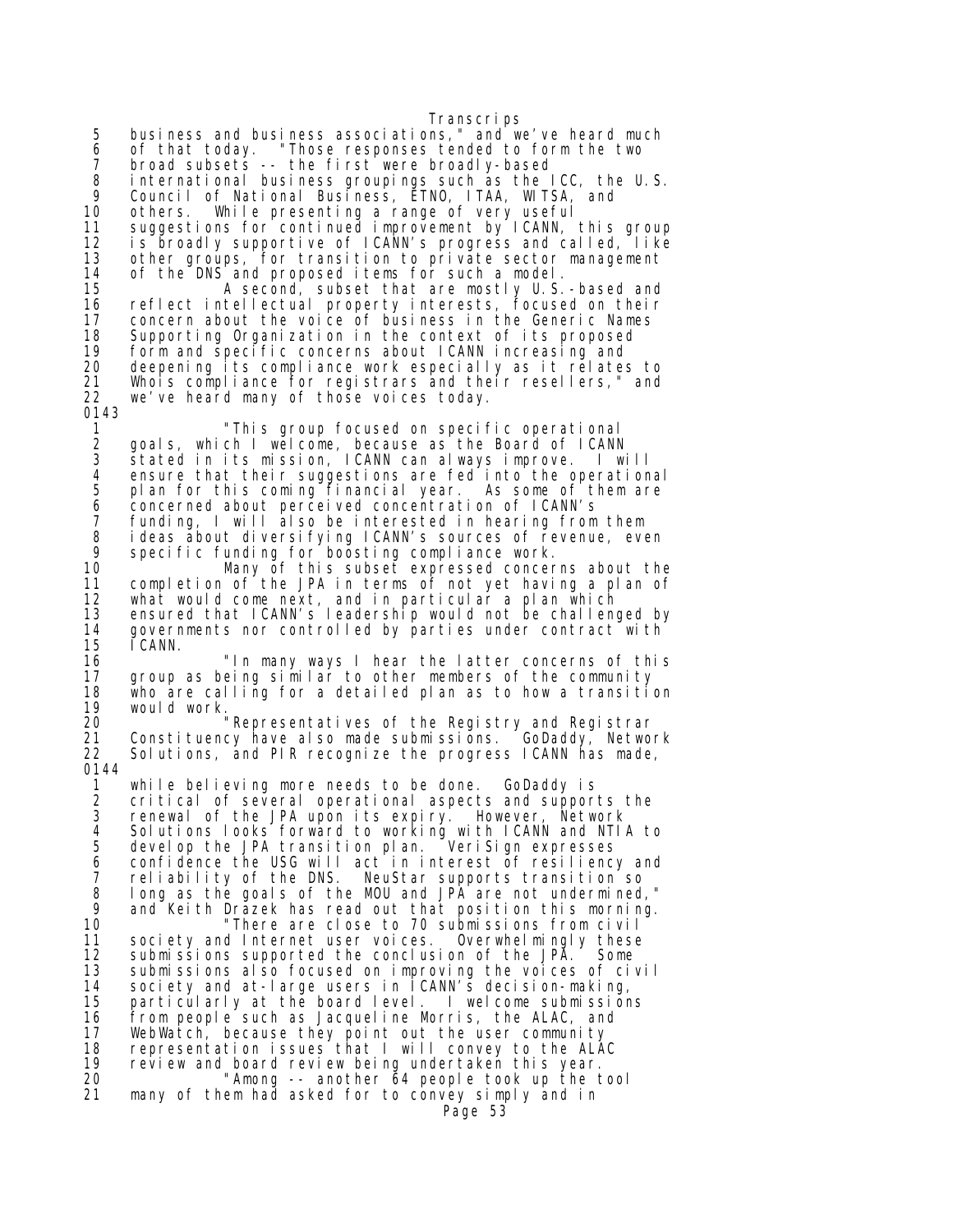5 business and business associations," and we've heard much
6 of that today. "Those responses tended to form the two
7 broad subsets -- the first were broadly-based
8 international business groupings such as the ICC, the U.S.
9 Council of National Business, ETNO, ITAA, WITSA, and
10 others. While presenting a range of very useful
11 suggestions for continued improvement by ICANN, this group
12 is broadly supportive of ICANN's progress and called, like
13 other groups, for transition to private sector management
14 of the DNS and proposed items for such a model.
15 A second, subset that are mostly U.S.-based and
16 reflect intellectual property interests, focused on their
17 concern about the voice of business in the Generic Names
18 Supporting Organization in the context of its proposed
19 form and specific concerns about ICANN increasing and
20 deepening its compliance work especially as it relates to
21 Whois compliance for registrars and their resellers," and
22 we've heard many of those voices today.
0143
1 "This group focused on specific operational
2 goals, which I welcome, because as the Board of ICANN
3 stated in its mission, ICANN can always improve. I will
4 ensure that their suggestions are fed into the operational
5 plan for this coming financial year. As some of them are
6 concerned about perceived concentration of ICANN's
7 funding, I will also be interested in hearing from them
8 ideas about diversifying ICANN's sources of revenue, even
9 specific funding for boosting compliance work.
10 Many of this subset expressed concerns about the
11 completion of the JPA in terms of not yet having a plan of
12 what would come next, and in particular a plan which
13 ensured that ICANN's leadership would not be challenged by
14 governments nor controlled by parties under contract with
15 ICANN.
16 "In many ways I hear the latter concerns of this
17 group as being similar to other members of the community
18 who are calling for a detailed plan as to how a transition
19 would work.
20 "Representatives of the Registry and Registrar
21 Constituency have also made submissions. GoDaddy, Network
22 Solutions, and PIR recognize the progress ICANN has made,
0144
1 while believing more needs to be done. GoDaddy is
2 critical of several operational aspects and supports the
3 renewal of the JPA upon its expiry. However, Network
4 Solutions looks forward to working with ICANN and NTIA to
5 develop the JPA transition plan. VeriSign expresses
6 confidence the USG will act in interest of resiliency and
7 reliability of the DNS. NeuStar supports transition so
8 long as the goals of the MOU and JPA are not undermined,"
9 and Keith Drazek has read out that position this morning.
10 "There are close to 70 submissions from civil
11 society and Internet user voices. Overwhelmingly these
12 submissions supported the conclusion of the JPA. Some
13 submissions also focused on improving the voices of civil
14 society and at-large users in ICANN's decision-making,
15 particularly at the board level. I welcome submissions
16 from people such as Jacqueline Morris, the ALAC, and
17 WebWatch, because they point out the user community
18 representation issues that I will convey to the ALAC
19 review and board review being undertaken this year.
20 "Among -- another 64 people took up the tool
21 many of them had asked for to convey simply and in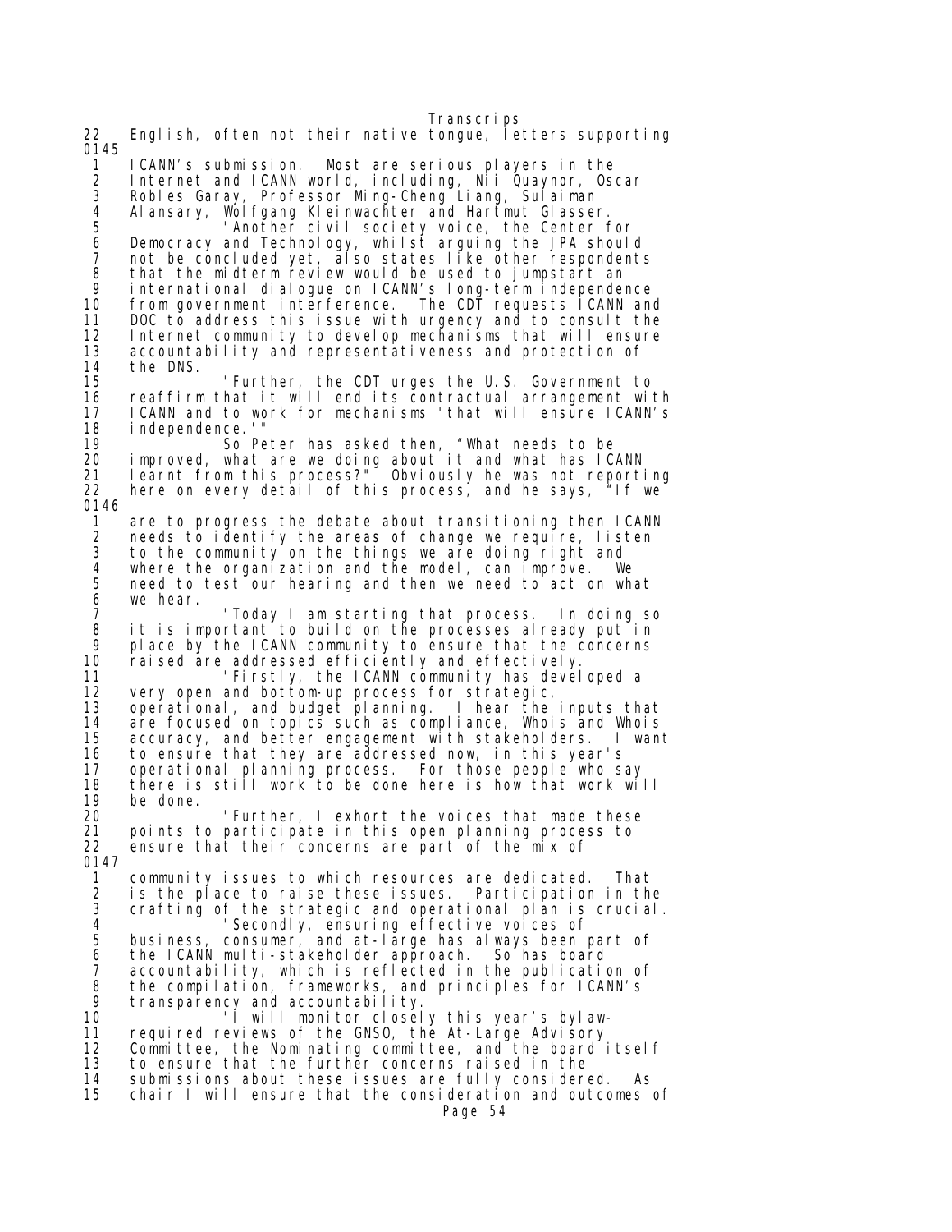22 English, often not their native tongue, letters supporting
0145
1 ICANN's submission. Most are serious players in the
2 Internet and ICANN world, including, Nii Quaynor, Oscar
3 Robles Garay, Professor Ming-Cheng Liang, Sulaiman
4 Alansary, Wolfgang Kleinwachter and Hartmut Glasser.
5 "Another civil society voice, the Center for
6 Democracy and Technology, whilst arguing the JPA should
7 not be concluded yet, also states like other respondents
8 that the midterm review would be used to jumpstart an
9 international dialogue on ICANN's long-term independence
10 from government interference. The CDT requests ICANN and
11 DOC to address this issue with urgency and to consult the
12 Internet community to develop mechanisms that will ensure
13 accountability and representativeness and protection of
14 the DNS.
15 "Further, the CDT urges the U.S. Government to
16 reaffirm that it will end its contractual arrangement with
17 ICANN and to work for mechanisms 'that will ensure ICANN's
18 independence.'"
19 So Peter has asked then, "What needs to be
20 improved, what are we doing about it and what has ICANN
21 learnt from this process?" Obviously he was not reporting
22 here on every detail of this process, and he says, "If we
0146
1 are to progress the debate about transitioning then ICANN
2 needs to identify the areas of change we require, listen
3 to the community on the things we are doing right and
4 where the organization and the model, can improve. We
5 need to test our hearing and then we need to act on what
6 we hear.
7 "Today I am starting that process. In doing so
8 it is important to build on the processes already put in
9 place by the ICANN community to ensure that the concerns
10 raised are addressed efficiently and effectively.
11 "Firstly, the ICANN community has developed a
12 very open and bottom-up process for strategic,
13 operational, and budget planning. I hear the inputs that
14 are focused on topics such as compliance, Whois and Whois
15 accuracy, and better engagement with stakeholders. I want
16 to ensure that they are addressed now, in this year's
17 operational planning process. For those people who say
18 there is still work to be done here is how that work will
19 be done.
20 "Further, I exhort the voices that made these
21 points to participate in this open planning process to
22 ensure that their concerns are part of the mix of
0147
1 community issues to which resources are dedicated. That
2 is the place to raise these issues. Participation in the
3 crafting of the strategic and operational plan is crucial.
4 "Secondly, ensuring effective voices of
5 business, consumer, and at-large has always been part of
6 the ICANN multi-stakeholder approach. So has board
7 accountability, which is reflected in the publication of
8 the compilation, frameworks, and principles for ICANN's
9 transparency and accountability.
10 "I will monitor closely this year's bylaw-
11 required reviews of the GNSO, the At-Large Advisory
12 Committee, the Nominating committee, and the board itself
13 to ensure that the further concerns raised in the
14 submissions about these issues are fully considered. As
15 chair I will ensure that the consideration and outcomes of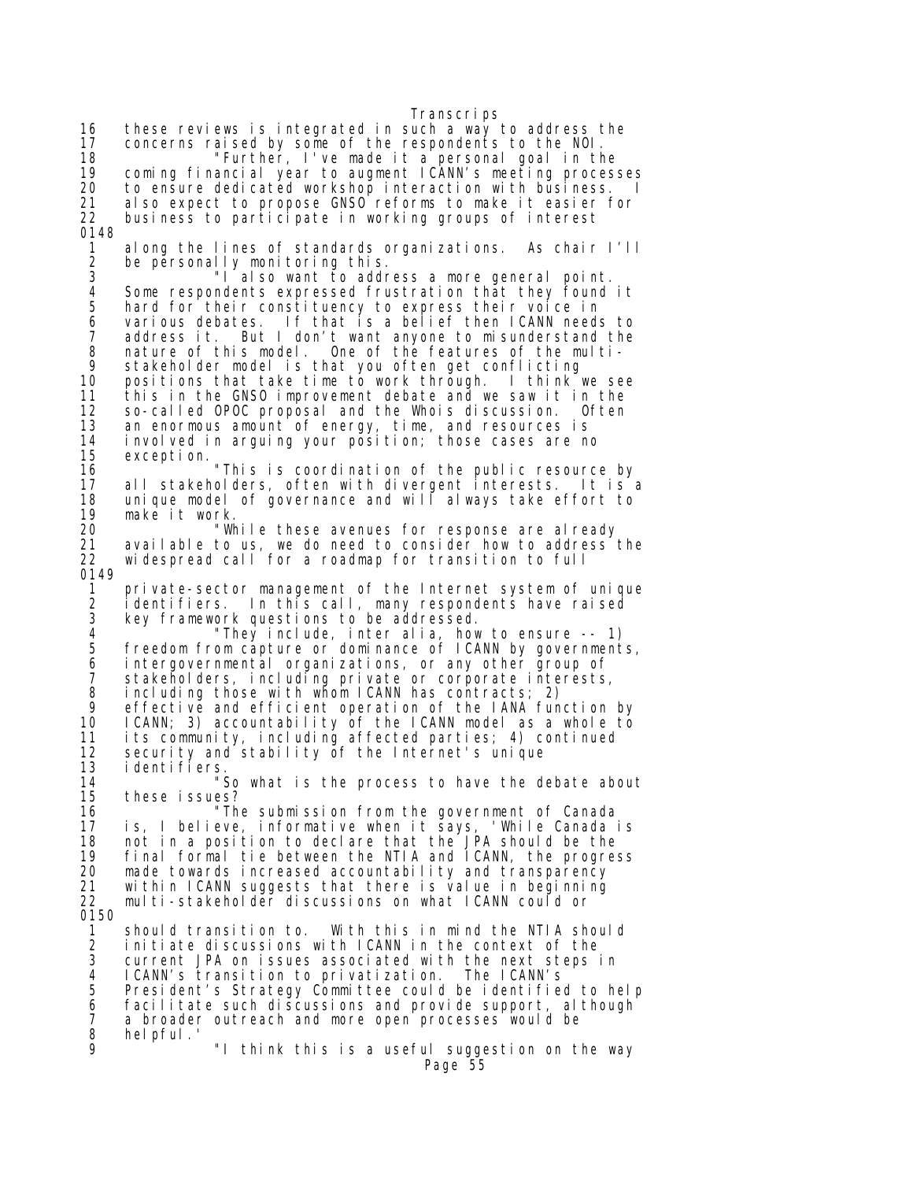16 these reviews is integrated in such a way to address the
17 concerns raised by some of the respondents to the NOI.
18 "Further, I've made it a personal goal in the
19 coming financial year to augment ICANN's meeting processes
20 to ensure dedicated workshop interaction with business. I
21 also expect to propose GNSO reforms to make it easier for
22 business to participate in working groups of interest
0148
1 along the lines of standards organizations. As chair I'll
2 be personally monitoring this.
3 "I also want to address a more general point.
4 Some respondents expressed frustration that they found it
5 hard for their constituency to express their voice in
6 various debates. If that is a belief then ICANN needs to
7 address it. But I don't want anyone to misunderstand the
8 nature of this model. One of the features of the multi-
9 stakeholder model is that you often get conflicting
10 positions that take time to work through. I think we see
11 this in the GNSO improvement debate and we saw it in the
12 so-called OPOC proposal and the Whois discussion. Often
13 an enormous amount of energy, time, and resources is
14 involved in arguing your position; those cases are no
15 exception.
16 "This is coordination of the public resource by
17 all stakeholders, often with divergent interests. It is a
18 unique model of governance and will always take effort to
19 make it work.
20 "While these avenues for response are already
21 available to us, we do need to consider how to address the
22 widespread call for a roadmap for transition to full
0149
1 private-sector management of the Internet system of unique
2 identifiers. In this call, many respondents have raised
3 key framework questions to be addressed.
4 "They include, inter alia, how to ensure -- 1)
5 freedom from capture or dominance of ICANN by governments,
6 intergovernmental organizations, or any other group of
7 stakeholders, including private or corporate interests,
8 including those with whom ICANN has contracts; 2)
9 effective and efficient operation of the IANA function by
10 ICANN; 3) accountability of the ICANN model as a whole to
11 its community, including affected parties; 4) continued
12 security and stability of the Internet's unique
13 identifiers.
14 "So what is the process to have the debate about
15 these issues?
16 "The submission from the government of Canada
17 is, I believe, informative when it says, 'While Canada is
18 not in a position to declare that the JPA should be the
19 final formal tie between the NTIA and ICANN, the progress
20 made towards increased accountability and transparency
21 within ICANN suggests that there is value in beginning
22 multi-stakeholder discussions on what ICANN could or
0150
1 should transition to. With this in mind the NTIA should
2 initiate discussions with ICANN in the context of the
3 current JPA on issues associated with the next steps in
4 ICANN's transition to privatization. The ICANN's
5 President's Strategy Committee could be identified to help
6 facilitate such discussions and provide support, although
7 a broader outreach and more open processes would be
8 helpful.'
9 "I think this is a useful suggestion on the way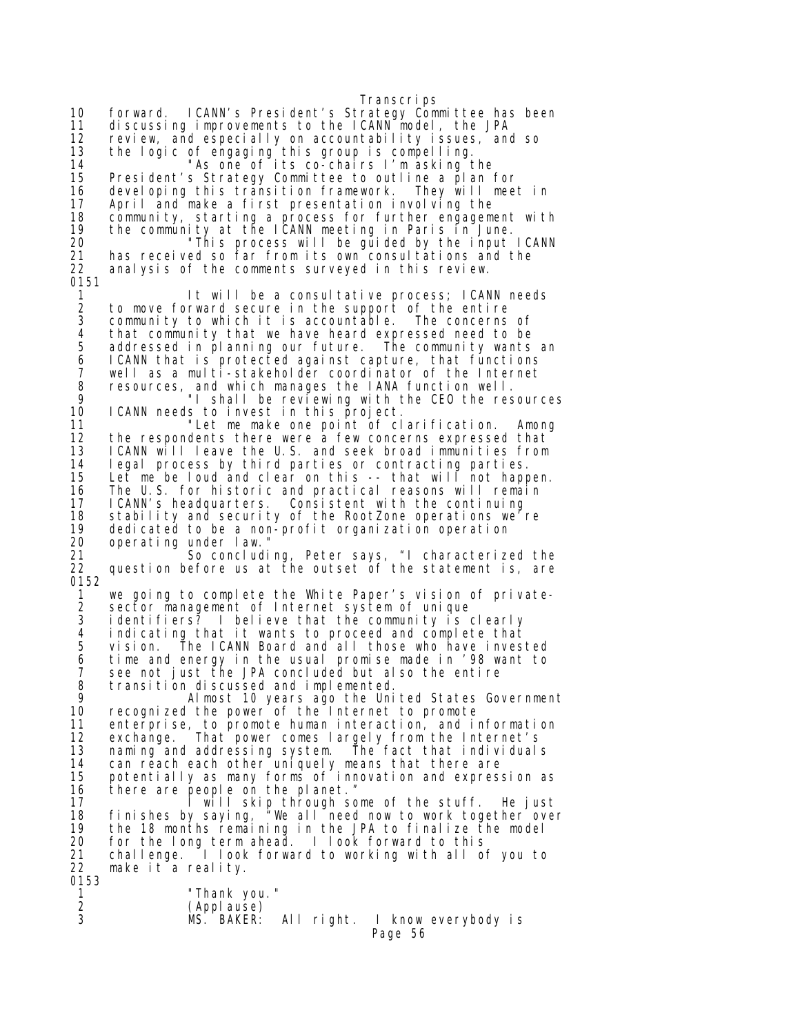10 forward. ICANN's President's Strategy Committee has been
11 discussing improvements to the ICANN model, the JPA
12 review, and especially on accountability issues, and so
13 the logic of engaging this group is compelling.
14 "As one of its co-chairs I'm asking the
15 President's Strategy Committee to outline a plan for
16 developing this transition framework. They will meet in
17 April and make a first presentation involving the
18 community, starting a process for further engagement with
19 the community at the ICANN meeting in Paris in June.
20 "This process will be guided by the input ICANN
21 has received so far from its own consultations and the
22 analysis of the comments surveyed in this review.

0151

1 It will be a consultative process; ICANN needs
2 to move forward secure in the support of the entire
3 community to which it is accountable. The concerns of
4 that community that we have heard expressed need to be
5 addressed in planning our future. The community wants an
6 ICANN that is protected against capture, that functions
7 well as a multi-stakeholder coordinator of the Internet
8 resources, and which manages the IANA function well.
9 "I shall be reviewing with the CEO the resources
10 ICANN needs to invest in this project.
11 "Let me make one point of clarification. Among
12 the respondents there were a few concerns expressed that
13 ICANN will leave the U.S. and seek broad immunities from
14 legal process by third parties or contracting parties.
15 Let me be loud and clear on this -- that will not happen.
16 The U.S. for historic and practical reasons will remain
17 ICANN's headquarters. Consistent with the continuing
18 stability and security of the RootZone operations we're
19 dedicated to be a non-profit organization operation
20 operating under law."
21 So concluding, Peter says, "I characterized the
22 question before us at the outset of the statement is, are

0152

1 we going to complete the White Paper's vision of private-
2 sector management of Internet system of unique
3 identifiers? I believe that the community is clearly
4 indicating that it wants to proceed and complete that
5 vision. The ICANN Board and all those who have invested
6 time and energy in the usual promise made in '98 want to
7 see not just the JPA concluded but also the entire
8 transition discussed and implemented.
9 Almost 10 years ago the United States Government
10 recognized the power of the Internet to promote
11 enterprise, to promote human interaction, and information
12 exchange. That power comes largely from the Internet's
13 naming and addressing system. The fact that individuals
14 can reach each other uniquely means that there are
15 potentially as many forms of innovation and expression as
16 there are people on the planet."
17 I will skip through some of the stuff. He just
18 finishes by saying, "We all need now to work together over
19 the 18 months remaining in the JPA to finalize the model
20 for the long term ahead. I look forward to this
21 challenge. I look forward to working with all of you to
22 make it a reality.

0153

1 "Thank you."
2 (Applause)
3 MS. BAKER: All right. I know everybody is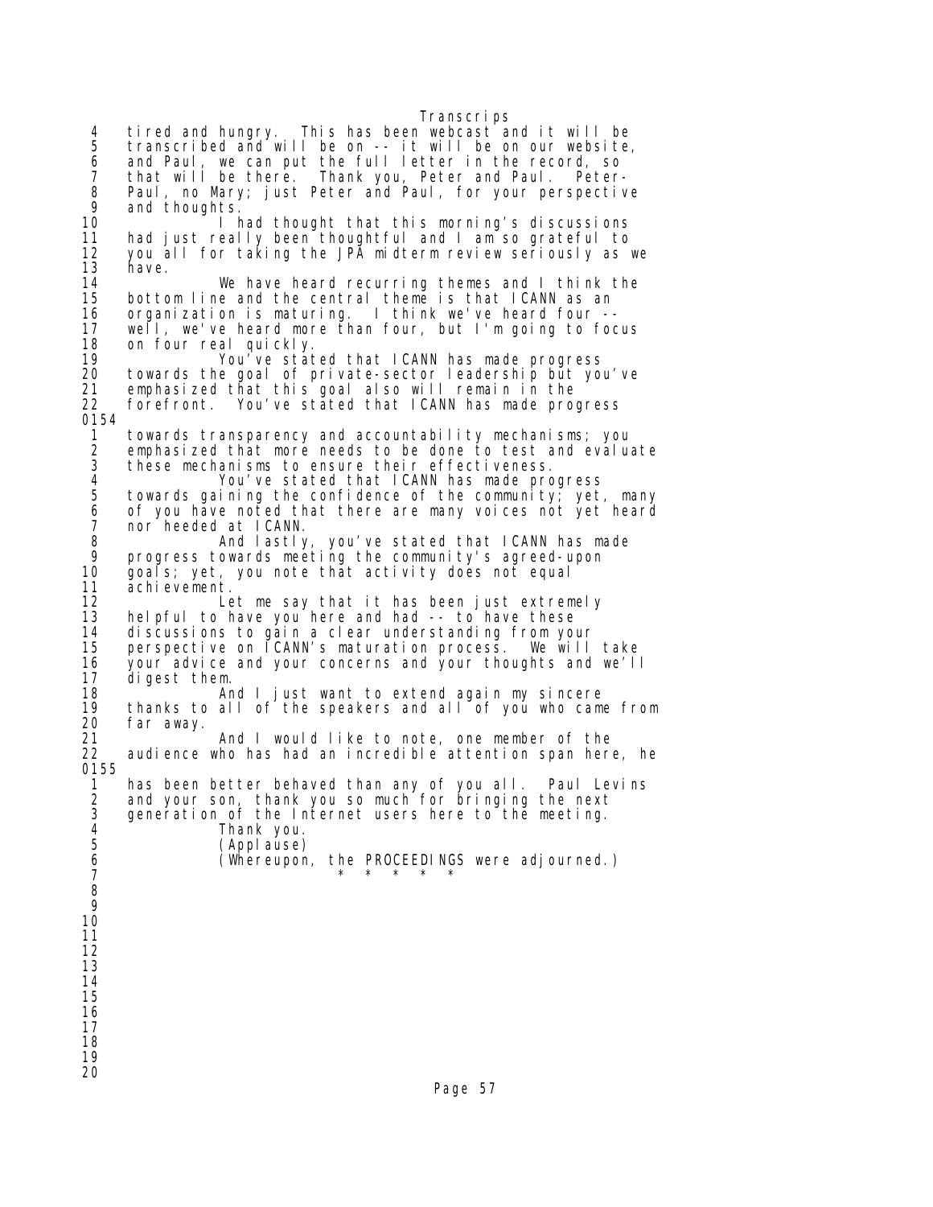tired and hungry. This has been webcast and it will be transcribed and will be on -- it will be on our website, and Paul, we can put the full letter in the record, so that will be there. Thank you, Peter and Paul. Peter-Paul, no Mary; just Peter and Paul, for your perspective and thoughts.

I had thought that this morning's discussions had just really been thoughtful and I am so grateful to you all for taking the JPA midterm review seriously as we have.

We have heard recurring themes and I think the bottom line and the central theme is that ICANN as an organization is maturing. I think we've heard four -- well, we've heard more than four, but I'm going to focus on four real quickly.

You've stated that ICANN has made progress towards the goal of private-sector leadership but you've emphasized that this goal also will remain in the forefront. You've stated that ICANN has made progress

0154

towards transparency and accountability mechanisms; you emphasized that more needs to be done to test and evaluate these mechanisms to ensure their effectiveness.

You've stated that ICANN has made progress towards gaining the confidence of the community; yet, many of you have noted that there are many voices not yet heard nor heeded at ICANN.

And lastly, you've stated that ICANN has made progress towards meeting the community's agreed-upon goals; yet, you note that activity does not equal achievement.

Let me say that it has been just extremely helpful to have you here and had -- to have these discussions to gain a clear understanding from your perspective on ICANN's maturation process. We will take your advice and your concerns and your thoughts and we'll digest them.

And I just want to extend again my sincere thanks to all of the speakers and all of you who came from far away.

And I would like to note, one member of the audience who has had an incredible attention span here, he

0155

has been better behaved than any of you all. Paul Levins and your son, thank you so much for bringing the next generation of the Internet users here to the meeting.

Thank you.

(Applause)

(Whereupon, the PROCEEDINGS were adjourned.)

\* \* \* \* \*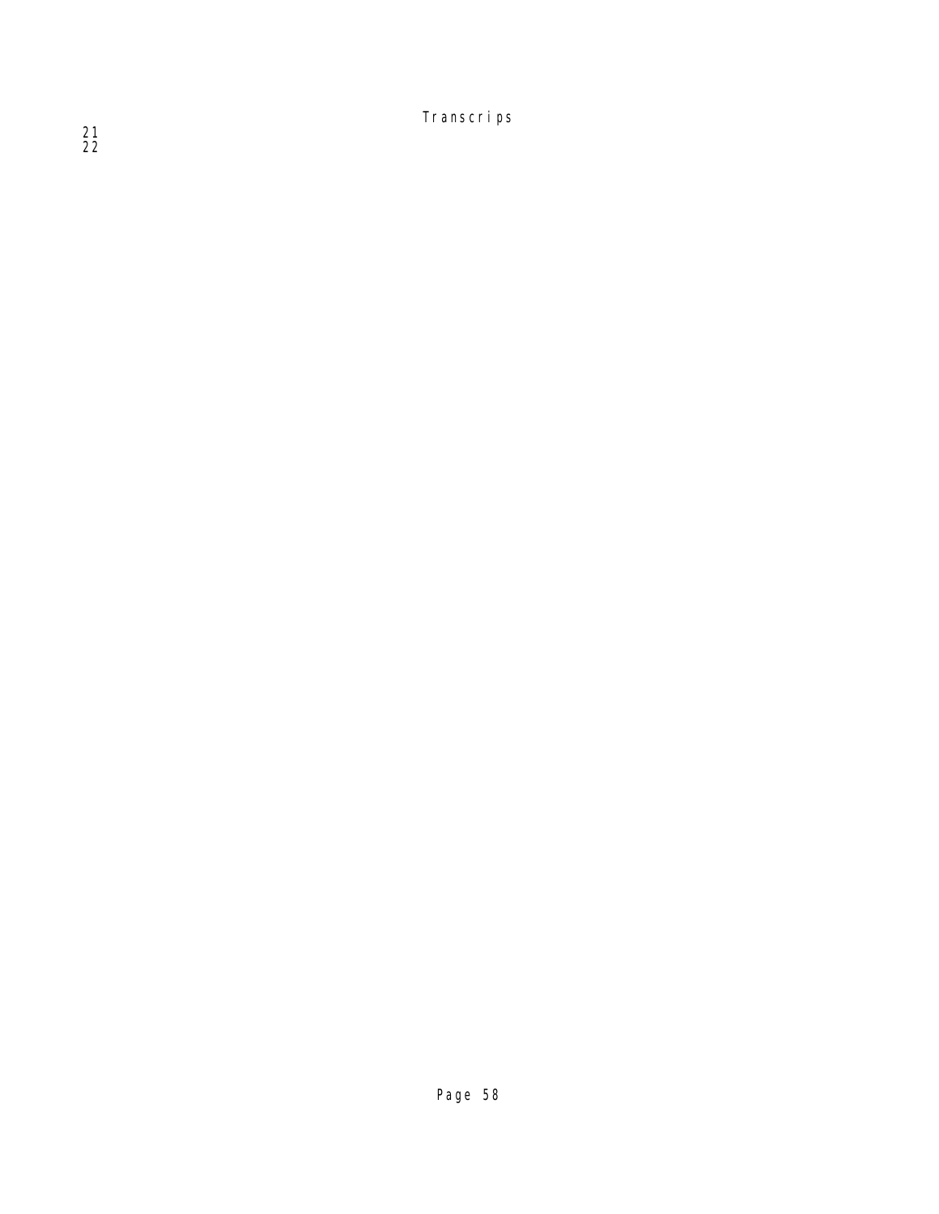21
22